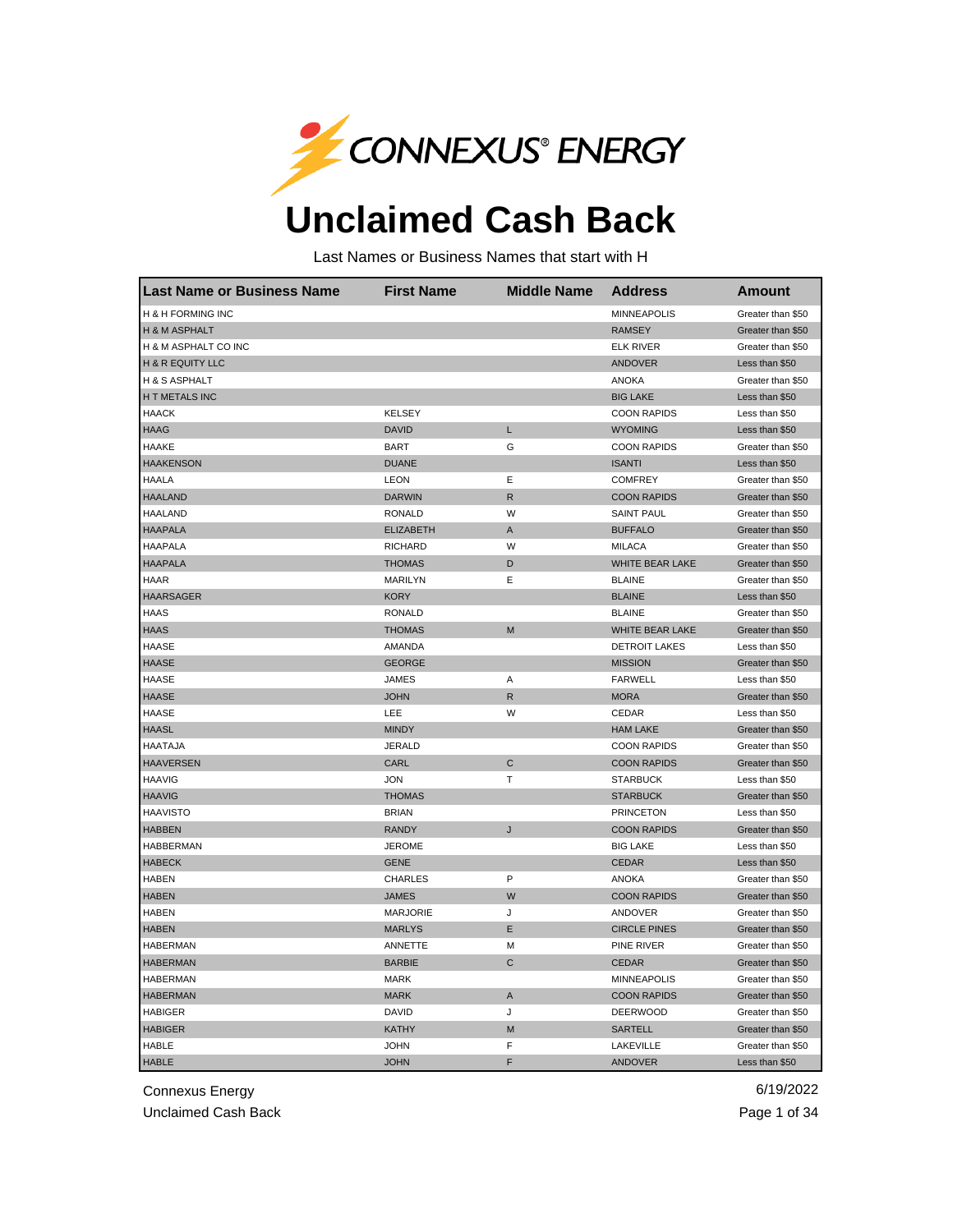CONNEXUS® ENERGY

# Unclaimed Cash Back

Last Names or Business Names that start with H

| Last Name or Business Name | First Name | Middle Name | Address | Amount |
|---|---|---|---|---|
| H & H FORMING INC | | | MINNEAPOLIS | Greater than $50 |
| H & M ASPHALT | | | RAMSEY | Greater than $50 |
| H & M ASPHALT CO INC | | | ELK RIVER | Greater than $50 |
| H & R EQUITY LLC | | | ANDOVER | Less than $50 |
| H & S ASPHALT | | | ANOKA | Greater than $50 |
| H T METALS INC | | | BIG LAKE | Less than $50 |
| HAACK | KELSEY | | COON RAPIDS | Less than $50 |
| HAAG | DAVID | L | WYOMING | Less than $50 |
| HAAKE | BART | G | COON RAPIDS | Greater than $50 |
| HAAKENSON | DUANE | | ISANTI | Less than $50 |
| HAALA | LEON | E | COMFREY | Greater than $50 |
| HAALAND | DARWIN | R | COON RAPIDS | Greater than $50 |
| HAALAND | RONALD | W | SAINT PAUL | Greater than $50 |
| HAAPALA | ELIZABETH | A | BUFFALO | Greater than $50 |
| HAAPALA | RICHARD | W | MILACA | Greater than $50 |
| HAAPALA | THOMAS | D | WHITE BEAR LAKE | Greater than $50 |
| HAAR | MARILYN | E | BLAINE | Greater than $50 |
| HAARSAGER | KORY | | BLAINE | Less than $50 |
| HAAS | RONALD | | BLAINE | Greater than $50 |
| HAAS | THOMAS | M | WHITE BEAR LAKE | Greater than $50 |
| HAASE | AMANDA | | DETROIT LAKES | Less than $50 |
| HAASE | GEORGE | | MISSION | Greater than $50 |
| HAASE | JAMES | A | FARWELL | Less than $50 |
| HAASE | JOHN | R | MORA | Greater than $50 |
| HAASE | LEE | W | CEDAR | Less than $50 |
| HAASL | MINDY | | HAM LAKE | Greater than $50 |
| HAATAJA | JERALD | | COON RAPIDS | Greater than $50 |
| HAAVERSEN | CARL | C | COON RAPIDS | Greater than $50 |
| HAAVIG | JON | T | STARBUCK | Less than $50 |
| HAAVIG | THOMAS | | STARBUCK | Greater than $50 |
| HAAVISTO | BRIAN | | PRINCETON | Less than $50 |
| HABBEN | RANDY | J | COON RAPIDS | Greater than $50 |
| HABBERMAN | JEROME | | BIG LAKE | Less than $50 |
| HABECK | GENE | | CEDAR | Less than $50 |
| HABEN | CHARLES | P | ANOKA | Greater than $50 |
| HABEN | JAMES | W | COON RAPIDS | Greater than $50 |
| HABEN | MARJORIE | J | ANDOVER | Greater than $50 |
| HABEN | MARLYS | E | CIRCLE PINES | Greater than $50 |
| HABERMAN | ANNETTE | M | PINE RIVER | Greater than $50 |
| HABERMAN | BARBIE | C | CEDAR | Greater than $50 |
| HABERMAN | MARK | | MINNEAPOLIS | Greater than $50 |
| HABERMAN | MARK | A | COON RAPIDS | Greater than $50 |
| HABIGER | DAVID | J | DEERWOOD | Greater than $50 |
| HABIGER | KATHY | M | SARTELL | Greater than $50 |
| HABLE | JOHN | F | LAKEVILLE | Greater than $50 |
| HABLE | JOHN | F | ANDOVER | Less than $50 |

Connexus Energy
Unclaimed Cash Back

6/19/2022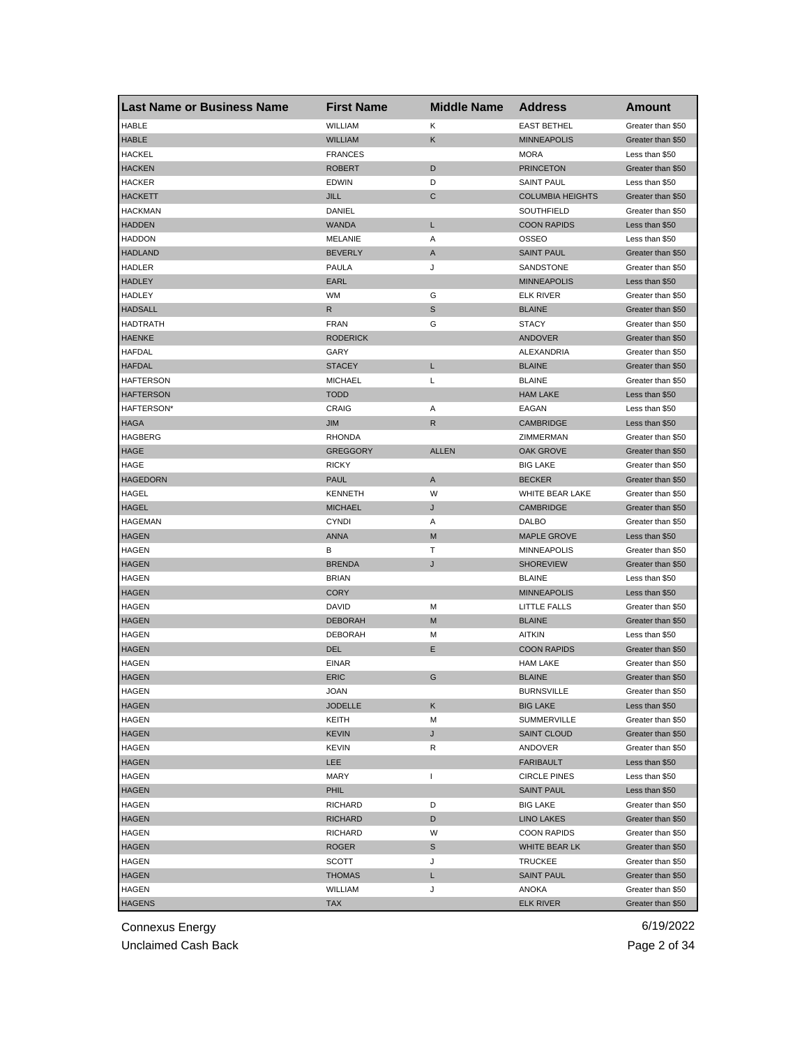| Last Name or Business Name | First Name | Middle Name | Address | Amount |
|---|---|---|---|---|
| HABLE | WILLIAM | K | EAST BETHEL | Greater than $50 |
| HABLE | WILLIAM | K | MINNEAPOLIS | Greater than $50 |
| HACKEL | FRANCES | | MORA | Less than $50 |
| HACKEN | ROBERT | D | PRINCETON | Greater than $50 |
| HACKER | EDWIN | D | SAINT PAUL | Less than $50 |
| HACKETT | JILL | C | COLUMBIA HEIGHTS | Greater than $50 |
| HACKMAN | DANIEL | | SOUTHFIELD | Greater than $50 |
| HADDEN | WANDA | L | COON RAPIDS | Less than $50 |
| HADDON | MELANIE | A | OSSEO | Less than $50 |
| HADLAND | BEVERLY | A | SAINT PAUL | Greater than $50 |
| HADLER | PAULA | J | SANDSTONE | Greater than $50 |
| HADLEY | EARL | | MINNEAPOLIS | Less than $50 |
| HADLEY | WM | G | ELK RIVER | Greater than $50 |
| HADSALL | R | S | BLAINE | Greater than $50 |
| HADTRATH | FRAN | G | STACY | Greater than $50 |
| HAENKE | RODERICK | | ANDOVER | Greater than $50 |
| HAFDAL | GARY | | ALEXANDRIA | Greater than $50 |
| HAFDAL | STACEY | L | BLAINE | Greater than $50 |
| HAFTERSON | MICHAEL | L | BLAINE | Greater than $50 |
| HAFTERSON | TODD | | HAM LAKE | Less than $50 |
| HAFTERSON* | CRAIG | A | EAGAN | Less than $50 |
| HAGA | JIM | R | CAMBRIDGE | Less than $50 |
| HAGBERG | RHONDA | | ZIMMERMAN | Greater than $50 |
| HAGE | GREGGORY | ALLEN | OAK GROVE | Greater than $50 |
| HAGE | RICKY | | BIG LAKE | Greater than $50 |
| HAGEDORN | PAUL | A | BECKER | Greater than $50 |
| HAGEL | KENNETH | W | WHITE BEAR LAKE | Greater than $50 |
| HAGEL | MICHAEL | J | CAMBRIDGE | Greater than $50 |
| HAGEMAN | CYNDI | A | DALBO | Greater than $50 |
| HAGEN | ANNA | M | MAPLE GROVE | Less than $50 |
| HAGEN | B | T | MINNEAPOLIS | Greater than $50 |
| HAGEN | BRENDA | J | SHOREVIEW | Greater than $50 |
| HAGEN | BRIAN | | BLAINE | Less than $50 |
| HAGEN | CORY | | MINNEAPOLIS | Less than $50 |
| HAGEN | DAVID | M | LITTLE FALLS | Greater than $50 |
| HAGEN | DEBORAH | M | BLAINE | Greater than $50 |
| HAGEN | DEBORAH | M | AITKIN | Less than $50 |
| HAGEN | DEL | E | COON RAPIDS | Greater than $50 |
| HAGEN | EINAR | | HAM LAKE | Greater than $50 |
| HAGEN | ERIC | G | BLAINE | Greater than $50 |
| HAGEN | JOAN | | BURNSVILLE | Greater than $50 |
| HAGEN | JODELLE | K | BIG LAKE | Less than $50 |
| HAGEN | KEITH | M | SUMMERVILLE | Greater than $50 |
| HAGEN | KEVIN | J | SAINT CLOUD | Greater than $50 |
| HAGEN | KEVIN | R | ANDOVER | Greater than $50 |
| HAGEN | LEE | | FARIBAULT | Less than $50 |
| HAGEN | MARY | I | CIRCLE PINES | Less than $50 |
| HAGEN | PHIL | | SAINT PAUL | Less than $50 |
| HAGEN | RICHARD | D | BIG LAKE | Greater than $50 |
| HAGEN | RICHARD | D | LINO LAKES | Greater than $50 |
| HAGEN | RICHARD | W | COON RAPIDS | Greater than $50 |
| HAGEN | ROGER | S | WHITE BEAR LK | Greater than $50 |
| HAGEN | SCOTT | J | TRUCKEE | Greater than $50 |
| HAGEN | THOMAS | L | SAINT PAUL | Greater than $50 |
| HAGEN | WILLIAM | J | ANOKA | Greater than $50 |
| HAGENS | TAX | | ELK RIVER | Greater than $50 |

Connexus Energy
Unclaimed Cash Back

6/19/2022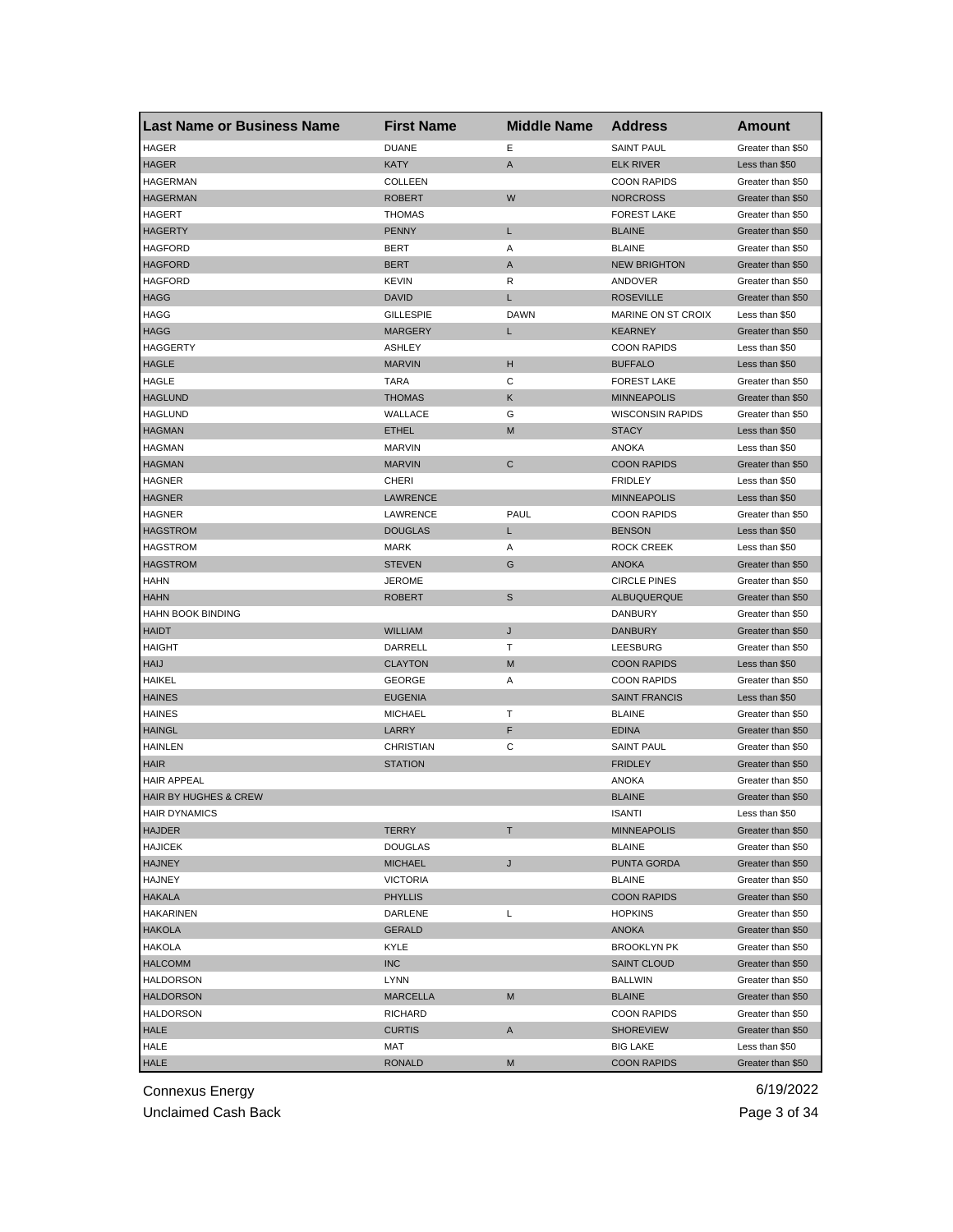| Last Name or Business Name | First Name | Middle Name | Address | Amount |
|---|---|---|---|---|
| HAGER | DUANE | E | SAINT PAUL | Greater than $50 |
| HAGER | KATY | A | ELK RIVER | Less than $50 |
| HAGERMAN | COLLEEN | | COON RAPIDS | Greater than $50 |
| HAGERMAN | ROBERT | W | NORCROSS | Greater than $50 |
| HAGERT | THOMAS | | FOREST LAKE | Greater than $50 |
| HAGERTY | PENNY | L | BLAINE | Greater than $50 |
| HAGFORD | BERT | A | BLAINE | Greater than $50 |
| HAGFORD | BERT | A | NEW BRIGHTON | Greater than $50 |
| HAGFORD | KEVIN | R | ANDOVER | Greater than $50 |
| HAGG | DAVID | L | ROSEVILLE | Greater than $50 |
| HAGG | GILLESPIE | DAWN | MARINE ON ST CROIX | Less than $50 |
| HAGG | MARGERY | L | KEARNEY | Greater than $50 |
| HAGGERTY | ASHLEY | | COON RAPIDS | Less than $50 |
| HAGLE | MARVIN | H | BUFFALO | Less than $50 |
| HAGLE | TARA | C | FOREST LAKE | Greater than $50 |
| HAGLUND | THOMAS | K | MINNEAPOLIS | Greater than $50 |
| HAGLUND | WALLACE | G | WISCONSIN RAPIDS | Greater than $50 |
| HAGMAN | ETHEL | M | STACY | Less than $50 |
| HAGMAN | MARVIN | | ANOKA | Less than $50 |
| HAGMAN | MARVIN | C | COON RAPIDS | Greater than $50 |
| HAGNER | CHERI | | FRIDLEY | Less than $50 |
| HAGNER | LAWRENCE | | MINNEAPOLIS | Less than $50 |
| HAGNER | LAWRENCE | PAUL | COON RAPIDS | Greater than $50 |
| HAGSTROM | DOUGLAS | L | BENSON | Less than $50 |
| HAGSTROM | MARK | A | ROCK CREEK | Less than $50 |
| HAGSTROM | STEVEN | G | ANOKA | Greater than $50 |
| HAHN | JEROME | | CIRCLE PINES | Greater than $50 |
| HAHN | ROBERT | S | ALBUQUERQUE | Greater than $50 |
| HAHN BOOK BINDING | | | DANBURY | Greater than $50 |
| HAIDT | WILLIAM | J | DANBURY | Greater than $50 |
| HAIGHT | DARRELL | T | LEESBURG | Greater than $50 |
| HAIJ | CLAYTON | M | COON RAPIDS | Less than $50 |
| HAIKEL | GEORGE | A | COON RAPIDS | Greater than $50 |
| HAINES | EUGENIA | | SAINT FRANCIS | Less than $50 |
| HAINES | MICHAEL | T | BLAINE | Greater than $50 |
| HAINGL | LARRY | F | EDINA | Greater than $50 |
| HAINLEN | CHRISTIAN | C | SAINT PAUL | Greater than $50 |
| HAIR | STATION | | FRIDLEY | Greater than $50 |
| HAIR APPEAL | | | ANOKA | Greater than $50 |
| HAIR BY HUGHES & CREW | | | BLAINE | Greater than $50 |
| HAIR DYNAMICS | | | ISANTI | Less than $50 |
| HAJDER | TERRY | T | MINNEAPOLIS | Greater than $50 |
| HAJICEK | DOUGLAS | | BLAINE | Greater than $50 |
| HAJNEY | MICHAEL | J | PUNTA GORDA | Greater than $50 |
| HAJNEY | VICTORIA | | BLAINE | Greater than $50 |
| HAKALA | PHYLLIS | | COON RAPIDS | Greater than $50 |
| HAKARINEN | DARLENE | L | HOPKINS | Greater than $50 |
| HAKOLA | GERALD | | ANOKA | Greater than $50 |
| HAKOLA | KYLE | | BROOKLYN PK | Greater than $50 |
| HALCOMM | INC | | SAINT CLOUD | Greater than $50 |
| HALDORSON | LYNN | | BALLWIN | Greater than $50 |
| HALDORSON | MARCELLA | M | BLAINE | Greater than $50 |
| HALDORSON | RICHARD | | COON RAPIDS | Greater than $50 |
| HALE | CURTIS | A | SHOREVIEW | Greater than $50 |
| HALE | MAT | | BIG LAKE | Less than $50 |
| HALE | RONALD | M | COON RAPIDS | Greater than $50 |

Connexus Energy
Unclaimed Cash Back
6/19/2022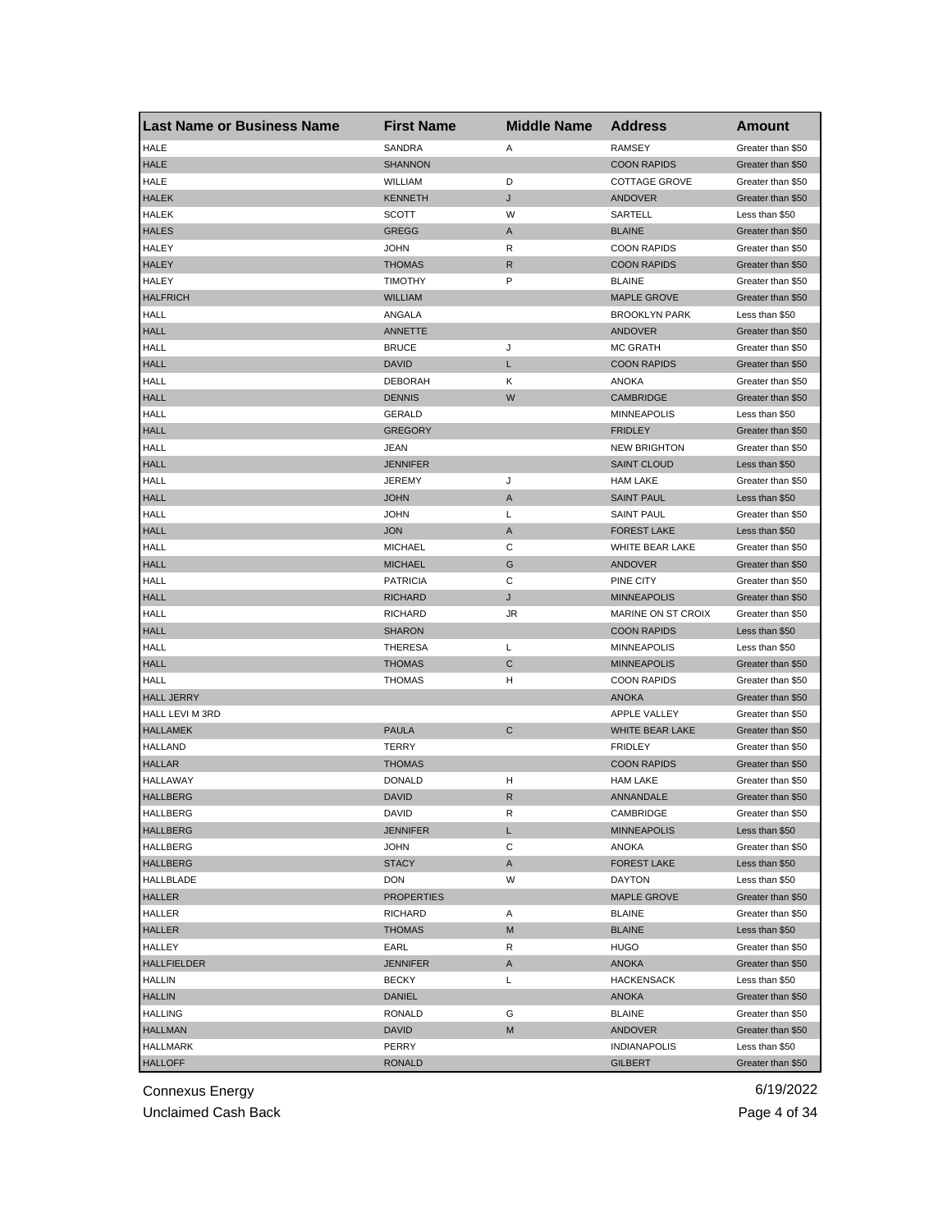| Last Name or Business Name | First Name | Middle Name | Address | Amount |
| --- | --- | --- | --- | --- |
| HALE | SANDRA | A | RAMSEY | Greater than $50 |
| HALE | SHANNON | | COON RAPIDS | Greater than $50 |
| HALE | WILLIAM | D | COTTAGE GROVE | Greater than $50 |
| HALEK | KENNETH | J | ANDOVER | Greater than $50 |
| HALEK | SCOTT | W | SARTELL | Less than $50 |
| HALES | GREGG | A | BLAINE | Greater than $50 |
| HALEY | JOHN | R | COON RAPIDS | Greater than $50 |
| HALEY | THOMAS | R | COON RAPIDS | Greater than $50 |
| HALEY | TIMOTHY | P | BLAINE | Greater than $50 |
| HALFRICH | WILLIAM | | MAPLE GROVE | Greater than $50 |
| HALL | ANGALA | | BROOKLYN PARK | Less than $50 |
| HALL | ANNETTE | | ANDOVER | Greater than $50 |
| HALL | BRUCE | J | MC GRATH | Greater than $50 |
| HALL | DAVID | L | COON RAPIDS | Greater than $50 |
| HALL | DEBORAH | K | ANOKA | Greater than $50 |
| HALL | DENNIS | W | CAMBRIDGE | Greater than $50 |
| HALL | GERALD | | MINNEAPOLIS | Less than $50 |
| HALL | GREGORY | | FRIDLEY | Greater than $50 |
| HALL | JEAN | | NEW BRIGHTON | Greater than $50 |
| HALL | JENNIFER | | SAINT CLOUD | Less than $50 |
| HALL | JEREMY | J | HAM LAKE | Greater than $50 |
| HALL | JOHN | A | SAINT PAUL | Less than $50 |
| HALL | JOHN | L | SAINT PAUL | Greater than $50 |
| HALL | JON | A | FOREST LAKE | Less than $50 |
| HALL | MICHAEL | C | WHITE BEAR LAKE | Greater than $50 |
| HALL | MICHAEL | G | ANDOVER | Greater than $50 |
| HALL | PATRICIA | C | PINE CITY | Greater than $50 |
| HALL | RICHARD | J | MINNEAPOLIS | Greater than $50 |
| HALL | RICHARD | JR | MARINE ON ST CROIX | Greater than $50 |
| HALL | SHARON | | COON RAPIDS | Less than $50 |
| HALL | THERESA | L | MINNEAPOLIS | Less than $50 |
| HALL | THOMAS | C | MINNEAPOLIS | Greater than $50 |
| HALL | THOMAS | H | COON RAPIDS | Greater than $50 |
| HALL JERRY | | | ANOKA | Greater than $50 |
| HALL LEVI M 3RD | | | APPLE VALLEY | Greater than $50 |
| HALLAMEK | PAULA | C | WHITE BEAR LAKE | Greater than $50 |
| HALLAND | TERRY | | FRIDLEY | Greater than $50 |
| HALLAR | THOMAS | | COON RAPIDS | Greater than $50 |
| HALLAWAY | DONALD | H | HAM LAKE | Greater than $50 |
| HALLBERG | DAVID | R | ANNANDALE | Greater than $50 |
| HALLBERG | DAVID | R | CAMBRIDGE | Greater than $50 |
| HALLBERG | JENNIFER | L | MINNEAPOLIS | Less than $50 |
| HALLBERG | JOHN | C | ANOKA | Greater than $50 |
| HALLBERG | STACY | A | FOREST LAKE | Less than $50 |
| HALLBLADE | DON | W | DAYTON | Less than $50 |
| HALLER | PROPERTIES | | MAPLE GROVE | Greater than $50 |
| HALLER | RICHARD | A | BLAINE | Greater than $50 |
| HALLER | THOMAS | M | BLAINE | Less than $50 |
| HALLEY | EARL | R | HUGO | Greater than $50 |
| HALLFIELDER | JENNIFER | A | ANOKA | Greater than $50 |
| HALLIN | BECKY | L | HACKENSACK | Less than $50 |
| HALLIN | DANIEL | | ANOKA | Greater than $50 |
| HALLING | RONALD | G | BLAINE | Greater than $50 |
| HALLMAN | DAVID | M | ANDOVER | Greater than $50 |
| HALLMARK | PERRY | | INDIANAPOLIS | Less than $50 |
| HALLOFF | RONALD | | GILBERT | Greater than $50 |

Connexus Energy
Unclaimed Cash Back

6/19/2022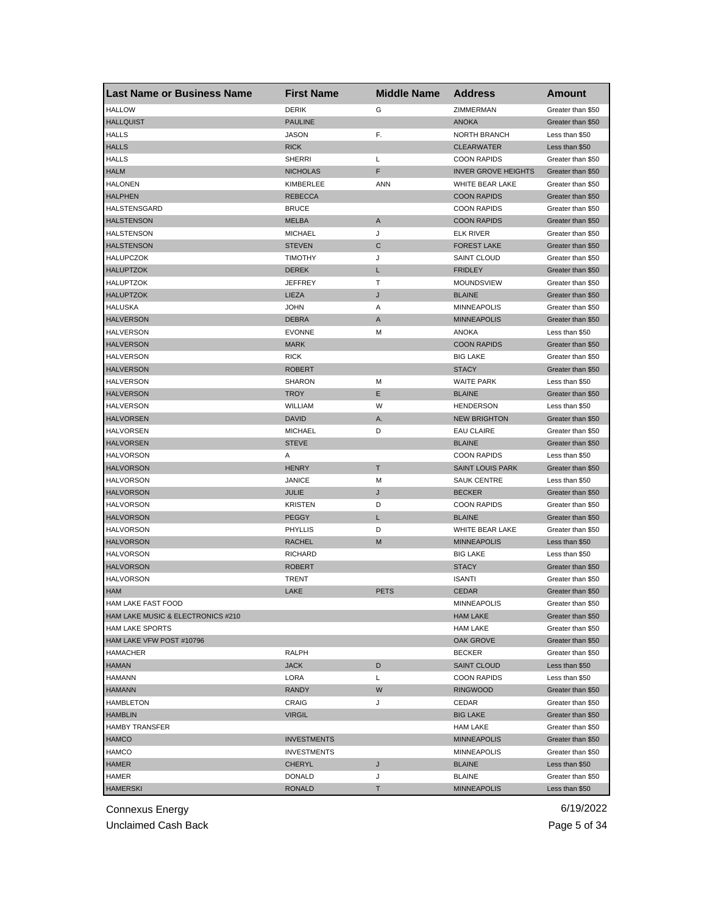| Last Name or Business Name | First Name | Middle Name | Address | Amount |
|---|---|---|---|---|
| HALLOW | DERIK | G | ZIMMERMAN | Greater than $50 |
| HALLQUIST | PAULINE | | ANOKA | Greater than $50 |
| HALLS | JASON | F. | NORTH BRANCH | Less than $50 |
| HALLS | RICK | | CLEARWATER | Less than $50 |
| HALLS | SHERRI | L | COON RAPIDS | Greater than $50 |
| HALM | NICHOLAS | F | INVER GROVE HEIGHTS | Greater than $50 |
| HALONEN | KIMBERLEE | ANN | WHITE BEAR LAKE | Greater than $50 |
| HALPHEN | REBECCA | | COON RAPIDS | Greater than $50 |
| HALSTENSGARD | BRUCE | | COON RAPIDS | Greater than $50 |
| HALSTENSON | MELBA | A | COON RAPIDS | Greater than $50 |
| HALSTENSON | MICHAEL | J | ELK RIVER | Greater than $50 |
| HALSTENSON | STEVEN | C | FOREST LAKE | Greater than $50 |
| HALUPCZOK | TIMOTHY | J | SAINT CLOUD | Greater than $50 |
| HALUPTZOK | DEREK | L | FRIDLEY | Greater than $50 |
| HALUPTZOK | JEFFREY | T | MOUNDSVIEW | Greater than $50 |
| HALUPTZOK | LIEZA | J | BLAINE | Greater than $50 |
| HALUSKA | JOHN | A | MINNEAPOLIS | Greater than $50 |
| HALVERSON | DEBRA | A | MINNEAPOLIS | Greater than $50 |
| HALVERSON | EVONNE | M | ANOKA | Less than $50 |
| HALVERSON | MARK | | COON RAPIDS | Greater than $50 |
| HALVERSON | RICK | | BIG LAKE | Greater than $50 |
| HALVERSON | ROBERT | | STACY | Greater than $50 |
| HALVERSON | SHARON | M | WAITE PARK | Less than $50 |
| HALVERSON | TROY | E | BLAINE | Greater than $50 |
| HALVERSON | WILLIAM | W | HENDERSON | Less than $50 |
| HALVORSEN | DAVID | A. | NEW BRIGHTON | Greater than $50 |
| HALVORSEN | MICHAEL | D | EAU CLAIRE | Greater than $50 |
| HALVORSEN | STEVE | | BLAINE | Greater than $50 |
| HALVORSON | A | | COON RAPIDS | Less than $50 |
| HALVORSON | HENRY | T | SAINT LOUIS PARK | Greater than $50 |
| HALVORSON | JANICE | M | SAUK CENTRE | Less than $50 |
| HALVORSON | JULIE | J | BECKER | Greater than $50 |
| HALVORSON | KRISTEN | D | COON RAPIDS | Greater than $50 |
| HALVORSON | PEGGY | L | BLAINE | Greater than $50 |
| HALVORSON | PHYLLIS | D | WHITE BEAR LAKE | Greater than $50 |
| HALVORSON | RACHEL | M | MINNEAPOLIS | Less than $50 |
| HALVORSON | RICHARD | | BIG LAKE | Less than $50 |
| HALVORSON | ROBERT | | STACY | Greater than $50 |
| HALVORSON | TRENT | | ISANTI | Greater than $50 |
| HAM | LAKE | PETS | CEDAR | Greater than $50 |
| HAM LAKE FAST FOOD | | | MINNEAPOLIS | Greater than $50 |
| HAM LAKE MUSIC & ELECTRONICS #210 | | | HAM LAKE | Greater than $50 |
| HAM LAKE SPORTS | | | HAM LAKE | Greater than $50 |
| HAM LAKE VFW POST #10796 | | | OAK GROVE | Greater than $50 |
| HAMACHER | RALPH | | BECKER | Greater than $50 |
| HAMAN | JACK | D | SAINT CLOUD | Less than $50 |
| HAMANN | LORA | L | COON RAPIDS | Less than $50 |
| HAMANN | RANDY | W | RINGWOOD | Greater than $50 |
| HAMBLETON | CRAIG | J | CEDAR | Greater than $50 |
| HAMBLIN | VIRGIL | | BIG LAKE | Greater than $50 |
| HAMBY TRANSFER | | | HAM LAKE | Greater than $50 |
| HAMCO | INVESTMENTS | | MINNEAPOLIS | Greater than $50 |
| HAMCO | INVESTMENTS | | MINNEAPOLIS | Greater than $50 |
| HAMER | CHERYL | J | BLAINE | Less than $50 |
| HAMER | DONALD | J | BLAINE | Greater than $50 |
| HAMERSKI | RONALD | T | MINNEAPOLIS | Less than $50 |

Connexus Energy 6/19/2022

Unclaimed Cash Back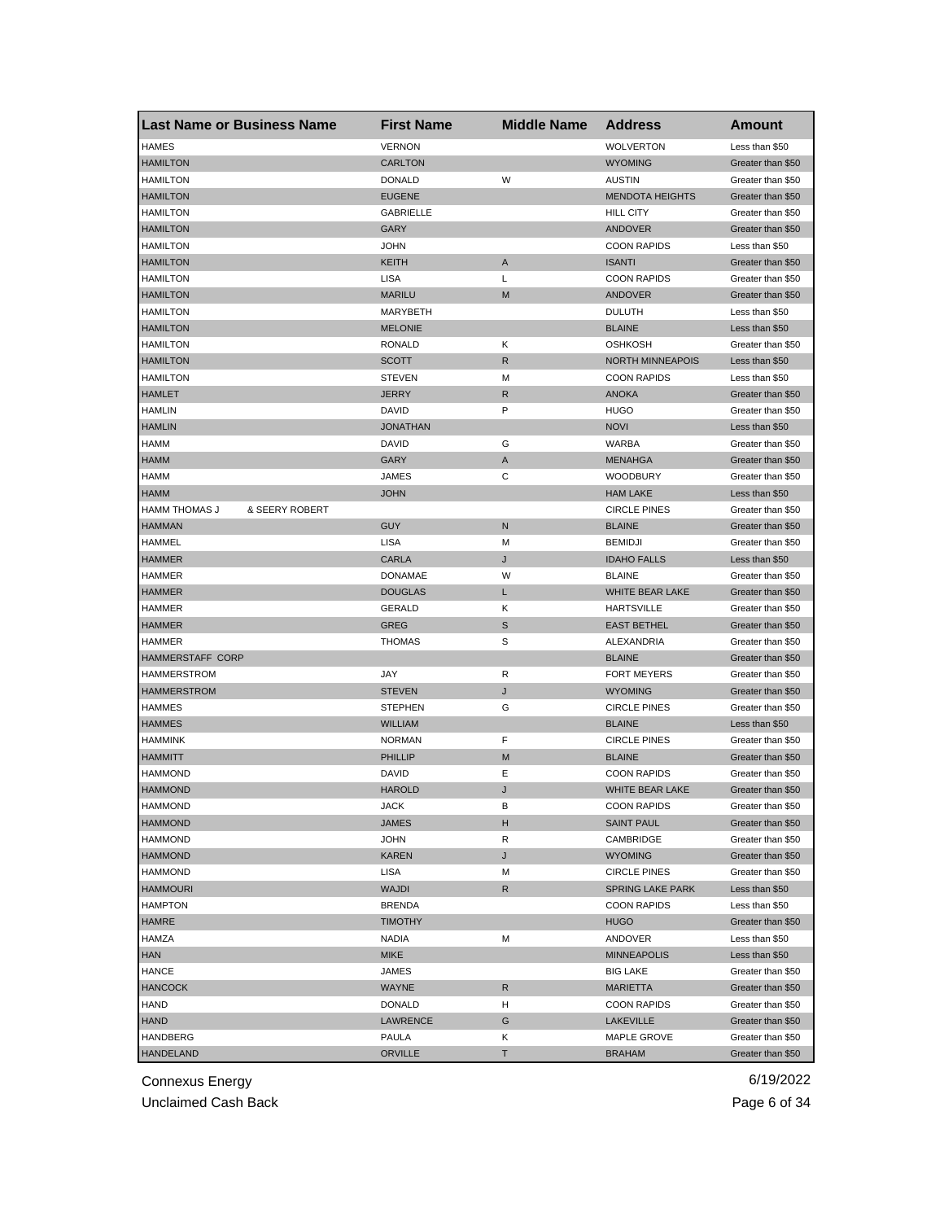| Last Name or Business Name | First Name | Middle Name | Address | Amount |
|---|---|---|---|---|
| HAMES | VERNON | | WOLVERTON | Less than $50 |
| HAMILTON | CARLTON | | WYOMING | Greater than $50 |
| HAMILTON | DONALD | W | AUSTIN | Greater than $50 |
| HAMILTON | EUGENE | | MENDOTA HEIGHTS | Greater than $50 |
| HAMILTON | GABRIELLE | | HILL CITY | Greater than $50 |
| HAMILTON | GARY | | ANDOVER | Greater than $50 |
| HAMILTON | JOHN | | COON RAPIDS | Less than $50 |
| HAMILTON | KEITH | A | ISANTI | Greater than $50 |
| HAMILTON | LISA | L | COON RAPIDS | Greater than $50 |
| HAMILTON | MARILU | M | ANDOVER | Greater than $50 |
| HAMILTON | MARYBETH | | DULUTH | Less than $50 |
| HAMILTON | MELONIE | | BLAINE | Less than $50 |
| HAMILTON | RONALD | K | OSHKOSH | Greater than $50 |
| HAMILTON | SCOTT | R | NORTH MINNEAPOIS | Less than $50 |
| HAMILTON | STEVEN | M | COON RAPIDS | Less than $50 |
| HAMLET | JERRY | R | ANOKA | Greater than $50 |
| HAMLIN | DAVID | P | HUGO | Greater than $50 |
| HAMLIN | JONATHAN | | NOVI | Less than $50 |
| HAMM | DAVID | G | WARBA | Greater than $50 |
| HAMM | GARY | A | MENAHGA | Greater than $50 |
| HAMM | JAMES | C | WOODBURY | Greater than $50 |
| HAMM | JOHN | | HAM LAKE | Less than $50 |
| HAMM THOMAS J & SEERY ROBERT | | | CIRCLE PINES | Greater than $50 |
| HAMMAN | GUY | N | BLAINE | Greater than $50 |
| HAMMEL | LISA | M | BEMIDJI | Greater than $50 |
| HAMMER | CARLA | J | IDAHO FALLS | Less than $50 |
| HAMMER | DONAMAE | W | BLAINE | Greater than $50 |
| HAMMER | DOUGLAS | L | WHITE BEAR LAKE | Greater than $50 |
| HAMMER | GERALD | K | HARTSVILLE | Greater than $50 |
| HAMMER | GREG | S | EAST BETHEL | Greater than $50 |
| HAMMER | THOMAS | S | ALEXANDRIA | Greater than $50 |
| HAMMERSTAFF CORP | | | BLAINE | Greater than $50 |
| HAMMERSTROM | JAY | R | FORT MEYERS | Greater than $50 |
| HAMMERSTROM | STEVEN | J | WYOMING | Greater than $50 |
| HAMMES | STEPHEN | G | CIRCLE PINES | Greater than $50 |
| HAMMES | WILLIAM | | BLAINE | Less than $50 |
| HAMMINK | NORMAN | F | CIRCLE PINES | Greater than $50 |
| HAMMITT | PHILLIP | M | BLAINE | Greater than $50 |
| HAMMOND | DAVID | E | COON RAPIDS | Greater than $50 |
| HAMMOND | HAROLD | J | WHITE BEAR LAKE | Greater than $50 |
| HAMMOND | JACK | B | COON RAPIDS | Greater than $50 |
| HAMMOND | JAMES | H | SAINT PAUL | Greater than $50 |
| HAMMOND | JOHN | R | CAMBRIDGE | Greater than $50 |
| HAMMOND | KAREN | J | WYOMING | Greater than $50 |
| HAMMOND | LISA | M | CIRCLE PINES | Greater than $50 |
| HAMMOURI | WAJDI | R | SPRING LAKE PARK | Less than $50 |
| HAMPTON | BRENDA | | COON RAPIDS | Less than $50 |
| HAMRE | TIMOTHY | | HUGO | Greater than $50 |
| HAMZA | NADIA | M | ANDOVER | Less than $50 |
| HAN | MIKE | | MINNEAPOLIS | Less than $50 |
| HANCE | JAMES | | BIG LAKE | Greater than $50 |
| HANCOCK | WAYNE | R | MARIETTA | Greater than $50 |
| HAND | DONALD | H | COON RAPIDS | Greater than $50 |
| HAND | LAWRENCE | G | LAKEVILLE | Greater than $50 |
| HANDBERG | PAULA | K | MAPLE GROVE | Greater than $50 |
| HANDELAND | ORVILLE | T | BRAHAM | Greater than $50 |

Connexus Energy 6/19/2022
Unclaimed Cash Back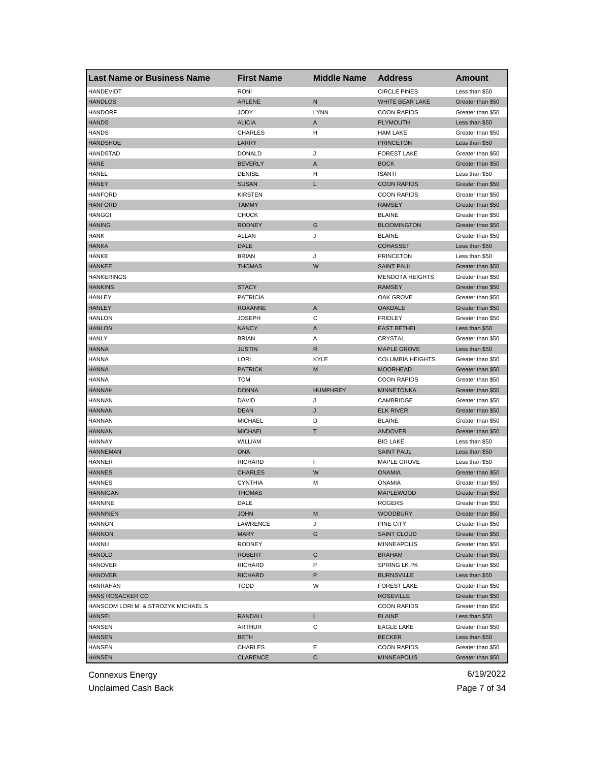| Last Name or Business Name | First Name | Middle Name | Address | Amount |
|---|---|---|---|---|
| HANDEVIDT | RONI | | CIRCLE PINES | Less than $50 |
| HANDLOS | ARLENE | N | WHITE BEAR LAKE | Greater than $50 |
| HANDORF | JODY | LYNN | COON RAPIDS | Greater than $50 |
| HANDS | ALICIA | A | PLYMOUTH | Less than $50 |
| HANDS | CHARLES | H | HAM LAKE | Greater than $50 |
| HANDSHOE | LARRY | | PRINCETON | Less than $50 |
| HANDSTAD | DONALD | J | FOREST LAKE | Greater than $50 |
| HANE | BEVERLY | A | BOCK | Greater than $50 |
| HANEL | DENISE | H | ISANTI | Less than $50 |
| HANEY | SUSAN | L | COON RAPIDS | Greater than $50 |
| HANFORD | KIRSTEN | | COON RAPIDS | Greater than $50 |
| HANFORD | TAMMY | | RAMSEY | Greater than $50 |
| HANGGI | CHUCK | | BLAINE | Greater than $50 |
| HANING | RODNEY | G | BLOOMINGTON | Greater than $50 |
| HANK | ALLAN | J | BLAINE | Greater than $50 |
| HANKA | DALE | | COHASSET | Less than $50 |
| HANKE | BRIAN | J | PRINCETON | Less than $50 |
| HANKEE | THOMAS | W | SAINT PAUL | Greater than $50 |
| HANKERINGS | | | MENDOTA HEIGHTS | Greater than $50 |
| HANKINS | STACY | | RAMSEY | Greater than $50 |
| HANLEY | PATRICIA | | OAK GROVE | Greater than $50 |
| HANLEY | ROXANNE | A | OAKDALE | Greater than $50 |
| HANLON | JOSEPH | C | FRIDLEY | Greater than $50 |
| HANLON | NANCY | A | EAST BETHEL | Less than $50 |
| HANLY | BRIAN | A | CRYSTAL | Greater than $50 |
| HANNA | JUSTIN | R | MAPLE GROVE | Less than $50 |
| HANNA | LORI | KYLE | COLUMBIA HEIGHTS | Greater than $50 |
| HANNA | PATRICK | M | MOORHEAD | Greater than $50 |
| HANNA | TOM | | COON RAPIDS | Greater than $50 |
| HANNAH | DONNA | HUMPHREY | MINNETONKA | Greater than $50 |
| HANNAN | DAVID | J | CAMBRIDGE | Greater than $50 |
| HANNAN | DEAN | J | ELK RIVER | Greater than $50 |
| HANNAN | MICHAEL | D | BLAINE | Greater than $50 |
| HANNAN | MICHAEL | T | ANDOVER | Greater than $50 |
| HANNAY | WILLIAM | | BIG LAKE | Less than $50 |
| HANNEMAN | ONA | | SAINT PAUL | Less than $50 |
| HANNER | RICHARD | F | MAPLE GROVE | Less than $50 |
| HANNES | CHARLES | W | ONAMIA | Greater than $50 |
| HANNES | CYNTHIA | M | ONAMIA | Greater than $50 |
| HANNIGAN | THOMAS | | MAPLEWOOD | Greater than $50 |
| HANNINE | DALE | | ROGERS | Greater than $50 |
| HANNINEN | JOHN | M | WOODBURY | Greater than $50 |
| HANNON | LAWRENCE | J | PINE CITY | Greater than $50 |
| HANNON | MARY | G | SAINT CLOUD | Greater than $50 |
| HANNU | RODNEY | | MINNEAPOLIS | Greater than $50 |
| HANOLD | ROBERT | G | BRAHAM | Greater than $50 |
| HANOVER | RICHARD | P | SPRING LK PK | Greater than $50 |
| HANOVER | RICHARD | P | BURNSVILLE | Less than $50 |
| HANRAHAN | TODD | W | FOREST LAKE | Greater than $50 |
| HANS ROSACKER CO | | | ROSEVILLE | Greater than $50 |
| HANSCOM LORI M & STROZYK MICHAEL S | | | COON RAPIDS | Greater than $50 |
| HANSEL | RANDALL | L | BLAINE | Less than $50 |
| HANSEN | ARTHUR | C | EAGLE LAKE | Greater than $50 |
| HANSEN | BETH | | BECKER | Less than $50 |
| HANSEN | CHARLES | E | COON RAPIDS | Greater than $50 |
| HANSEN | CLARENCE | C | MINNEAPOLIS | Greater than $50 |

Connexus Energy
Unclaimed Cash Back

6/19/2022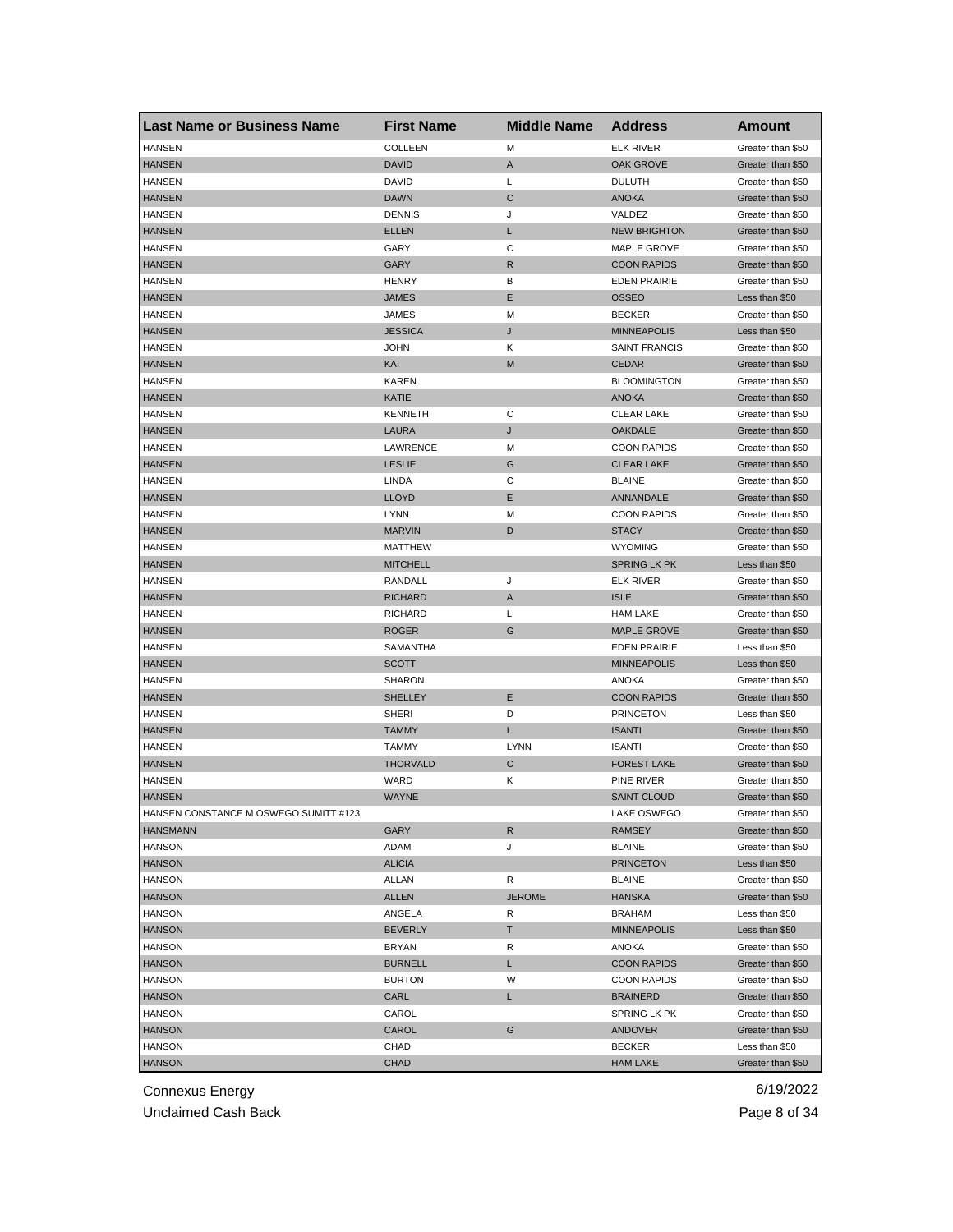| Last Name or Business Name | First Name | Middle Name | Address | Amount |
|---|---|---|---|---|
| HANSEN | COLLEEN | M | ELK RIVER | Greater than $50 |
| HANSEN | DAVID | A | OAK GROVE | Greater than $50 |
| HANSEN | DAVID | L | DULUTH | Greater than $50 |
| HANSEN | DAWN | C | ANOKA | Greater than $50 |
| HANSEN | DENNIS | J | VALDEZ | Greater than $50 |
| HANSEN | ELLEN | L | NEW BRIGHTON | Greater than $50 |
| HANSEN | GARY | C | MAPLE GROVE | Greater than $50 |
| HANSEN | GARY | R | COON RAPIDS | Greater than $50 |
| HANSEN | HENRY | B | EDEN PRAIRIE | Greater than $50 |
| HANSEN | JAMES | E | OSSEO | Less than $50 |
| HANSEN | JAMES | M | BECKER | Greater than $50 |
| HANSEN | JESSICA | J | MINNEAPOLIS | Less than $50 |
| HANSEN | JOHN | K | SAINT FRANCIS | Greater than $50 |
| HANSEN | KAI | M | CEDAR | Greater than $50 |
| HANSEN | KAREN | | BLOOMINGTON | Greater than $50 |
| HANSEN | KATIE | | ANOKA | Greater than $50 |
| HANSEN | KENNETH | C | CLEAR LAKE | Greater than $50 |
| HANSEN | LAURA | J | OAKDALE | Greater than $50 |
| HANSEN | LAWRENCE | M | COON RAPIDS | Greater than $50 |
| HANSEN | LESLIE | G | CLEAR LAKE | Greater than $50 |
| HANSEN | LINDA | C | BLAINE | Greater than $50 |
| HANSEN | LLOYD | E | ANNANDALE | Greater than $50 |
| HANSEN | LYNN | M | COON RAPIDS | Greater than $50 |
| HANSEN | MARVIN | D | STACY | Greater than $50 |
| HANSEN | MATTHEW | | WYOMING | Greater than $50 |
| HANSEN | MITCHELL | | SPRING LK PK | Less than $50 |
| HANSEN | RANDALL | J | ELK RIVER | Greater than $50 |
| HANSEN | RICHARD | A | ISLE | Greater than $50 |
| HANSEN | RICHARD | L | HAM LAKE | Greater than $50 |
| HANSEN | ROGER | G | MAPLE GROVE | Greater than $50 |
| HANSEN | SAMANTHA | | EDEN PRAIRIE | Less than $50 |
| HANSEN | SCOTT | | MINNEAPOLIS | Less than $50 |
| HANSEN | SHARON | | ANOKA | Greater than $50 |
| HANSEN | SHELLEY | E | COON RAPIDS | Greater than $50 |
| HANSEN | SHERI | D | PRINCETON | Less than $50 |
| HANSEN | TAMMY | L | ISANTI | Greater than $50 |
| HANSEN | TAMMY | LYNN | ISANTI | Greater than $50 |
| HANSEN | THORVALD | C | FOREST LAKE | Greater than $50 |
| HANSEN | WARD | K | PINE RIVER | Greater than $50 |
| HANSEN | WAYNE | | SAINT CLOUD | Greater than $50 |
| HANSEN CONSTANCE M OSWEGO SUMITT #123 | | | LAKE OSWEGO | Greater than $50 |
| HANSMANN | GARY | R | RAMSEY | Greater than $50 |
| HANSON | ADAM | J | BLAINE | Greater than $50 |
| HANSON | ALICIA | | PRINCETON | Less than $50 |
| HANSON | ALLAN | R | BLAINE | Greater than $50 |
| HANSON | ALLEN | JEROME | HANSKA | Greater than $50 |
| HANSON | ANGELA | R | BRAHAM | Less than $50 |
| HANSON | BEVERLY | T | MINNEAPOLIS | Less than $50 |
| HANSON | BRYAN | R | ANOKA | Greater than $50 |
| HANSON | BURNELL | L | COON RAPIDS | Greater than $50 |
| HANSON | BURTON | W | COON RAPIDS | Greater than $50 |
| HANSON | CARL | L | BRAINERD | Greater than $50 |
| HANSON | CAROL | | SPRING LK PK | Greater than $50 |
| HANSON | CAROL | G | ANDOVER | Greater than $50 |
| HANSON | CHAD | | BECKER | Less than $50 |
| HANSON | CHAD | | HAM LAKE | Greater than $50 |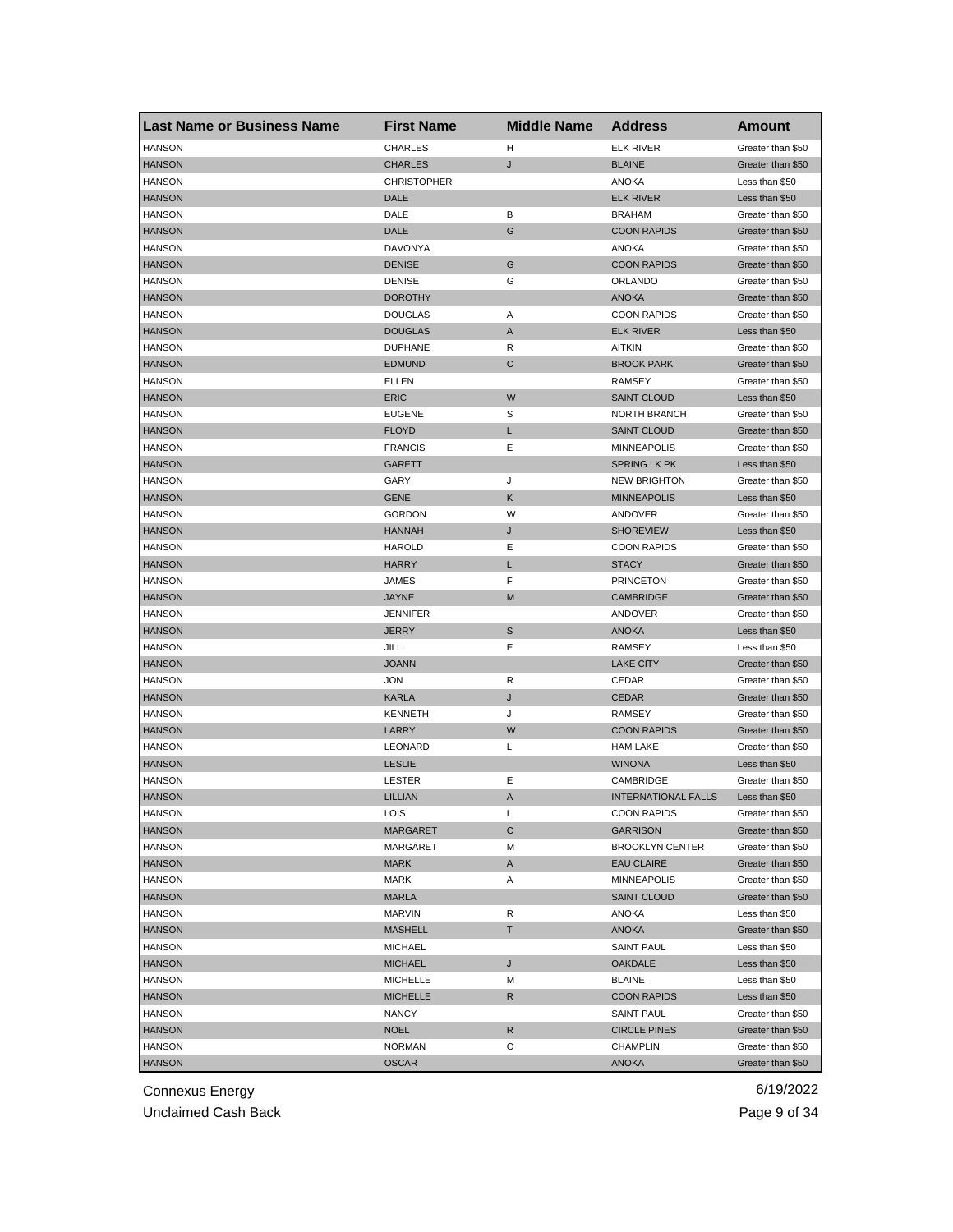| Last Name or Business Name | First Name | Middle Name | Address | Amount |
|---|---|---|---|---|
| HANSON | CHARLES | H | ELK RIVER | Greater than $50 |
| HANSON | CHARLES | J | BLAINE | Greater than $50 |
| HANSON | CHRISTOPHER | | ANOKA | Less than $50 |
| HANSON | DALE | | ELK RIVER | Less than $50 |
| HANSON | DALE | B | BRAHAM | Greater than $50 |
| HANSON | DALE | G | COON RAPIDS | Greater than $50 |
| HANSON | DAVONYA | | ANOKA | Greater than $50 |
| HANSON | DENISE | G | COON RAPIDS | Greater than $50 |
| HANSON | DENISE | G | ORLANDO | Greater than $50 |
| HANSON | DOROTHY | | ANOKA | Greater than $50 |
| HANSON | DOUGLAS | A | COON RAPIDS | Greater than $50 |
| HANSON | DOUGLAS | A | ELK RIVER | Less than $50 |
| HANSON | DUPHANE | R | AITKIN | Greater than $50 |
| HANSON | EDMUND | C | BROOK PARK | Greater than $50 |
| HANSON | ELLEN | | RAMSEY | Greater than $50 |
| HANSON | ERIC | W | SAINT CLOUD | Less than $50 |
| HANSON | EUGENE | S | NORTH BRANCH | Greater than $50 |
| HANSON | FLOYD | L | SAINT CLOUD | Greater than $50 |
| HANSON | FRANCIS | E | MINNEAPOLIS | Greater than $50 |
| HANSON | GARETT | | SPRING LK PK | Less than $50 |
| HANSON | GARY | J | NEW BRIGHTON | Greater than $50 |
| HANSON | GENE | K | MINNEAPOLIS | Less than $50 |
| HANSON | GORDON | W | ANDOVER | Greater than $50 |
| HANSON | HANNAH | J | SHOREVIEW | Less than $50 |
| HANSON | HAROLD | E | COON RAPIDS | Greater than $50 |
| HANSON | HARRY | L | STACY | Greater than $50 |
| HANSON | JAMES | F | PRINCETON | Greater than $50 |
| HANSON | JAYNE | M | CAMBRIDGE | Greater than $50 |
| HANSON | JENNIFER | | ANDOVER | Greater than $50 |
| HANSON | JERRY | S | ANOKA | Less than $50 |
| HANSON | JILL | E | RAMSEY | Less than $50 |
| HANSON | JOANN | | LAKE CITY | Greater than $50 |
| HANSON | JON | R | CEDAR | Greater than $50 |
| HANSON | KARLA | J | CEDAR | Greater than $50 |
| HANSON | KENNETH | J | RAMSEY | Greater than $50 |
| HANSON | LARRY | W | COON RAPIDS | Greater than $50 |
| HANSON | LEONARD | L | HAM LAKE | Greater than $50 |
| HANSON | LESLIE | | WINONA | Less than $50 |
| HANSON | LESTER | E | CAMBRIDGE | Greater than $50 |
| HANSON | LILLIAN | A | INTERNATIONAL FALLS | Less than $50 |
| HANSON | LOIS | L | COON RAPIDS | Greater than $50 |
| HANSON | MARGARET | C | GARRISON | Greater than $50 |
| HANSON | MARGARET | M | BROOKLYN CENTER | Greater than $50 |
| HANSON | MARK | A | EAU CLAIRE | Greater than $50 |
| HANSON | MARK | A | MINNEAPOLIS | Greater than $50 |
| HANSON | MARLA | | SAINT CLOUD | Greater than $50 |
| HANSON | MARVIN | R | ANOKA | Less than $50 |
| HANSON | MASHELL | T | ANOKA | Greater than $50 |
| HANSON | MICHAEL | | SAINT PAUL | Less than $50 |
| HANSON | MICHAEL | J | OAKDALE | Less than $50 |
| HANSON | MICHELLE | M | BLAINE | Less than $50 |
| HANSON | MICHELLE | R | COON RAPIDS | Less than $50 |
| HANSON | NANCY | | SAINT PAUL | Greater than $50 |
| HANSON | NOEL | R | CIRCLE PINES | Greater than $50 |
| HANSON | NORMAN | O | CHAMPLIN | Greater than $50 |
| HANSON | OSCAR | | ANOKA | Greater than $50 |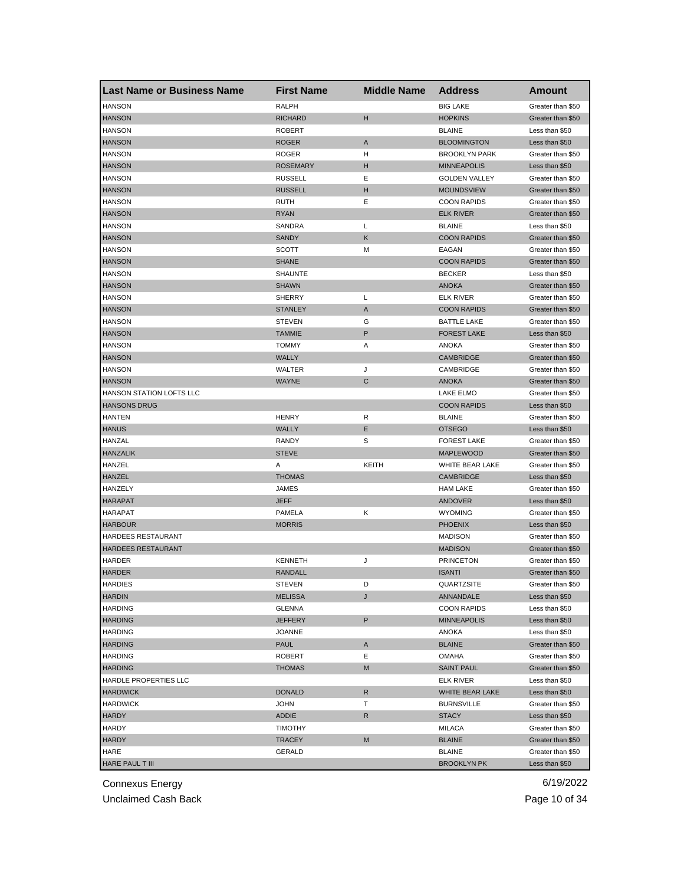| Last Name or Business Name | First Name | Middle Name | Address | Amount |
|---|---|---|---|---|
| HANSON | RALPH | | BIG LAKE | Greater than $50 |
| HANSON | RICHARD | H | HOPKINS | Greater than $50 |
| HANSON | ROBERT | | BLAINE | Less than $50 |
| HANSON | ROGER | A | BLOOMINGTON | Less than $50 |
| HANSON | ROGER | H | BROOKLYN PARK | Greater than $50 |
| HANSON | ROSEMARY | H | MINNEAPOLIS | Less than $50 |
| HANSON | RUSSELL | E | GOLDEN VALLEY | Greater than $50 |
| HANSON | RUSSELL | H | MOUNDSVIEW | Greater than $50 |
| HANSON | RUTH | E | COON RAPIDS | Greater than $50 |
| HANSON | RYAN | | ELK RIVER | Greater than $50 |
| HANSON | SANDRA | L | BLAINE | Less than $50 |
| HANSON | SANDY | K | COON RAPIDS | Greater than $50 |
| HANSON | SCOTT | M | EAGAN | Greater than $50 |
| HANSON | SHANE | | COON RAPIDS | Greater than $50 |
| HANSON | SHAUNTE | | BECKER | Less than $50 |
| HANSON | SHAWN | | ANOKA | Greater than $50 |
| HANSON | SHERRY | L | ELK RIVER | Greater than $50 |
| HANSON | STANLEY | A | COON RAPIDS | Greater than $50 |
| HANSON | STEVEN | G | BATTLE LAKE | Greater than $50 |
| HANSON | TAMMIE | P | FOREST LAKE | Less than $50 |
| HANSON | TOMMY | A | ANOKA | Greater than $50 |
| HANSON | WALLY | | CAMBRIDGE | Greater than $50 |
| HANSON | WALTER | J | CAMBRIDGE | Greater than $50 |
| HANSON | WAYNE | C | ANOKA | Greater than $50 |
| HANSON STATION LOFTS LLC | | | LAKE ELMO | Greater than $50 |
| HANSONS DRUG | | | COON RAPIDS | Less than $50 |
| HANTEN | HENRY | R | BLAINE | Greater than $50 |
| HANUS | WALLY | E | OTSEGO | Less than $50 |
| HANZAL | RANDY | S | FOREST LAKE | Greater than $50 |
| HANZALIK | STEVE | | MAPLEWOOD | Greater than $50 |
| HANZEL | A | KEITH | WHITE BEAR LAKE | Greater than $50 |
| HANZEL | THOMAS | | CAMBRIDGE | Less than $50 |
| HANZELY | JAMES | | HAM LAKE | Greater than $50 |
| HARAPAT | JEFF | | ANDOVER | Less than $50 |
| HARAPAT | PAMELA | K | WYOMING | Greater than $50 |
| HARBOUR | MORRIS | | PHOENIX | Less than $50 |
| HARDEES RESTAURANT | | | MADISON | Greater than $50 |
| HARDEES RESTAURANT | | | MADISON | Greater than $50 |
| HARDER | KENNETH | J | PRINCETON | Greater than $50 |
| HARDER | RANDALL | | ISANTI | Greater than $50 |
| HARDIES | STEVEN | D | QUARTZSITE | Greater than $50 |
| HARDIN | MELISSA | J | ANNANDALE | Less than $50 |
| HARDING | GLENNA | | COON RAPIDS | Less than $50 |
| HARDING | JEFFERY | P | MINNEAPOLIS | Less than $50 |
| HARDING | JOANNE | | ANOKA | Less than $50 |
| HARDING | PAUL | A | BLAINE | Greater than $50 |
| HARDING | ROBERT | E | OMAHA | Greater than $50 |
| HARDING | THOMAS | M | SAINT PAUL | Greater than $50 |
| HARDLE PROPERTIES LLC | | | ELK RIVER | Less than $50 |
| HARDWICK | DONALD | R | WHITE BEAR LAKE | Less than $50 |
| HARDWICK | JOHN | T | BURNSVILLE | Greater than $50 |
| HARDY | ADDIE | R | STACY | Less than $50 |
| HARDY | TIMOTHY | | MILACA | Greater than $50 |
| HARDY | TRACEY | M | BLAINE | Greater than $50 |
| HARE | GERALD | | BLAINE | Greater than $50 |
| HARE PAUL T III | | | BROOKLYN PK | Less than $50 |

Connexus Energy
Unclaimed Cash Back
6/19/2022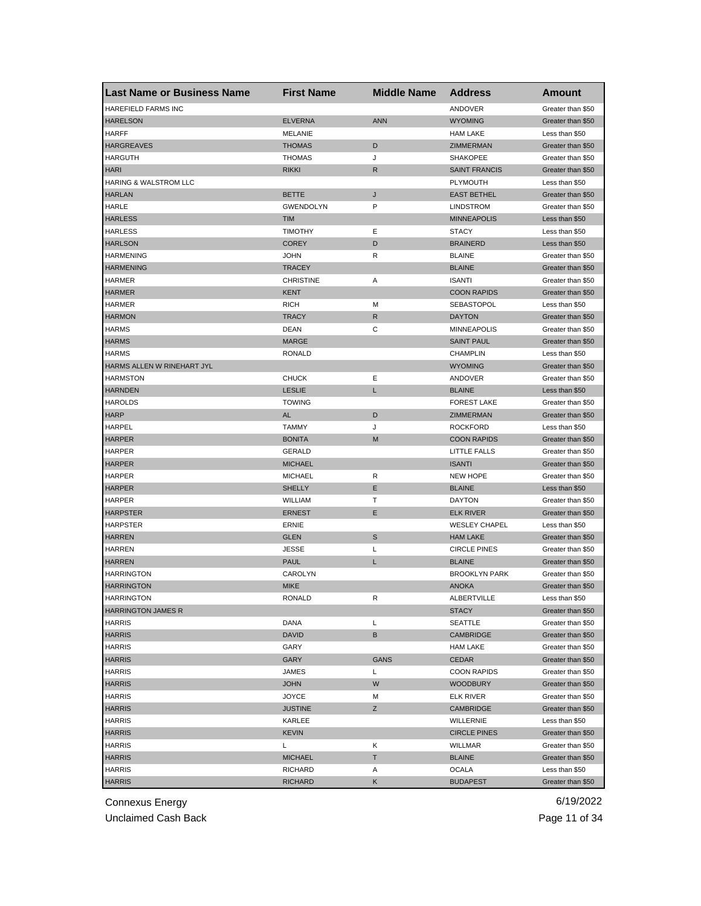| Last Name or Business Name | First Name | Middle Name | Address | Amount |
|---|---|---|---|---|
| HAREFIELD FARMS INC | | | ANDOVER | Greater than $50 |
| HARELSON | ELVERNA | ANN | WYOMING | Greater than $50 |
| HARFF | MELANIE | | HAM LAKE | Less than $50 |
| HARGREAVES | THOMAS | D | ZIMMERMAN | Greater than $50 |
| HARGUTH | THOMAS | J | SHAKOPEE | Greater than $50 |
| HARI | RIKKI | R | SAINT FRANCIS | Greater than $50 |
| HARING & WALSTROM LLC | | | PLYMOUTH | Less than $50 |
| HARLAN | BETTE | J | EAST BETHEL | Greater than $50 |
| HARLE | GWENDOLYN | P | LINDSTROM | Greater than $50 |
| HARLESS | TIM | | MINNEAPOLIS | Less than $50 |
| HARLESS | TIMOTHY | E | STACY | Less than $50 |
| HARLSON | COREY | D | BRAINERD | Less than $50 |
| HARMENING | JOHN | R | BLAINE | Greater than $50 |
| HARMENING | TRACEY | | BLAINE | Greater than $50 |
| HARMER | CHRISTINE | A | ISANTI | Greater than $50 |
| HARMER | KENT | | COON RAPIDS | Greater than $50 |
| HARMER | RICH | M | SEBASTOPOL | Less than $50 |
| HARMON | TRACY | R | DAYTON | Greater than $50 |
| HARMS | DEAN | C | MINNEAPOLIS | Greater than $50 |
| HARMS | MARGE | | SAINT PAUL | Greater than $50 |
| HARMS | RONALD | | CHAMPLIN | Less than $50 |
| HARMS ALLEN W RINEHART JYL | | | WYOMING | Greater than $50 |
| HARMSTON | CHUCK | E | ANDOVER | Greater than $50 |
| HARNDEN | LESLIE | L | BLAINE | Less than $50 |
| HAROLDS | TOWING | | FOREST LAKE | Greater than $50 |
| HARP | AL | D | ZIMMERMAN | Greater than $50 |
| HARPEL | TAMMY | J | ROCKFORD | Less than $50 |
| HARPER | BONITA | M | COON RAPIDS | Greater than $50 |
| HARPER | GERALD | | LITTLE FALLS | Greater than $50 |
| HARPER | MICHAEL | | ISANTI | Greater than $50 |
| HARPER | MICHAEL | R | NEW HOPE | Greater than $50 |
| HARPER | SHELLY | E | BLAINE | Less than $50 |
| HARPER | WILLIAM | T | DAYTON | Greater than $50 |
| HARPSTER | ERNEST | E | ELK RIVER | Greater than $50 |
| HARPSTER | ERNIE | | WESLEY CHAPEL | Less than $50 |
| HARREN | GLEN | S | HAM LAKE | Greater than $50 |
| HARREN | JESSE | L | CIRCLE PINES | Greater than $50 |
| HARREN | PAUL | L | BLAINE | Greater than $50 |
| HARRINGTON | CAROLYN | | BROOKLYN PARK | Greater than $50 |
| HARRINGTON | MIKE | | ANOKA | Greater than $50 |
| HARRINGTON | RONALD | R | ALBERTVILLE | Less than $50 |
| HARRINGTON JAMES R | | | STACY | Greater than $50 |
| HARRIS | DANA | L | SEATTLE | Greater than $50 |
| HARRIS | DAVID | B | CAMBRIDGE | Greater than $50 |
| HARRIS | GARY | | HAM LAKE | Greater than $50 |
| HARRIS | GARY | GANS | CEDAR | Greater than $50 |
| HARRIS | JAMES | L | COON RAPIDS | Greater than $50 |
| HARRIS | JOHN | W | WOODBURY | Greater than $50 |
| HARRIS | JOYCE | M | ELK RIVER | Greater than $50 |
| HARRIS | JUSTINE | Z | CAMBRIDGE | Greater than $50 |
| HARRIS | KARLEE | | WILLERNIE | Less than $50 |
| HARRIS | KEVIN | | CIRCLE PINES | Greater than $50 |
| HARRIS | L | K | WILLMAR | Greater than $50 |
| HARRIS | MICHAEL | T | BLAINE | Greater than $50 |
| HARRIS | RICHARD | A | OCALA | Less than $50 |
| HARRIS | RICHARD | K | BUDAPEST | Greater than $50 |

Connexus Energy 6/19/2022

Unclaimed Cash Back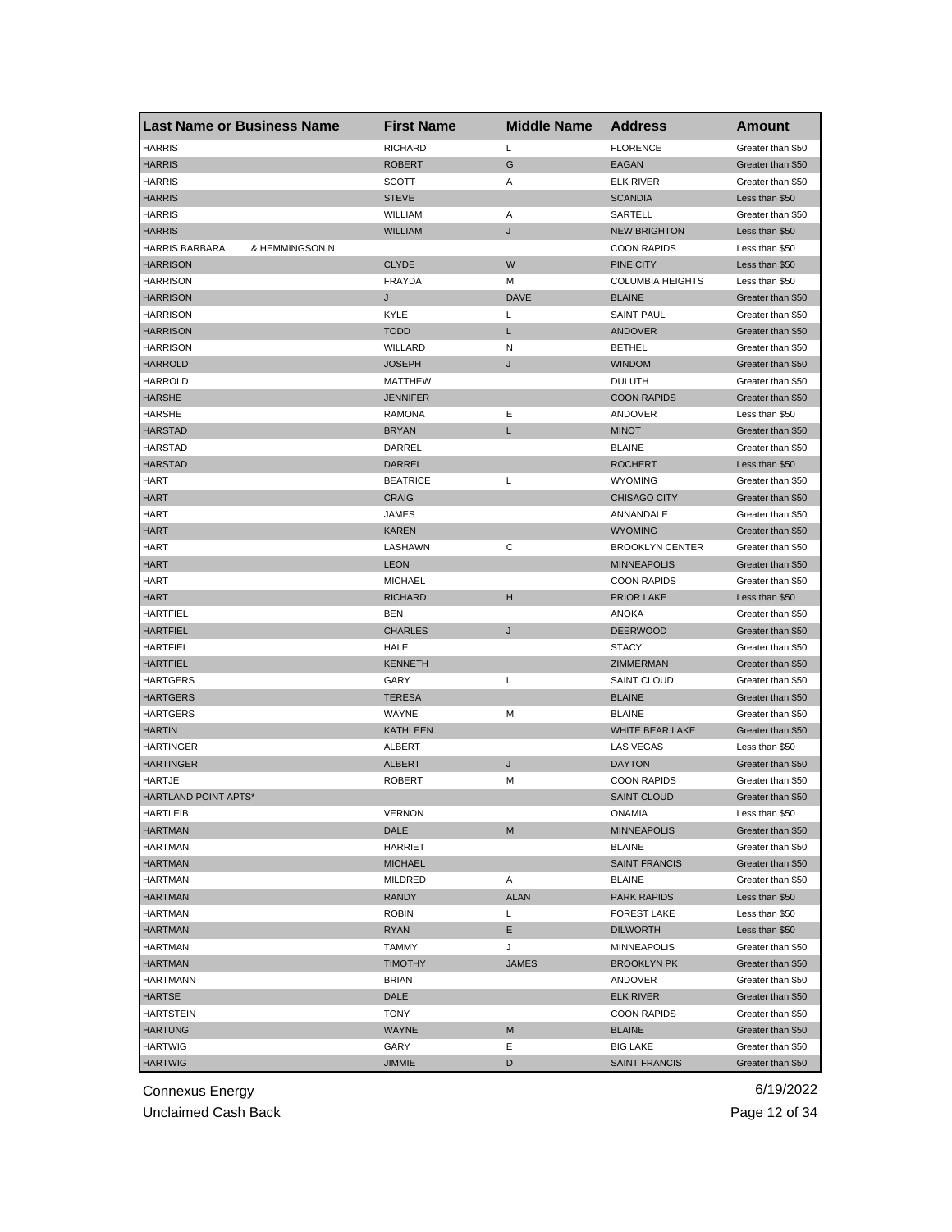| Last Name or Business Name | First Name | Middle Name | Address | Amount |
|---|---|---|---|---|
| HARRIS | RICHARD | L | FLORENCE | Greater than $50 |
| HARRIS | ROBERT | G | EAGAN | Greater than $50 |
| HARRIS | SCOTT | A | ELK RIVER | Greater than $50 |
| HARRIS | STEVE | | SCANDIA | Less than $50 |
| HARRIS | WILLIAM | A | SARTELL | Greater than $50 |
| HARRIS | WILLIAM | J | NEW BRIGHTON | Less than $50 |
| HARRIS BARBARA & HEMMINGSON N | | | COON RAPIDS | Less than $50 |
| HARRISON | CLYDE | W | PINE CITY | Less than $50 |
| HARRISON | FRAYDA | M | COLUMBIA HEIGHTS | Less than $50 |
| HARRISON | J | DAVE | BLAINE | Greater than $50 |
| HARRISON | KYLE | L | SAINT PAUL | Greater than $50 |
| HARRISON | TODD | L | ANDOVER | Greater than $50 |
| HARRISON | WILLARD | N | BETHEL | Greater than $50 |
| HARROLD | JOSEPH | J | WINDOM | Greater than $50 |
| HARROLD | MATTHEW | | DULUTH | Greater than $50 |
| HARSHE | JENNIFER | | COON RAPIDS | Greater than $50 |
| HARSHE | RAMONA | E | ANDOVER | Less than $50 |
| HARSTAD | BRYAN | L | MINOT | Greater than $50 |
| HARSTAD | DARREL | | BLAINE | Greater than $50 |
| HARSTAD | DARREL | | ROCHERT | Less than $50 |
| HART | BEATRICE | L | WYOMING | Greater than $50 |
| HART | CRAIG | | CHISAGO CITY | Greater than $50 |
| HART | JAMES | | ANNANDALE | Greater than $50 |
| HART | KAREN | | WYOMING | Greater than $50 |
| HART | LASHAWN | C | BROOKLYN CENTER | Greater than $50 |
| HART | LEON | | MINNEAPOLIS | Greater than $50 |
| HART | MICHAEL | | COON RAPIDS | Greater than $50 |
| HART | RICHARD | H | PRIOR LAKE | Less than $50 |
| HARTFIEL | BEN | | ANOKA | Greater than $50 |
| HARTFIEL | CHARLES | J | DEERWOOD | Greater than $50 |
| HARTFIEL | HALE | | STACY | Greater than $50 |
| HARTFIEL | KENNETH | | ZIMMERMAN | Greater than $50 |
| HARTGERS | GARY | L | SAINT CLOUD | Greater than $50 |
| HARTGERS | TERESA | | BLAINE | Greater than $50 |
| HARTGERS | WAYNE | M | BLAINE | Greater than $50 |
| HARTIN | KATHLEEN | | WHITE BEAR LAKE | Greater than $50 |
| HARTINGER | ALBERT | | LAS VEGAS | Less than $50 |
| HARTINGER | ALBERT | J | DAYTON | Greater than $50 |
| HARTJE | ROBERT | M | COON RAPIDS | Greater than $50 |
| HARTLAND POINT APTS* | | | SAINT CLOUD | Greater than $50 |
| HARTLEIB | VERNON | | ONAMIA | Less than $50 |
| HARTMAN | DALE | M | MINNEAPOLIS | Greater than $50 |
| HARTMAN | HARRIET | | BLAINE | Greater than $50 |
| HARTMAN | MICHAEL | | SAINT FRANCIS | Greater than $50 |
| HARTMAN | MILDRED | A | BLAINE | Greater than $50 |
| HARTMAN | RANDY | ALAN | PARK RAPIDS | Less than $50 |
| HARTMAN | ROBIN | L | FOREST LAKE | Less than $50 |
| HARTMAN | RYAN | E | DILWORTH | Less than $50 |
| HARTMAN | TAMMY | J | MINNEAPOLIS | Greater than $50 |
| HARTMAN | TIMOTHY | JAMES | BROOKLYN PK | Greater than $50 |
| HARTMANN | BRIAN | | ANDOVER | Greater than $50 |
| HARTSE | DALE | | ELK RIVER | Greater than $50 |
| HARTSTEIN | TONY | | COON RAPIDS | Greater than $50 |
| HARTUNG | WAYNE | M | BLAINE | Greater than $50 |
| HARTWIG | GARY | E | BIG LAKE | Greater than $50 |
| HARTWIG | JIMMIE | D | SAINT FRANCIS | Greater than $50 |

Connexus Energy 6/19/2022

Unclaimed Cash Back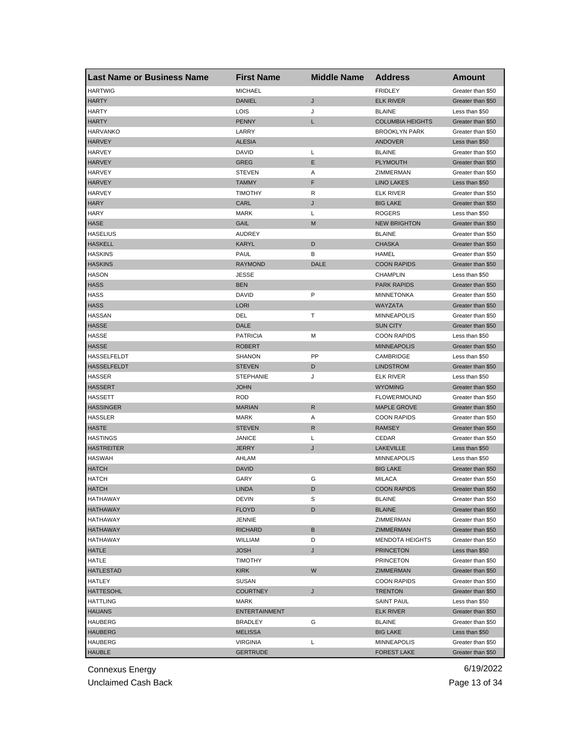| Last Name or Business Name | First Name | Middle Name | Address | Amount |
|---|---|---|---|---|
| HARTWIG | MICHAEL | | FRIDLEY | Greater than $50 |
| HARTY | DANIEL | J | ELK RIVER | Greater than $50 |
| HARTY | LOIS | J | BLAINE | Less than $50 |
| HARTY | PENNY | L | COLUMBIA HEIGHTS | Greater than $50 |
| HARVANKO | LARRY | | BROOKLYN PARK | Greater than $50 |
| HARVEY | ALESIA | | ANDOVER | Less than $50 |
| HARVEY | DAVID | L | BLAINE | Greater than $50 |
| HARVEY | GREG | E | PLYMOUTH | Greater than $50 |
| HARVEY | STEVEN | A | ZIMMERMAN | Greater than $50 |
| HARVEY | TAMMY | F | LINO LAKES | Less than $50 |
| HARVEY | TIMOTHY | R | ELK RIVER | Greater than $50 |
| HARY | CARL | J | BIG LAKE | Greater than $50 |
| HARY | MARK | L | ROGERS | Less than $50 |
| HASE | GAIL | M | NEW BRIGHTON | Greater than $50 |
| HASELIUS | AUDREY | | BLAINE | Greater than $50 |
| HASKELL | KARYL | D | CHASKA | Greater than $50 |
| HASKINS | PAUL | B | HAMEL | Greater than $50 |
| HASKINS | RAYMOND | DALE | COON RAPIDS | Greater than $50 |
| HASON | JESSE | | CHAMPLIN | Less than $50 |
| HASS | BEN | | PARK RAPIDS | Greater than $50 |
| HASS | DAVID | P | MINNETONKA | Greater than $50 |
| HASS | LORI | | WAYZATA | Greater than $50 |
| HASSAN | DEL | T | MINNEAPOLIS | Greater than $50 |
| HASSE | DALE | | SUN CITY | Greater than $50 |
| HASSE | PATRICIA | M | COON RAPIDS | Less than $50 |
| HASSE | ROBERT | | MINNEAPOLIS | Greater than $50 |
| HASSELFELDT | SHANON | PP | CAMBRIDGE | Less than $50 |
| HASSELFELDT | STEVEN | D | LINDSTROM | Greater than $50 |
| HASSER | STEPHANIE | J | ELK RIVER | Less than $50 |
| HASSERT | JOHN | | WYOMING | Greater than $50 |
| HASSETT | ROD | | FLOWERMOUND | Greater than $50 |
| HASSINGER | MARIAN | R | MAPLE GROVE | Greater than $50 |
| HASSLER | MARK | A | COON RAPIDS | Greater than $50 |
| HASTE | STEVEN | R | RAMSEY | Greater than $50 |
| HASTINGS | JANICE | L | CEDAR | Greater than $50 |
| HASTREITER | JERRY | J | LAKEVILLE | Less than $50 |
| HASWAH | AHLAM | | MINNEAPOLIS | Less than $50 |
| HATCH | DAVID | | BIG LAKE | Greater than $50 |
| HATCH | GARY | G | MILACA | Greater than $50 |
| HATCH | LINDA | D | COON RAPIDS | Greater than $50 |
| HATHAWAY | DEVIN | S | BLAINE | Greater than $50 |
| HATHAWAY | FLOYD | D | BLAINE | Greater than $50 |
| HATHAWAY | JENNIE | | ZIMMERMAN | Greater than $50 |
| HATHAWAY | RICHARD | B | ZIMMERMAN | Greater than $50 |
| HATHAWAY | WILLIAM | D | MENDOTA HEIGHTS | Greater than $50 |
| HATLE | JOSH | J | PRINCETON | Less than $50 |
| HATLE | TIMOTHY | | PRINCETON | Greater than $50 |
| HATLESTAD | KIRK | W | ZIMMERMAN | Greater than $50 |
| HATLEY | SUSAN | | COON RAPIDS | Greater than $50 |
| HATTESOHL | COURTNEY | J | TRENTON | Greater than $50 |
| HATTLING | MARK | | SAINT PAUL | Less than $50 |
| HAUANS | ENTERTAINMENT | | ELK RIVER | Greater than $50 |
| HAUBERG | BRADLEY | G | BLAINE | Greater than $50 |
| HAUBERG | MELISSA | | BIG LAKE | Less than $50 |
| HAUBERG | VIRGINIA | L | MINNEAPOLIS | Greater than $50 |
| HAUBLE | GERTRUDE | | FOREST LAKE | Greater than $50 |

Connexus Energy
Unclaimed Cash Back

6/19/2022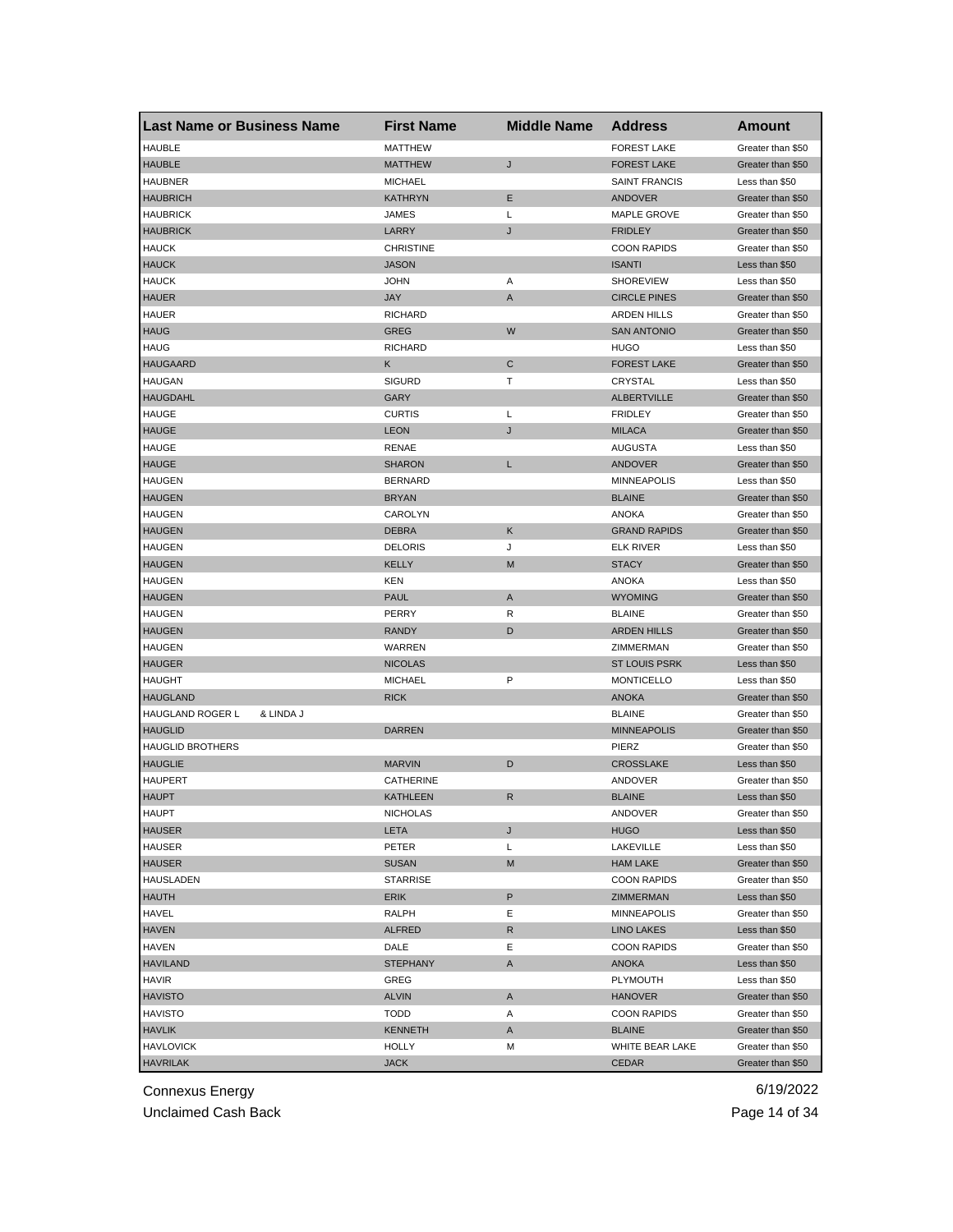| Last Name or Business Name | First Name | Middle Name | Address | Amount |
|---|---|---|---|---|
| HAUBLE | MATTHEW | | FOREST LAKE | Greater than $50 |
| HAUBLE | MATTHEW | J | FOREST LAKE | Greater than $50 |
| HAUBNER | MICHAEL | | SAINT FRANCIS | Less than $50 |
| HAUBRICH | KATHRYN | E | ANDOVER | Greater than $50 |
| HAUBRICK | JAMES | L | MAPLE GROVE | Greater than $50 |
| HAUBRICK | LARRY | J | FRIDLEY | Greater than $50 |
| HAUCK | CHRISTINE | | COON RAPIDS | Greater than $50 |
| HAUCK | JASON | | ISANTI | Less than $50 |
| HAUCK | JOHN | A | SHOREVIEW | Less than $50 |
| HAUER | JAY | A | CIRCLE PINES | Greater than $50 |
| HAUER | RICHARD | | ARDEN HILLS | Greater than $50 |
| HAUG | GREG | W | SAN ANTONIO | Greater than $50 |
| HAUG | RICHARD | | HUGO | Less than $50 |
| HAUGAARD | K | C | FOREST LAKE | Greater than $50 |
| HAUGAN | SIGURD | T | CRYSTAL | Less than $50 |
| HAUGDAHL | GARY | | ALBERTVILLE | Greater than $50 |
| HAUGE | CURTIS | L | FRIDLEY | Greater than $50 |
| HAUGE | LEON | J | MILACA | Greater than $50 |
| HAUGE | RENAE | | AUGUSTA | Less than $50 |
| HAUGE | SHARON | L | ANDOVER | Greater than $50 |
| HAUGEN | BERNARD | | MINNEAPOLIS | Less than $50 |
| HAUGEN | BRYAN | | BLAINE | Greater than $50 |
| HAUGEN | CAROLYN | | ANOKA | Greater than $50 |
| HAUGEN | DEBRA | K | GRAND RAPIDS | Greater than $50 |
| HAUGEN | DELORIS | J | ELK RIVER | Less than $50 |
| HAUGEN | KELLY | M | STACY | Greater than $50 |
| HAUGEN | KEN | | ANOKA | Less than $50 |
| HAUGEN | PAUL | A | WYOMING | Greater than $50 |
| HAUGEN | PERRY | R | BLAINE | Greater than $50 |
| HAUGEN | RANDY | D | ARDEN HILLS | Greater than $50 |
| HAUGEN | WARREN | | ZIMMERMAN | Greater than $50 |
| HAUGER | NICOLAS | | ST LOUIS PSRK | Less than $50 |
| HAUGHT | MICHAEL | P | MONTICELLO | Less than $50 |
| HAUGLAND | RICK | | ANOKA | Greater than $50 |
| HAUGLAND ROGER L & LINDA J | | | BLAINE | Greater than $50 |
| HAUGLID | DARREN | | MINNEAPOLIS | Greater than $50 |
| HAUGLID BROTHERS | | | PIERZ | Greater than $50 |
| HAUGLIE | MARVIN | D | CROSSLAKE | Less than $50 |
| HAUPERT | CATHERINE | | ANDOVER | Greater than $50 |
| HAUPT | KATHLEEN | R | BLAINE | Less than $50 |
| HAUPT | NICHOLAS | | ANDOVER | Greater than $50 |
| HAUSER | LETA | J | HUGO | Less than $50 |
| HAUSER | PETER | L | LAKEVILLE | Less than $50 |
| HAUSER | SUSAN | M | HAM LAKE | Greater than $50 |
| HAUSLADEN | STARRISE | | COON RAPIDS | Greater than $50 |
| HAUTH | ERIK | P | ZIMMERMAN | Less than $50 |
| HAVEL | RALPH | E | MINNEAPOLIS | Greater than $50 |
| HAVEN | ALFRED | R | LINO LAKES | Less than $50 |
| HAVEN | DALE | E | COON RAPIDS | Greater than $50 |
| HAVILAND | STEPHANY | A | ANOKA | Less than $50 |
| HAVIR | GREG | | PLYMOUTH | Less than $50 |
| HAVISTO | ALVIN | A | HANOVER | Greater than $50 |
| HAVISTO | TODD | A | COON RAPIDS | Greater than $50 |
| HAVLIK | KENNETH | A | BLAINE | Greater than $50 |
| HAVLOVICK | HOLLY | M | WHITE BEAR LAKE | Greater than $50 |
| HAVRILAK | JACK | | CEDAR | Greater than $50 |

Connexus Energy
Unclaimed Cash Back

6/19/2022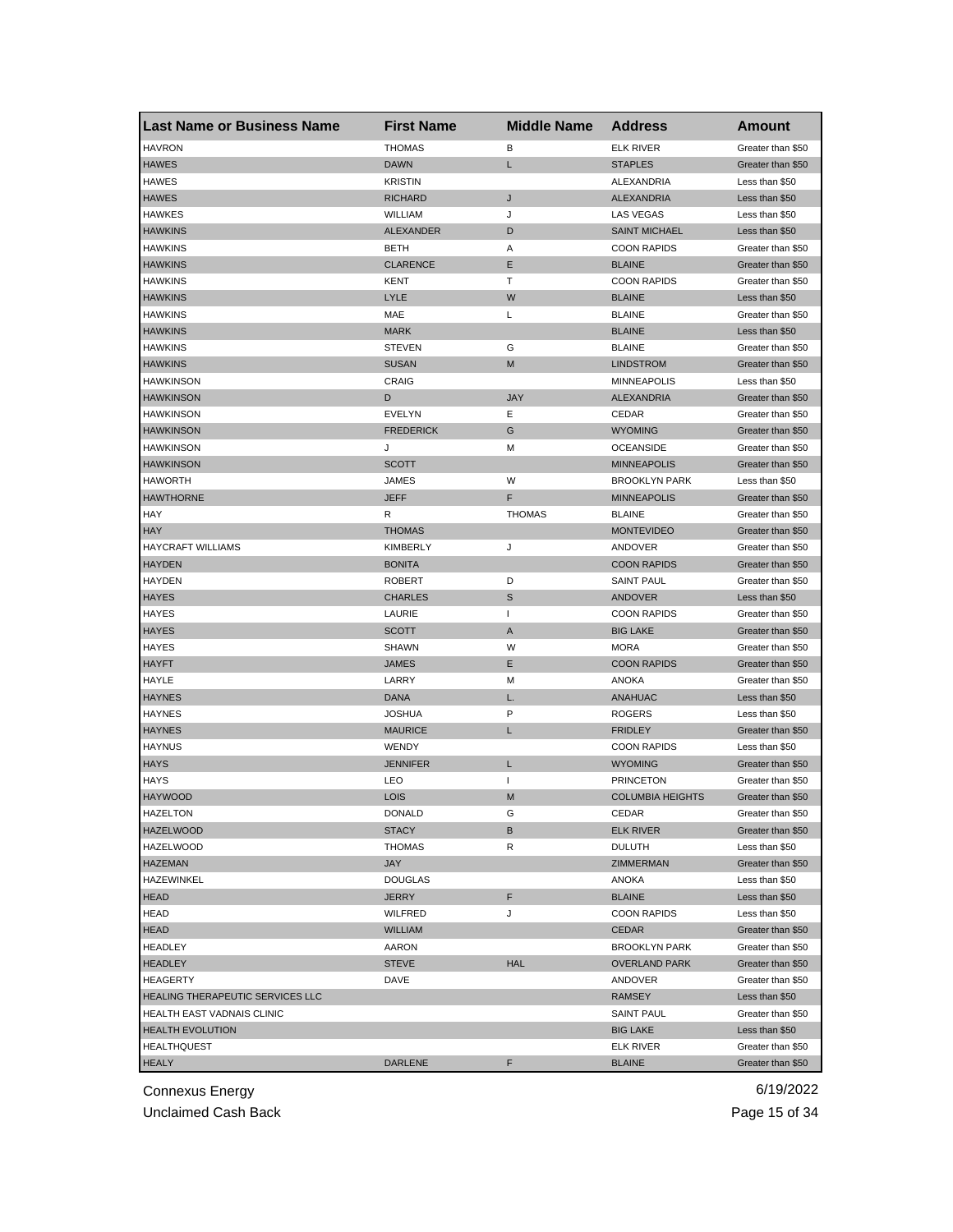| Last Name or Business Name | First Name | Middle Name | Address | Amount |
| --- | --- | --- | --- | --- |
| HAVRON | THOMAS | B | ELK RIVER | Greater than $50 |
| HAWES | DAWN | L | STAPLES | Greater than $50 |
| HAWES | KRISTIN | | ALEXANDRIA | Less than $50 |
| HAWES | RICHARD | J | ALEXANDRIA | Less than $50 |
| HAWKES | WILLIAM | J | LAS VEGAS | Less than $50 |
| HAWKINS | ALEXANDER | D | SAINT MICHAEL | Less than $50 |
| HAWKINS | BETH | A | COON RAPIDS | Greater than $50 |
| HAWKINS | CLARENCE | E | BLAINE | Greater than $50 |
| HAWKINS | KENT | T | COON RAPIDS | Greater than $50 |
| HAWKINS | LYLE | W | BLAINE | Less than $50 |
| HAWKINS | MAE | L | BLAINE | Greater than $50 |
| HAWKINS | MARK | | BLAINE | Less than $50 |
| HAWKINS | STEVEN | G | BLAINE | Greater than $50 |
| HAWKINS | SUSAN | M | LINDSTROM | Greater than $50 |
| HAWKINSON | CRAIG | | MINNEAPOLIS | Less than $50 |
| HAWKINSON | D | JAY | ALEXANDRIA | Greater than $50 |
| HAWKINSON | EVELYN | E | CEDAR | Greater than $50 |
| HAWKINSON | FREDERICK | G | WYOMING | Greater than $50 |
| HAWKINSON | J | M | OCEANSIDE | Greater than $50 |
| HAWKINSON | SCOTT | | MINNEAPOLIS | Greater than $50 |
| HAWORTH | JAMES | W | BROOKLYN PARK | Less than $50 |
| HAWTHORNE | JEFF | F | MINNEAPOLIS | Greater than $50 |
| HAY | R | THOMAS | BLAINE | Greater than $50 |
| HAY | THOMAS | | MONTEVIDEO | Greater than $50 |
| HAYCRAFT WILLIAMS | KIMBERLY | J | ANDOVER | Greater than $50 |
| HAYDEN | BONITA | | COON RAPIDS | Greater than $50 |
| HAYDEN | ROBERT | D | SAINT PAUL | Greater than $50 |
| HAYES | CHARLES | S | ANDOVER | Less than $50 |
| HAYES | LAURIE | I | COON RAPIDS | Greater than $50 |
| HAYES | SCOTT | A | BIG LAKE | Greater than $50 |
| HAYES | SHAWN | W | MORA | Greater than $50 |
| HAYFT | JAMES | E | COON RAPIDS | Greater than $50 |
| HAYLE | LARRY | M | ANOKA | Greater than $50 |
| HAYNES | DANA | L. | ANAHUAC | Less than $50 |
| HAYNES | JOSHUA | P | ROGERS | Less than $50 |
| HAYNES | MAURICE | L | FRIDLEY | Greater than $50 |
| HAYNUS | WENDY | | COON RAPIDS | Less than $50 |
| HAYS | JENNIFER | L | WYOMING | Greater than $50 |
| HAYS | LEO | I | PRINCETON | Greater than $50 |
| HAYWOOD | LOIS | M | COLUMBIA HEIGHTS | Greater than $50 |
| HAZELTON | DONALD | G | CEDAR | Greater than $50 |
| HAZELWOOD | STACY | B | ELK RIVER | Greater than $50 |
| HAZELWOOD | THOMAS | R | DULUTH | Less than $50 |
| HAZEMAN | JAY | | ZIMMERMAN | Greater than $50 |
| HAZEWINKEL | DOUGLAS | | ANOKA | Less than $50 |
| HEAD | JERRY | F | BLAINE | Less than $50 |
| HEAD | WILFRED | J | COON RAPIDS | Less than $50 |
| HEAD | WILLIAM | | CEDAR | Greater than $50 |
| HEADLEY | AARON | | BROOKLYN PARK | Greater than $50 |
| HEADLEY | STEVE | HAL | OVERLAND PARK | Greater than $50 |
| HEAGERTY | DAVE | | ANDOVER | Greater than $50 |
| HEALING THERAPEUTIC SERVICES LLC | | | RAMSEY | Less than $50 |
| HEALTH EAST VADNAIS CLINIC | | | SAINT PAUL | Greater than $50 |
| HEALTH EVOLUTION | | | BIG LAKE | Less than $50 |
| HEALTHQUEST | | | ELK RIVER | Greater than $50 |
| HEALY | DARLENE | F | BLAINE | Greater than $50 |

Connexus Energy
Unclaimed Cash Back
6/19/2022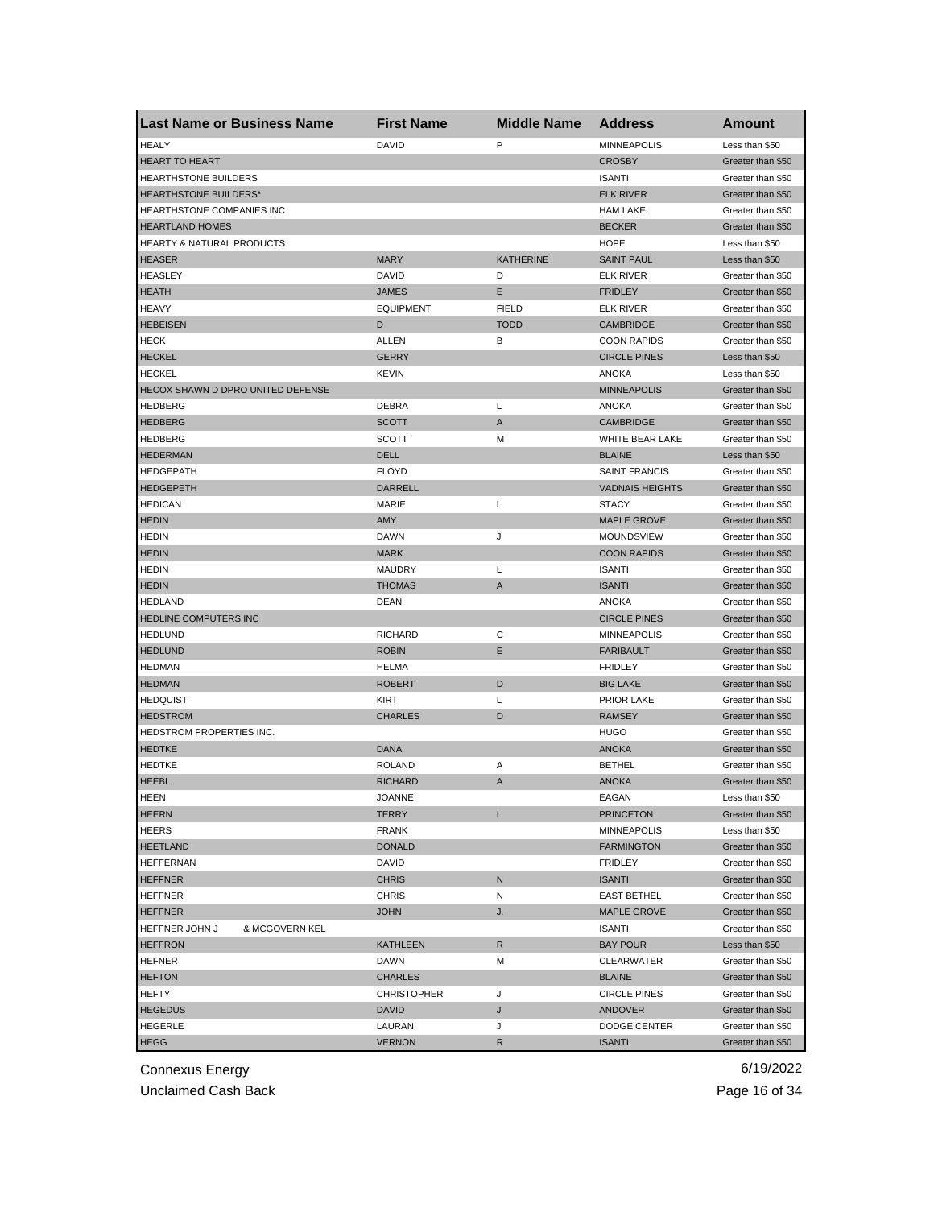| Last Name or Business Name | First Name | Middle Name | Address | Amount |
| --- | --- | --- | --- | --- |
| HEALY | DAVID | P | MINNEAPOLIS | Less than $50 |
| HEART TO HEART | | | CROSBY | Greater than $50 |
| HEARTHSTONE BUILDERS | | | ISANTI | Greater than $50 |
| HEARTHSTONE BUILDERS* | | | ELK RIVER | Greater than $50 |
| HEARTHSTONE COMPANIES INC | | | HAM LAKE | Greater than $50 |
| HEARTLAND HOMES | | | BECKER | Greater than $50 |
| HEARTY & NATURAL PRODUCTS | | | HOPE | Less than $50 |
| HEASER | MARY | KATHERINE | SAINT PAUL | Less than $50 |
| HEASLEY | DAVID | D | ELK RIVER | Greater than $50 |
| HEATH | JAMES | E | FRIDLEY | Greater than $50 |
| HEAVY | EQUIPMENT | FIELD | ELK RIVER | Greater than $50 |
| HEBEISEN | D | TODD | CAMBRIDGE | Greater than $50 |
| HECK | ALLEN | B | COON RAPIDS | Greater than $50 |
| HECKEL | GERRY | | CIRCLE PINES | Less than $50 |
| HECKEL | KEVIN | | ANOKA | Less than $50 |
| HECOX SHAWN D DPRO UNITED DEFENSE | | | MINNEAPOLIS | Greater than $50 |
| HEDBERG | DEBRA | L | ANOKA | Greater than $50 |
| HEDBERG | SCOTT | A | CAMBRIDGE | Greater than $50 |
| HEDBERG | SCOTT | M | WHITE BEAR LAKE | Greater than $50 |
| HEDERMAN | DELL | | BLAINE | Less than $50 |
| HEDGEPATH | FLOYD | | SAINT FRANCIS | Greater than $50 |
| HEDGEPETH | DARRELL | | VADNAIS HEIGHTS | Greater than $50 |
| HEDICAN | MARIE | L | STACY | Greater than $50 |
| HEDIN | AMY | | MAPLE GROVE | Greater than $50 |
| HEDIN | DAWN | J | MOUNDSVIEW | Greater than $50 |
| HEDIN | MARK | | COON RAPIDS | Greater than $50 |
| HEDIN | MAUDRY | L | ISANTI | Greater than $50 |
| HEDIN | THOMAS | A | ISANTI | Greater than $50 |
| HEDLAND | DEAN | | ANOKA | Greater than $50 |
| HEDLINE COMPUTERS INC | | | CIRCLE PINES | Greater than $50 |
| HEDLUND | RICHARD | C | MINNEAPOLIS | Greater than $50 |
| HEDLUND | ROBIN | E | FARIBAULT | Greater than $50 |
| HEDMAN | HELMA | | FRIDLEY | Greater than $50 |
| HEDMAN | ROBERT | D | BIG LAKE | Greater than $50 |
| HEDQUIST | KIRT | L | PRIOR LAKE | Greater than $50 |
| HEDSTROM | CHARLES | D | RAMSEY | Greater than $50 |
| HEDSTROM PROPERTIES INC. | | | HUGO | Greater than $50 |
| HEDTKE | DANA | | ANOKA | Greater than $50 |
| HEDTKE | ROLAND | A | BETHEL | Greater than $50 |
| HEEBL | RICHARD | A | ANOKA | Greater than $50 |
| HEEN | JOANNE | | EAGAN | Less than $50 |
| HEERN | TERRY | L | PRINCETON | Greater than $50 |
| HEERS | FRANK | | MINNEAPOLIS | Less than $50 |
| HEETLAND | DONALD | | FARMINGTON | Greater than $50 |
| HEFFERNAN | DAVID | | FRIDLEY | Greater than $50 |
| HEFFNER | CHRIS | N | ISANTI | Greater than $50 |
| HEFFNER | CHRIS | N | EAST BETHEL | Greater than $50 |
| HEFFNER | JOHN | J. | MAPLE GROVE | Greater than $50 |
| HEFFNER JOHN J & MCGOVERN KEL | | | ISANTI | Greater than $50 |
| HEFFRON | KATHLEEN | R | BAY POUR | Less than $50 |
| HEFNER | DAWN | M | CLEARWATER | Greater than $50 |
| HEFTON | CHARLES | | BLAINE | Greater than $50 |
| HEFTY | CHRISTOPHER | J | CIRCLE PINES | Greater than $50 |
| HEGEDUS | DAVID | J | ANDOVER | Greater than $50 |
| HEGERLE | LAURAN | J | DODGE CENTER | Greater than $50 |
| HEGG | VERNON | R | ISANTI | Greater than $50 |

Connexus Energy
Unclaimed Cash Back

6/19/2022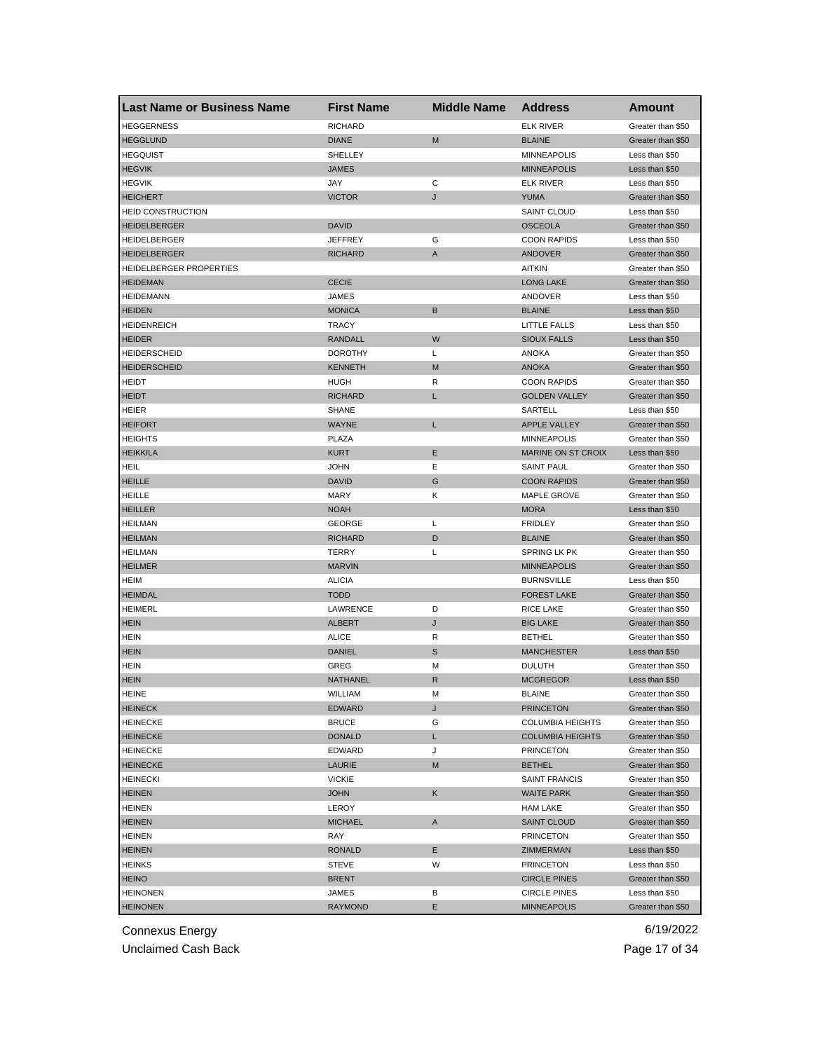| Last Name or Business Name | First Name | Middle Name | Address | Amount |
|---|---|---|---|---|
| HEGGERNESS | RICHARD | | ELK RIVER | Greater than $50 |
| HEGGLUND | DIANE | M | BLAINE | Greater than $50 |
| HEGQUIST | SHELLEY | | MINNEAPOLIS | Less than $50 |
| HEGVIK | JAMES | | MINNEAPOLIS | Less than $50 |
| HEGVIK | JAY | C | ELK RIVER | Less than $50 |
| HEICHERT | VICTOR | J | YUMA | Greater than $50 |
| HEID CONSTRUCTION | | | SAINT CLOUD | Less than $50 |
| HEIDELBERGER | DAVID | | OSCEOLA | Greater than $50 |
| HEIDELBERGER | JEFFREY | G | COON RAPIDS | Less than $50 |
| HEIDELBERGER | RICHARD | A | ANDOVER | Greater than $50 |
| HEIDELBERGER PROPERTIES | | | AITKIN | Greater than $50 |
| HEIDEMAN | CECIE | | LONG LAKE | Greater than $50 |
| HEIDEMANN | JAMES | | ANDOVER | Less than $50 |
| HEIDEN | MONICA | B | BLAINE | Less than $50 |
| HEIDENREICH | TRACY | | LITTLE FALLS | Less than $50 |
| HEIDER | RANDALL | W | SIOUX FALLS | Less than $50 |
| HEIDERSCHEID | DOROTHY | L | ANOKA | Greater than $50 |
| HEIDERSCHEID | KENNETH | M | ANOKA | Greater than $50 |
| HEIDT | HUGH | R | COON RAPIDS | Greater than $50 |
| HEIDT | RICHARD | L | GOLDEN VALLEY | Greater than $50 |
| HEIER | SHANE | | SARTELL | Less than $50 |
| HEIFORT | WAYNE | L | APPLE VALLEY | Greater than $50 |
| HEIGHTS | PLAZA | | MINNEAPOLIS | Greater than $50 |
| HEIKKILA | KURT | E | MARINE ON ST CROIX | Less than $50 |
| HEIL | JOHN | E | SAINT PAUL | Greater than $50 |
| HEILLE | DAVID | G | COON RAPIDS | Greater than $50 |
| HEILLE | MARY | K | MAPLE GROVE | Greater than $50 |
| HEILLER | NOAH | | MORA | Less than $50 |
| HEILMAN | GEORGE | L | FRIDLEY | Greater than $50 |
| HEILMAN | RICHARD | D | BLAINE | Greater than $50 |
| HEILMAN | TERRY | L | SPRING LK PK | Greater than $50 |
| HEILMER | MARVIN | | MINNEAPOLIS | Greater than $50 |
| HEIM | ALICIA | | BURNSVILLE | Less than $50 |
| HEIMDAL | TODD | | FOREST LAKE | Greater than $50 |
| HEIMERL | LAWRENCE | D | RICE LAKE | Greater than $50 |
| HEIN | ALBERT | J | BIG LAKE | Greater than $50 |
| HEIN | ALICE | R | BETHEL | Greater than $50 |
| HEIN | DANIEL | S | MANCHESTER | Less than $50 |
| HEIN | GREG | M | DULUTH | Greater than $50 |
| HEIN | NATHANEL | R | MCGREGOR | Less than $50 |
| HEINE | WILLIAM | M | BLAINE | Greater than $50 |
| HEINECK | EDWARD | J | PRINCETON | Greater than $50 |
| HEINECKE | BRUCE | G | COLUMBIA HEIGHTS | Greater than $50 |
| HEINECKE | DONALD | L | COLUMBIA HEIGHTS | Greater than $50 |
| HEINECKE | EDWARD | J | PRINCETON | Greater than $50 |
| HEINECKE | LAURIE | M | BETHEL | Greater than $50 |
| HEINECKI | VICKIE | | SAINT FRANCIS | Greater than $50 |
| HEINEN | JOHN | K | WAITE PARK | Greater than $50 |
| HEINEN | LEROY | | HAM LAKE | Greater than $50 |
| HEINEN | MICHAEL | A | SAINT CLOUD | Greater than $50 |
| HEINEN | RAY | | PRINCETON | Greater than $50 |
| HEINEN | RONALD | E | ZIMMERMAN | Less than $50 |
| HEINKS | STEVE | W | PRINCETON | Less than $50 |
| HEINO | BRENT | | CIRCLE PINES | Greater than $50 |
| HEINONEN | JAMES | B | CIRCLE PINES | Less than $50 |
| HEINONEN | RAYMOND | E | MINNEAPOLIS | Greater than $50 |

Connexus Energy 6/19/2022
Unclaimed Cash Back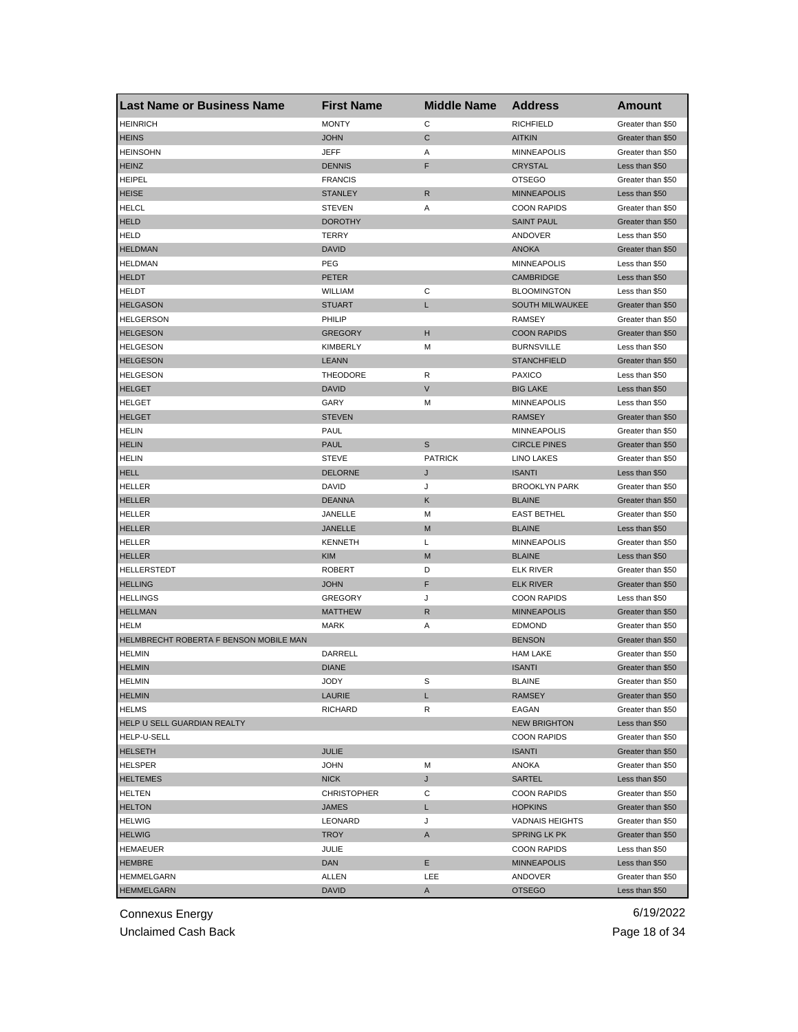| Last Name or Business Name | First Name | Middle Name | Address | Amount |
| --- | --- | --- | --- | --- |
| HEINRICH | MONTY | C | RICHFIELD | Greater than $50 |
| HEINS | JOHN | C | AITKIN | Greater than $50 |
| HEINSOHN | JEFF | A | MINNEAPOLIS | Greater than $50 |
| HEINZ | DENNIS | F | CRYSTAL | Less than $50 |
| HEIPEL | FRANCIS | | OTSEGO | Greater than $50 |
| HEISE | STANLEY | R | MINNEAPOLIS | Less than $50 |
| HELCL | STEVEN | A | COON RAPIDS | Greater than $50 |
| HELD | DOROTHY | | SAINT PAUL | Greater than $50 |
| HELD | TERRY | | ANDOVER | Less than $50 |
| HELDMAN | DAVID | | ANOKA | Greater than $50 |
| HELDMAN | PEG | | MINNEAPOLIS | Less than $50 |
| HELDT | PETER | | CAMBRIDGE | Less than $50 |
| HELDT | WILLIAM | C | BLOOMINGTON | Less than $50 |
| HELGASON | STUART | L | SOUTH MILWAUKEE | Greater than $50 |
| HELGERSON | PHILIP | | RAMSEY | Greater than $50 |
| HELGESON | GREGORY | H | COON RAPIDS | Greater than $50 |
| HELGESON | KIMBERLY | M | BURNSVILLE | Less than $50 |
| HELGESON | LEANN | | STANCHFIELD | Greater than $50 |
| HELGESON | THEODORE | R | PAXICO | Less than $50 |
| HELGET | DAVID | V | BIG LAKE | Less than $50 |
| HELGET | GARY | M | MINNEAPOLIS | Less than $50 |
| HELGET | STEVEN | | RAMSEY | Greater than $50 |
| HELIN | PAUL | | MINNEAPOLIS | Greater than $50 |
| HELIN | PAUL | S | CIRCLE PINES | Greater than $50 |
| HELIN | STEVE | PATRICK | LINO LAKES | Greater than $50 |
| HELL | DELORNE | J | ISANTI | Less than $50 |
| HELLER | DAVID | J | BROOKLYN PARK | Greater than $50 |
| HELLER | DEANNA | K | BLAINE | Greater than $50 |
| HELLER | JANELLE | M | EAST BETHEL | Greater than $50 |
| HELLER | JANELLE | M | BLAINE | Less than $50 |
| HELLER | KENNETH | L | MINNEAPOLIS | Greater than $50 |
| HELLER | KIM | M | BLAINE | Less than $50 |
| HELLERSTEDT | ROBERT | D | ELK RIVER | Greater than $50 |
| HELLING | JOHN | F | ELK RIVER | Greater than $50 |
| HELLINGS | GREGORY | J | COON RAPIDS | Less than $50 |
| HELLMAN | MATTHEW | R | MINNEAPOLIS | Greater than $50 |
| HELM | MARK | A | EDMOND | Greater than $50 |
| HELMBRECHT ROBERTA F BENSON MOBILE MAN | | | BENSON | Greater than $50 |
| HELMIN | DARRELL | | HAM LAKE | Greater than $50 |
| HELMIN | DIANE | | ISANTI | Greater than $50 |
| HELMIN | JODY | S | BLAINE | Greater than $50 |
| HELMIN | LAURIE | L | RAMSEY | Greater than $50 |
| HELMS | RICHARD | R | EAGAN | Greater than $50 |
| HELP U SELL GUARDIAN REALTY | | | NEW BRIGHTON | Less than $50 |
| HELP-U-SELL | | | COON RAPIDS | Greater than $50 |
| HELSETH | JULIE | | ISANTI | Greater than $50 |
| HELSPER | JOHN | M | ANOKA | Greater than $50 |
| HELTEMES | NICK | J | SARTEL | Less than $50 |
| HELTEN | CHRISTOPHER | C | COON RAPIDS | Greater than $50 |
| HELTON | JAMES | L | HOPKINS | Greater than $50 |
| HELWIG | LEONARD | J | VADNAIS HEIGHTS | Greater than $50 |
| HELWIG | TROY | A | SPRING LK PK | Greater than $50 |
| HEMAEUER | JULIE | | COON RAPIDS | Less than $50 |
| HEMBRE | DAN | E | MINNEAPOLIS | Less than $50 |
| HEMMELGARN | ALLEN | LEE | ANDOVER | Greater than $50 |
| HEMMELGARN | DAVID | A | OTSEGO | Less than $50 |

Connexus Energy
Unclaimed Cash Back
6/19/2022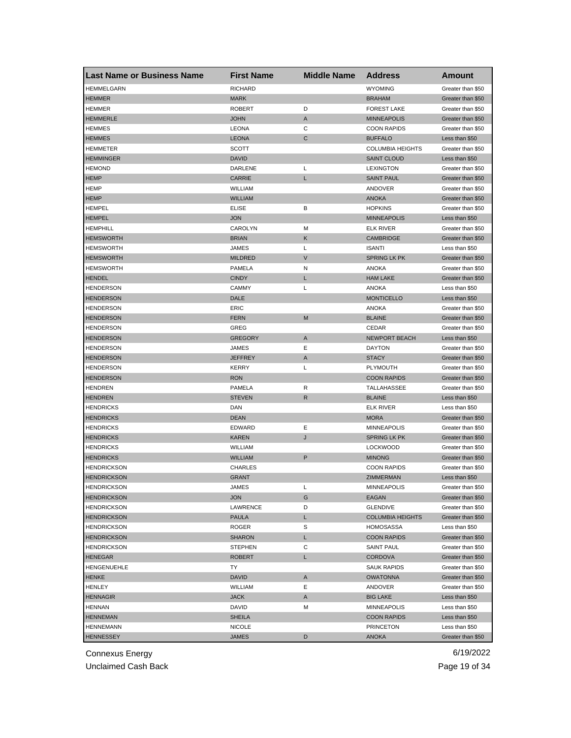| Last Name or Business Name | First Name | Middle Name | Address | Amount |
|---|---|---|---|---|
| HEMMELGARN | RICHARD | | WYOMING | Greater than $50 |
| HEMMER | MARK | | BRAHAM | Greater than $50 |
| HEMMER | ROBERT | D | FOREST LAKE | Greater than $50 |
| HEMMERLE | JOHN | A | MINNEAPOLIS | Greater than $50 |
| HEMMES | LEONA | C | COON RAPIDS | Greater than $50 |
| HEMMES | LEONA | C | BUFFALO | Less than $50 |
| HEMMETER | SCOTT | | COLUMBIA HEIGHTS | Greater than $50 |
| HEMMINGER | DAVID | | SAINT CLOUD | Less than $50 |
| HEMOND | DARLENE | L | LEXINGTON | Greater than $50 |
| HEMP | CARRIE | L | SAINT PAUL | Greater than $50 |
| HEMP | WILLIAM | | ANDOVER | Greater than $50 |
| HEMP | WILLIAM | | ANOKA | Greater than $50 |
| HEMPEL | ELISE | B | HOPKINS | Greater than $50 |
| HEMPEL | JON | | MINNEAPOLIS | Less than $50 |
| HEMPHILL | CAROLYN | M | ELK RIVER | Greater than $50 |
| HEMSWORTH | BRIAN | K | CAMBRIDGE | Greater than $50 |
| HEMSWORTH | JAMES | L | ISANTI | Less than $50 |
| HEMSWORTH | MILDRED | V | SPRING LK PK | Greater than $50 |
| HEMSWORTH | PAMELA | N | ANOKA | Greater than $50 |
| HENDEL | CINDY | L | HAM LAKE | Greater than $50 |
| HENDERSON | CAMMY | L | ANOKA | Less than $50 |
| HENDERSON | DALE | | MONTICELLO | Less than $50 |
| HENDERSON | ERIC | | ANOKA | Greater than $50 |
| HENDERSON | FERN | M | BLAINE | Greater than $50 |
| HENDERSON | GREG | | CEDAR | Greater than $50 |
| HENDERSON | GREGORY | A | NEWPORT BEACH | Less than $50 |
| HENDERSON | JAMES | E | DAYTON | Greater than $50 |
| HENDERSON | JEFFREY | A | STACY | Greater than $50 |
| HENDERSON | KERRY | L | PLYMOUTH | Greater than $50 |
| HENDERSON | RON | | COON RAPIDS | Greater than $50 |
| HENDREN | PAMELA | R | TALLAHASSEE | Greater than $50 |
| HENDREN | STEVEN | R | BLAINE | Less than $50 |
| HENDRICKS | DAN | | ELK RIVER | Less than $50 |
| HENDRICKS | DEAN | | MORA | Greater than $50 |
| HENDRICKS | EDWARD | E | MINNEAPOLIS | Greater than $50 |
| HENDRICKS | KAREN | J | SPRING LK PK | Greater than $50 |
| HENDRICKS | WILLIAM | | LOCKWOOD | Greater than $50 |
| HENDRICKS | WILLIAM | P | MINONG | Greater than $50 |
| HENDRICKSON | CHARLES | | COON RAPIDS | Greater than $50 |
| HENDRICKSON | GRANT | | ZIMMERMAN | Less than $50 |
| HENDRICKSON | JAMES | L | MINNEAPOLIS | Greater than $50 |
| HENDRICKSON | JON | G | EAGAN | Greater than $50 |
| HENDRICKSON | LAWRENCE | D | GLENDIVE | Greater than $50 |
| HENDRICKSON | PAULA | L | COLUMBIA HEIGHTS | Greater than $50 |
| HENDRICKSON | ROGER | S | HOMOSASSA | Less than $50 |
| HENDRICKSON | SHARON | L | COON RAPIDS | Greater than $50 |
| HENDRICKSON | STEPHEN | C | SAINT PAUL | Greater than $50 |
| HENEGAR | ROBERT | L | CORDOVA | Greater than $50 |
| HENGENUEHLE | TY | | SAUK RAPIDS | Greater than $50 |
| HENKE | DAVID | A | OWATONNA | Greater than $50 |
| HENLEY | WILLIAM | E | ANDOVER | Greater than $50 |
| HENNAGIR | JACK | A | BIG LAKE | Less than $50 |
| HENNAN | DAVID | M | MINNEAPOLIS | Less than $50 |
| HENNEMAN | SHEILA | | COON RAPIDS | Less than $50 |
| HENNEMANN | NICOLE | | PRINCETON | Less than $50 |
| HENNESSEY | JAMES | D | ANOKA | Greater than $50 |

Connexus Energy 6/19/2022

Unclaimed Cash Back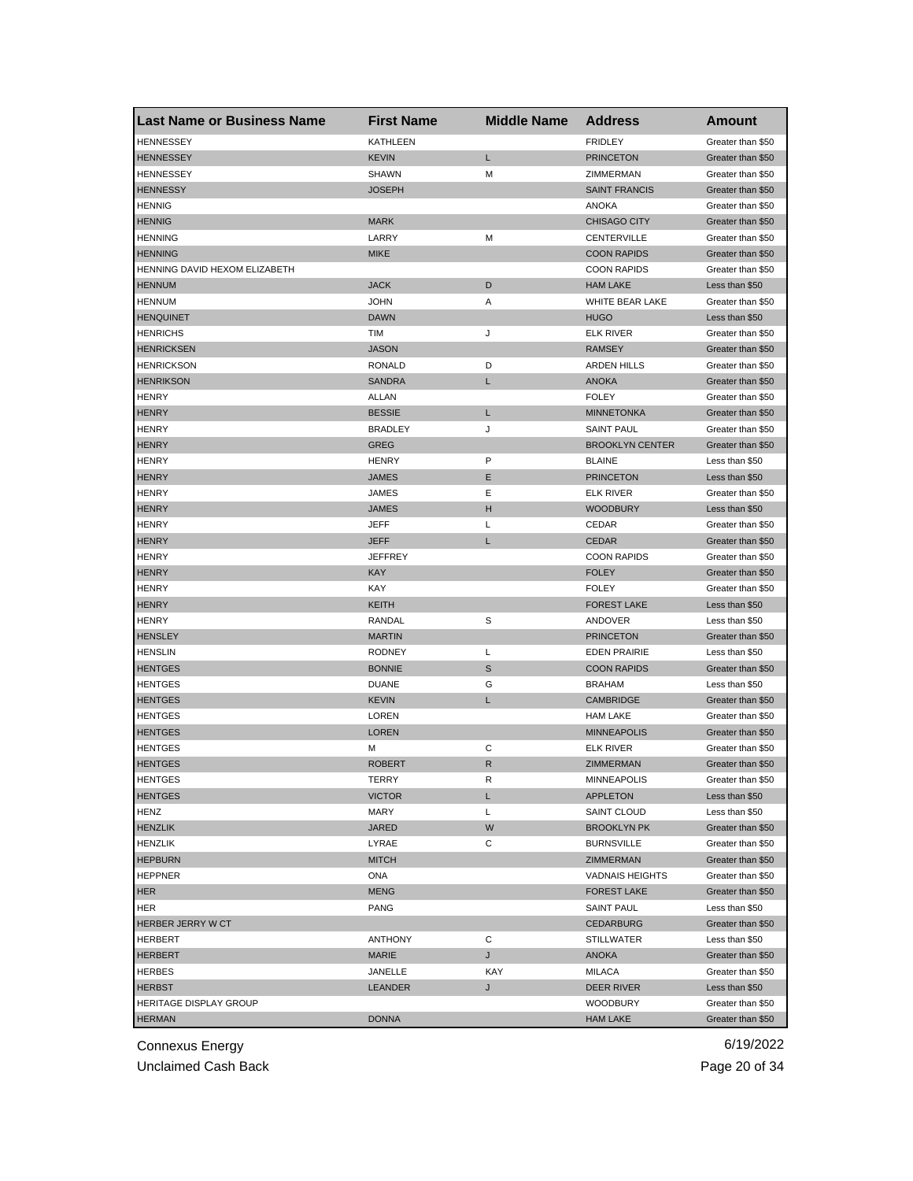| Last Name or Business Name | First Name | Middle Name | Address | Amount |
|---|---|---|---|---|
| HENNESSEY | KATHLEEN | | FRIDLEY | Greater than $50 |
| HENNESSEY | KEVIN | L | PRINCETON | Greater than $50 |
| HENNESSEY | SHAWN | M | ZIMMERMAN | Greater than $50 |
| HENNESSY | JOSEPH | | SAINT FRANCIS | Greater than $50 |
| HENNIG | | | ANOKA | Greater than $50 |
| HENNIG | MARK | | CHISAGO CITY | Greater than $50 |
| HENNING | LARRY | M | CENTERVILLE | Greater than $50 |
| HENNING | MIKE | | COON RAPIDS | Greater than $50 |
| HENNING DAVID HEXOM ELIZABETH | | | COON RAPIDS | Greater than $50 |
| HENNUM | JACK | D | HAM LAKE | Less than $50 |
| HENNUM | JOHN | A | WHITE BEAR LAKE | Greater than $50 |
| HENQUINET | DAWN | | HUGO | Less than $50 |
| HENRICHS | TIM | J | ELK RIVER | Greater than $50 |
| HENRICKSEN | JASON | | RAMSEY | Greater than $50 |
| HENRICKSON | RONALD | D | ARDEN HILLS | Greater than $50 |
| HENRIKSON | SANDRA | L | ANOKA | Greater than $50 |
| HENRY | ALLAN | | FOLEY | Greater than $50 |
| HENRY | BESSIE | L | MINNETONKA | Greater than $50 |
| HENRY | BRADLEY | J | SAINT PAUL | Greater than $50 |
| HENRY | GREG | | BROOKLYN CENTER | Greater than $50 |
| HENRY | HENRY | P | BLAINE | Less than $50 |
| HENRY | JAMES | E | PRINCETON | Less than $50 |
| HENRY | JAMES | E | ELK RIVER | Greater than $50 |
| HENRY | JAMES | H | WOODBURY | Less than $50 |
| HENRY | JEFF | L | CEDAR | Greater than $50 |
| HENRY | JEFF | L | CEDAR | Greater than $50 |
| HENRY | JEFFREY | | COON RAPIDS | Greater than $50 |
| HENRY | KAY | | FOLEY | Greater than $50 |
| HENRY | KAY | | FOLEY | Greater than $50 |
| HENRY | KEITH | | FOREST LAKE | Less than $50 |
| HENRY | RANDAL | S | ANDOVER | Less than $50 |
| HENSLEY | MARTIN | | PRINCETON | Greater than $50 |
| HENSLIN | RODNEY | L | EDEN PRAIRIE | Less than $50 |
| HENTGES | BONNIE | S | COON RAPIDS | Greater than $50 |
| HENTGES | DUANE | G | BRAHAM | Less than $50 |
| HENTGES | KEVIN | L | CAMBRIDGE | Greater than $50 |
| HENTGES | LOREN | | HAM LAKE | Greater than $50 |
| HENTGES | LOREN | | MINNEAPOLIS | Greater than $50 |
| HENTGES | M | C | ELK RIVER | Greater than $50 |
| HENTGES | ROBERT | R | ZIMMERMAN | Greater than $50 |
| HENTGES | TERRY | R | MINNEAPOLIS | Greater than $50 |
| HENTGES | VICTOR | L | APPLETON | Less than $50 |
| HENZ | MARY | L | SAINT CLOUD | Less than $50 |
| HENZLIK | JARED | W | BROOKLYN PK | Greater than $50 |
| HENZLIK | LYRAE | C | BURNSVILLE | Greater than $50 |
| HEPBURN | MITCH | | ZIMMERMAN | Greater than $50 |
| HEPPNER | ONA | | VADNAIS HEIGHTS | Greater than $50 |
| HER | MENG | | FOREST LAKE | Greater than $50 |
| HER | PANG | | SAINT PAUL | Less than $50 |
| HERBER JERRY W CT | | | CEDARBURG | Greater than $50 |
| HERBERT | ANTHONY | C | STILLWATER | Less than $50 |
| HERBERT | MARIE | J | ANOKA | Greater than $50 |
| HERBES | JANELLE | KAY | MILACA | Greater than $50 |
| HERBST | LEANDER | J | DEER RIVER | Less than $50 |
| HERITAGE DISPLAY GROUP | | | WOODBURY | Greater than $50 |
| HERMAN | DONNA | | HAM LAKE | Greater than $50 |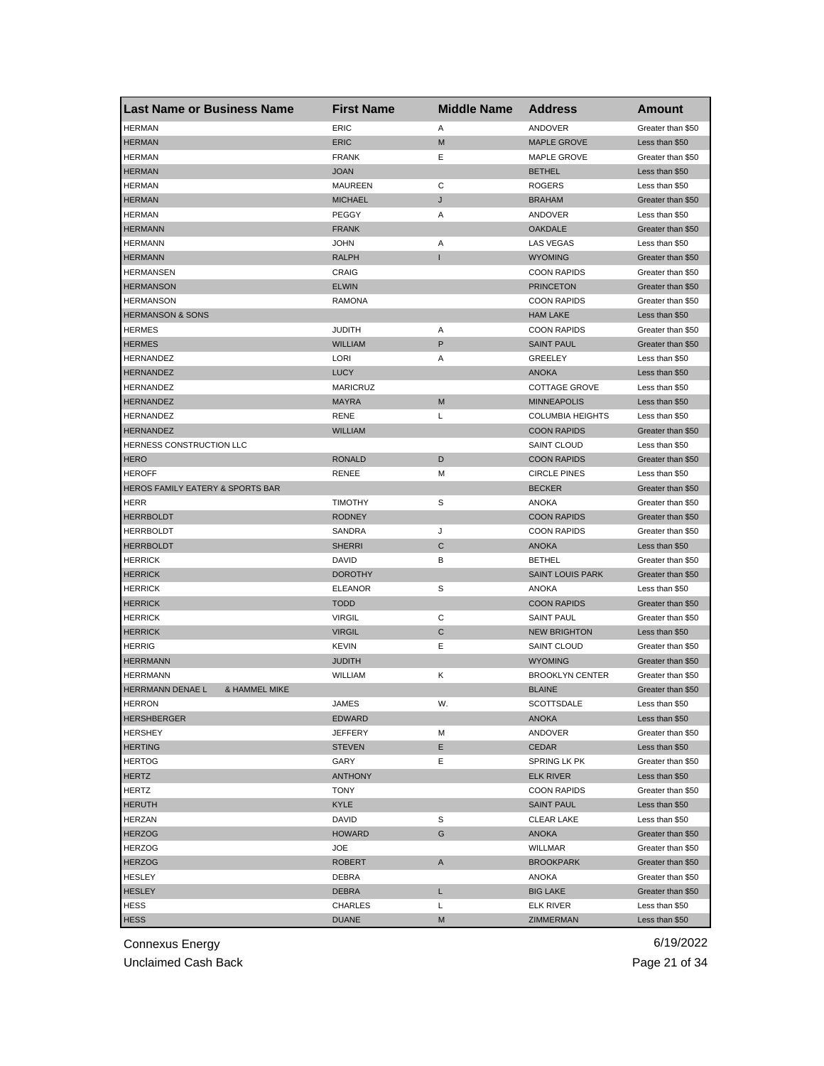| Last Name or Business Name | First Name | Middle Name | Address | Amount |
|---|---|---|---|---|
| HERMAN | ERIC | A | ANDOVER | Greater than $50 |
| HERMAN | ERIC | M | MAPLE GROVE | Less than $50 |
| HERMAN | FRANK | E | MAPLE GROVE | Greater than $50 |
| HERMAN | JOAN | | BETHEL | Less than $50 |
| HERMAN | MAUREEN | C | ROGERS | Less than $50 |
| HERMAN | MICHAEL | J | BRAHAM | Greater than $50 |
| HERMAN | PEGGY | A | ANDOVER | Less than $50 |
| HERMANN | FRANK | | OAKDALE | Greater than $50 |
| HERMANN | JOHN | A | LAS VEGAS | Less than $50 |
| HERMANN | RALPH | I | WYOMING | Greater than $50 |
| HERMANSEN | CRAIG | | COON RAPIDS | Greater than $50 |
| HERMANSON | ELWIN | | PRINCETON | Greater than $50 |
| HERMANSON | RAMONA | | COON RAPIDS | Greater than $50 |
| HERMANSON & SONS | | | HAM LAKE | Less than $50 |
| HERMES | JUDITH | A | COON RAPIDS | Greater than $50 |
| HERMES | WILLIAM | P | SAINT PAUL | Greater than $50 |
| HERNANDEZ | LORI | A | GREELEY | Less than $50 |
| HERNANDEZ | LUCY | | ANOKA | Less than $50 |
| HERNANDEZ | MARICRUZ | | COTTAGE GROVE | Less than $50 |
| HERNANDEZ | MAYRA | M | MINNEAPOLIS | Less than $50 |
| HERNANDEZ | RENE | L | COLUMBIA HEIGHTS | Less than $50 |
| HERNANDEZ | WILLIAM | | COON RAPIDS | Greater than $50 |
| HERNESS CONSTRUCTION LLC | | | SAINT CLOUD | Less than $50 |
| HERO | RONALD | D | COON RAPIDS | Greater than $50 |
| HEROFF | RENEE | M | CIRCLE PINES | Less than $50 |
| HEROS FAMILY EATERY & SPORTS BAR | | | BECKER | Greater than $50 |
| HERR | TIMOTHY | S | ANOKA | Greater than $50 |
| HERRBOLDT | RODNEY | | COON RAPIDS | Greater than $50 |
| HERRBOLDT | SANDRA | J | COON RAPIDS | Greater than $50 |
| HERRBOLDT | SHERRI | C | ANOKA | Less than $50 |
| HERRICK | DAVID | B | BETHEL | Greater than $50 |
| HERRICK | DOROTHY | | SAINT LOUIS PARK | Greater than $50 |
| HERRICK | ELEANOR | S | ANOKA | Less than $50 |
| HERRICK | TODD | | COON RAPIDS | Greater than $50 |
| HERRICK | VIRGIL | C | SAINT PAUL | Greater than $50 |
| HERRICK | VIRGIL | C | NEW BRIGHTON | Less than $50 |
| HERRIG | KEVIN | E | SAINT CLOUD | Greater than $50 |
| HERRMANN | JUDITH | | WYOMING | Greater than $50 |
| HERRMANN | WILLIAM | K | BROOKLYN CENTER | Greater than $50 |
| HERRMANN DENAE L & HAMMEL MIKE | | | BLAINE | Greater than $50 |
| HERRON | JAMES | W. | SCOTTSDALE | Less than $50 |
| HERSHBERGER | EDWARD | | ANOKA | Less than $50 |
| HERSHEY | JEFFERY | M | ANDOVER | Greater than $50 |
| HERTING | STEVEN | E | CEDAR | Less than $50 |
| HERTOG | GARY | E | SPRING LK PK | Greater than $50 |
| HERTZ | ANTHONY | | ELK RIVER | Less than $50 |
| HERTZ | TONY | | COON RAPIDS | Greater than $50 |
| HERUTH | KYLE | | SAINT PAUL | Less than $50 |
| HERZAN | DAVID | S | CLEAR LAKE | Less than $50 |
| HERZOG | HOWARD | G | ANOKA | Greater than $50 |
| HERZOG | JOE | | WILLMAR | Greater than $50 |
| HERZOG | ROBERT | A | BROOKPARK | Greater than $50 |
| HESLEY | DEBRA | | ANOKA | Greater than $50 |
| HESLEY | DEBRA | L | BIG LAKE | Greater than $50 |
| HESS | CHARLES | L | ELK RIVER | Less than $50 |
| HESS | DUANE | M | ZIMMERMAN | Less than $50 |

Connexus Energy
Unclaimed Cash Back

6/19/2022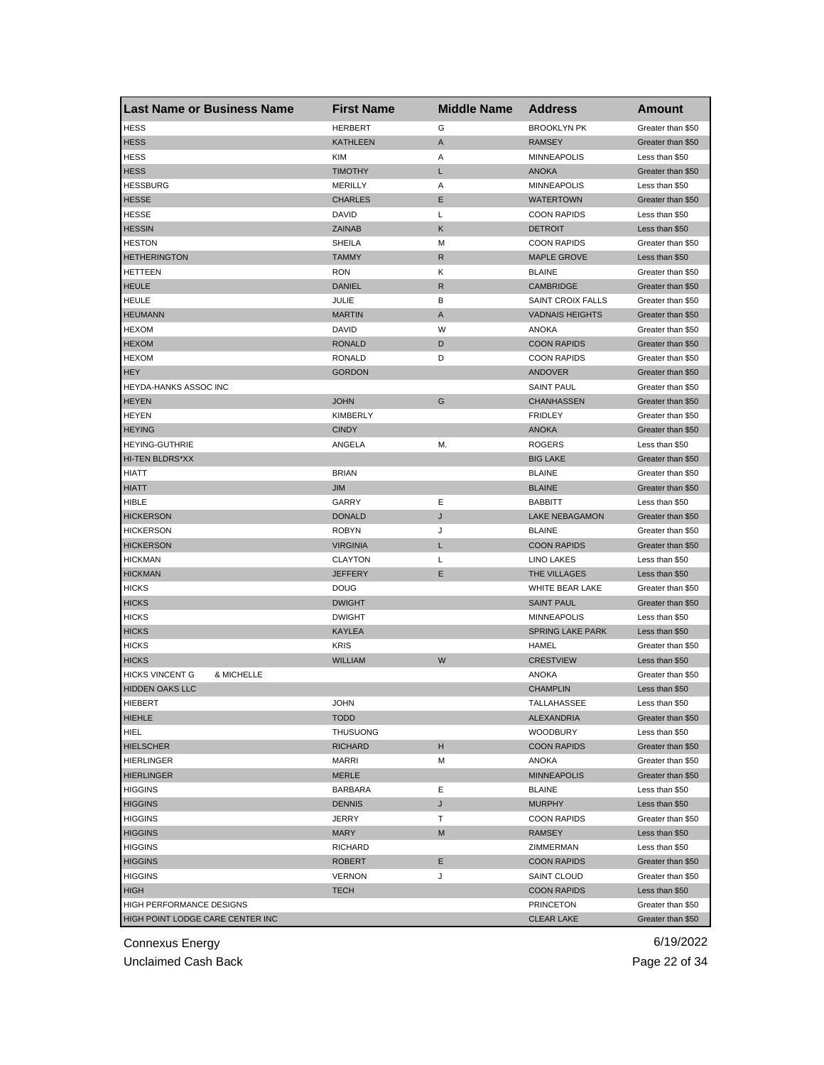| Last Name or Business Name | First Name | Middle Name | Address | Amount |
|---|---|---|---|---|
| HESS | HERBERT | G | BROOKLYN PK | Greater than $50 |
| HESS | KATHLEEN | A | RAMSEY | Greater than $50 |
| HESS | KIM | A | MINNEAPOLIS | Less than $50 |
| HESS | TIMOTHY | L | ANOKA | Greater than $50 |
| HESSBURG | MERILLY | A | MINNEAPOLIS | Less than $50 |
| HESSE | CHARLES | E | WATERTOWN | Greater than $50 |
| HESSE | DAVID | L | COON RAPIDS | Less than $50 |
| HESSIN | ZAINAB | K | DETROIT | Less than $50 |
| HESTON | SHEILA | M | COON RAPIDS | Greater than $50 |
| HETHERINGTON | TAMMY | R | MAPLE GROVE | Less than $50 |
| HETTEEN | RON | K | BLAINE | Greater than $50 |
| HEULE | DANIEL | R | CAMBRIDGE | Greater than $50 |
| HEULE | JULIE | B | SAINT CROIX FALLS | Greater than $50 |
| HEUMANN | MARTIN | A | VADNAIS HEIGHTS | Greater than $50 |
| HEXOM | DAVID | W | ANOKA | Greater than $50 |
| HEXOM | RONALD | D | COON RAPIDS | Greater than $50 |
| HEXOM | RONALD | D | COON RAPIDS | Greater than $50 |
| HEY | GORDON | | ANDOVER | Greater than $50 |
| HEYDA-HANKS ASSOC INC | | | SAINT PAUL | Greater than $50 |
| HEYEN | JOHN | G | CHANHASSEN | Greater than $50 |
| HEYEN | KIMBERLY | | FRIDLEY | Greater than $50 |
| HEYING | CINDY | | ANOKA | Greater than $50 |
| HEYING-GUTHRIE | ANGELA | M. | ROGERS | Less than $50 |
| HI-TEN BLDRS*XX | | | BIG LAKE | Greater than $50 |
| HIATT | BRIAN | | BLAINE | Greater than $50 |
| HIATT | JIM | | BLAINE | Greater than $50 |
| HIBLE | GARRY | E | BABBITT | Less than $50 |
| HICKERSON | DONALD | J | LAKE NEBAGAMON | Greater than $50 |
| HICKERSON | ROBYN | J | BLAINE | Greater than $50 |
| HICKERSON | VIRGINIA | L | COON RAPIDS | Greater than $50 |
| HICKMAN | CLAYTON | L | LINO LAKES | Less than $50 |
| HICKMAN | JEFFERY | E | THE VILLAGES | Less than $50 |
| HICKS | DOUG | | WHITE BEAR LAKE | Greater than $50 |
| HICKS | DWIGHT | | SAINT PAUL | Greater than $50 |
| HICKS | DWIGHT | | MINNEAPOLIS | Less than $50 |
| HICKS | KAYLEA | | SPRING LAKE PARK | Less than $50 |
| HICKS | KRIS | | HAMEL | Greater than $50 |
| HICKS | WILLIAM | W | CRESTVIEW | Less than $50 |
| HICKS VINCENT G & MICHELLE | | | ANOKA | Greater than $50 |
| HIDDEN OAKS LLC | | | CHAMPLIN | Less than $50 |
| HIEBERT | JOHN | | TALLAHASSEE | Less than $50 |
| HIEHLE | TODD | | ALEXANDRIA | Greater than $50 |
| HIEL | THUSUONG | | WOODBURY | Less than $50 |
| HIELSCHER | RICHARD | H | COON RAPIDS | Greater than $50 |
| HIERLINGER | MARRI | M | ANOKA | Greater than $50 |
| HIERLINGER | MERLE | | MINNEAPOLIS | Greater than $50 |
| HIGGINS | BARBARA | E | BLAINE | Less than $50 |
| HIGGINS | DENNIS | J | MURPHY | Less than $50 |
| HIGGINS | JERRY | T | COON RAPIDS | Greater than $50 |
| HIGGINS | MARY | M | RAMSEY | Less than $50 |
| HIGGINS | RICHARD | | ZIMMERMAN | Less than $50 |
| HIGGINS | ROBERT | E | COON RAPIDS | Greater than $50 |
| HIGGINS | VERNON | J | SAINT CLOUD | Greater than $50 |
| HIGH | TECH | | COON RAPIDS | Less than $50 |
| HIGH PERFORMANCE DESIGNS | | | PRINCETON | Greater than $50 |
| HIGH POINT LODGE CARE CENTER INC | | | CLEAR LAKE | Greater than $50 |

Connexus Energy 6/19/2022

Unclaimed Cash Back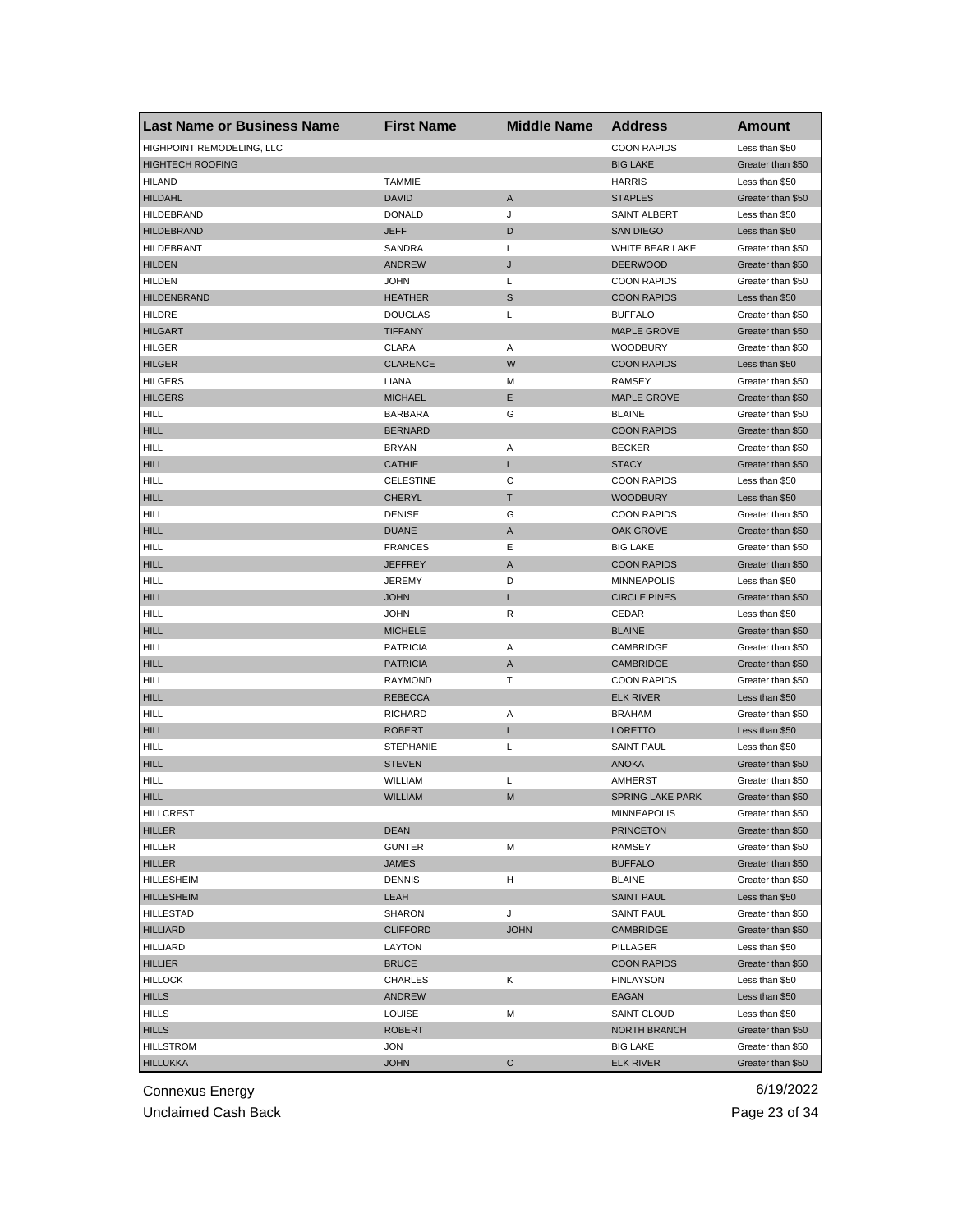| Last Name or Business Name | First Name | Middle Name | Address | Amount |
|---|---|---|---|---|
| HIGHPOINT REMODELING, LLC | | | COON RAPIDS | Less than $50 |
| HIGHTECH ROOFING | | | BIG LAKE | Greater than $50 |
| HILAND | TAMMIE | | HARRIS | Less than $50 |
| HILDAHL | DAVID | A | STAPLES | Greater than $50 |
| HILDEBRAND | DONALD | J | SAINT ALBERT | Less than $50 |
| HILDEBRAND | JEFF | D | SAN DIEGO | Less than $50 |
| HILDEBRANT | SANDRA | L | WHITE BEAR LAKE | Greater than $50 |
| HILDEN | ANDREW | J | DEERWOOD | Greater than $50 |
| HILDEN | JOHN | L | COON RAPIDS | Greater than $50 |
| HILDENBRAND | HEATHER | S | COON RAPIDS | Less than $50 |
| HILDRE | DOUGLAS | L | BUFFALO | Greater than $50 |
| HILGART | TIFFANY | | MAPLE GROVE | Greater than $50 |
| HILGER | CLARA | A | WOODBURY | Greater than $50 |
| HILGER | CLARENCE | W | COON RAPIDS | Less than $50 |
| HILGERS | LIANA | M | RAMSEY | Greater than $50 |
| HILGERS | MICHAEL | E | MAPLE GROVE | Greater than $50 |
| HILL | BARBARA | G | BLAINE | Greater than $50 |
| HILL | BERNARD | | COON RAPIDS | Greater than $50 |
| HILL | BRYAN | A | BECKER | Greater than $50 |
| HILL | CATHIE | L | STACY | Greater than $50 |
| HILL | CELESTINE | C | COON RAPIDS | Less than $50 |
| HILL | CHERYL | T | WOODBURY | Less than $50 |
| HILL | DENISE | G | COON RAPIDS | Greater than $50 |
| HILL | DUANE | A | OAK GROVE | Greater than $50 |
| HILL | FRANCES | E | BIG LAKE | Greater than $50 |
| HILL | JEFFREY | A | COON RAPIDS | Greater than $50 |
| HILL | JEREMY | D | MINNEAPOLIS | Less than $50 |
| HILL | JOHN | L | CIRCLE PINES | Greater than $50 |
| HILL | JOHN | R | CEDAR | Less than $50 |
| HILL | MICHELE | | BLAINE | Greater than $50 |
| HILL | PATRICIA | A | CAMBRIDGE | Greater than $50 |
| HILL | PATRICIA | A | CAMBRIDGE | Greater than $50 |
| HILL | RAYMOND | T | COON RAPIDS | Greater than $50 |
| HILL | REBECCA | | ELK RIVER | Less than $50 |
| HILL | RICHARD | A | BRAHAM | Greater than $50 |
| HILL | ROBERT | L | LORETTO | Less than $50 |
| HILL | STEPHANIE | L | SAINT PAUL | Less than $50 |
| HILL | STEVEN | | ANOKA | Greater than $50 |
| HILL | WILLIAM | L | AMHERST | Greater than $50 |
| HILL | WILLIAM | M | SPRING LAKE PARK | Greater than $50 |
| HILLCREST | | | MINNEAPOLIS | Greater than $50 |
| HILLER | DEAN | | PRINCETON | Greater than $50 |
| HILLER | GUNTER | M | RAMSEY | Greater than $50 |
| HILLER | JAMES | | BUFFALO | Greater than $50 |
| HILLESHEIM | DENNIS | H | BLAINE | Greater than $50 |
| HILLESHEIM | LEAH | | SAINT PAUL | Less than $50 |
| HILLESTAD | SHARON | J | SAINT PAUL | Greater than $50 |
| HILLIARD | CLIFFORD | JOHN | CAMBRIDGE | Greater than $50 |
| HILLIARD | LAYTON | | PILLAGER | Less than $50 |
| HILLIER | BRUCE | | COON RAPIDS | Greater than $50 |
| HILLOCK | CHARLES | K | FINLAYSON | Less than $50 |
| HILLS | ANDREW | | EAGAN | Less than $50 |
| HILLS | LOUISE | M | SAINT CLOUD | Less than $50 |
| HILLS | ROBERT | | NORTH BRANCH | Greater than $50 |
| HILLSTROM | JON | | BIG LAKE | Greater than $50 |
| HILLUKKA | JOHN | C | ELK RIVER | Greater than $50 |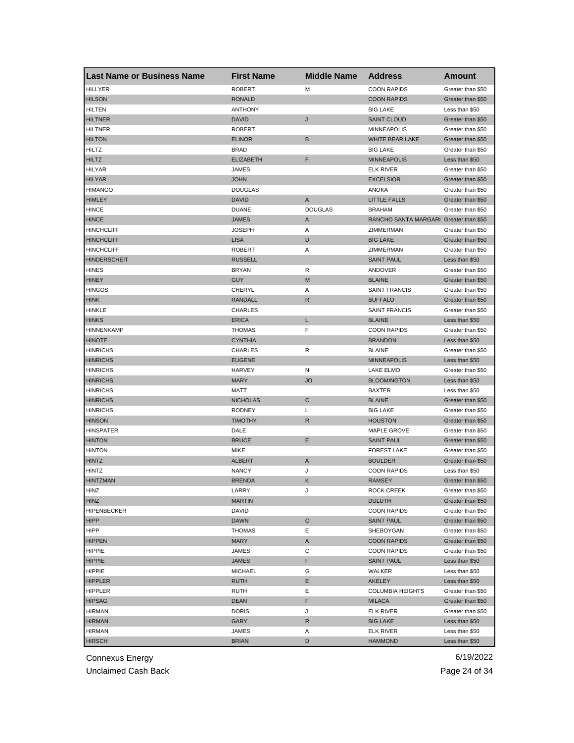| Last Name or Business Name | First Name | Middle Name | Address | Amount |
| --- | --- | --- | --- | --- |
| HILLYER | ROBERT | M | COON RAPIDS | Greater than $50 |
| HILSON | RONALD | | COON RAPIDS | Greater than $50 |
| HILTEN | ANTHONY | | BIG LAKE | Less than $50 |
| HILTNER | DAVID | J | SAINT CLOUD | Greater than $50 |
| HILTNER | ROBERT | | MINNEAPOLIS | Greater than $50 |
| HILTON | ELINOR | B | WHITE BEAR LAKE | Greater than $50 |
| HILTZ | BRAD | | BIG LAKE | Greater than $50 |
| HILTZ | ELIZABETH | F | MINNEAPOLIS | Less than $50 |
| HILYAR | JAMES | | ELK RIVER | Greater than $50 |
| HILYAR | JOHN | | EXCELSIOR | Greater than $50 |
| HIMANGO | DOUGLAS | | ANOKA | Greater than $50 |
| HIMLEY | DAVID | A | LITTLE FALLS | Greater than $50 |
| HINCE | DUANE | DOUGLAS | BRAHAM | Greater than $50 |
| HINCE | JAMES | A | RANCHO SANTA MARGARI | Greater than $50 |
| HINCHCLIFF | JOSEPH | A | ZIMMERMAN | Greater than $50 |
| HINCHCLIFF | LISA | D | BIG LAKE | Greater than $50 |
| HINCHCLIFF | ROBERT | A | ZIMMERMAN | Greater than $50 |
| HINDERSCHEIT | RUSSELL | | SAINT PAUL | Less than $50 |
| HINES | BRYAN | R | ANDOVER | Greater than $50 |
| HINEY | GUY | M | BLAINE | Greater than $50 |
| HINGOS | CHERYL | A | SAINT FRANCIS | Greater than $50 |
| HINK | RANDALL | R | BUFFALO | Greater than $50 |
| HINKLE | CHARLES | | SAINT FRANCIS | Greater than $50 |
| HINKS | ERICA | L | BLAINE | Less than $50 |
| HINNENKAMP | THOMAS | F | COON RAPIDS | Greater than $50 |
| HINOTE | CYNTHIA | | BRANDON | Less than $50 |
| HINRICHS | CHARLES | R | BLAINE | Greater than $50 |
| HINRICHS | EUGENE | | MINNEAPOLIS | Less than $50 |
| HINRICHS | HARVEY | N | LAKE ELMO | Greater than $50 |
| HINRICHS | MARY | JO | BLOOMINGTON | Less than $50 |
| HINRICHS | MATT | | BAXTER | Less than $50 |
| HINRICHS | NICHOLAS | C | BLAINE | Greater than $50 |
| HINRICHS | RODNEY | L | BIG LAKE | Greater than $50 |
| HINSON | TIMOTHY | R | HOUSTON | Greater than $50 |
| HINSPATER | DALE | | MAPLE GROVE | Greater than $50 |
| HINTON | BRUCE | E | SAINT PAUL | Greater than $50 |
| HINTON | MIKE | | FOREST LAKE | Greater than $50 |
| HINTZ | ALBERT | A | BOULDER | Greater than $50 |
| HINTZ | NANCY | J | COON RAPIDS | Less than $50 |
| HINTZMAN | BRENDA | K | RAMSEY | Greater than $50 |
| HINZ | LARRY | J | ROCK CREEK | Greater than $50 |
| HINZ | MARTIN | | DULUTH | Greater than $50 |
| HIPENBECKER | DAVID | | COON RAPIDS | Greater than $50 |
| HIPP | DAWN | O | SAINT PAUL | Greater than $50 |
| HIPP | THOMAS | E | SHEBOYGAN | Greater than $50 |
| HIPPEN | MARY | A | COON RAPIDS | Greater than $50 |
| HIPPIE | JAMES | C | COON RAPIDS | Greater than $50 |
| HIPPIE | JAMES | F | SAINT PAUL | Less than $50 |
| HIPPIE | MICHAEL | G | WALKER | Less than $50 |
| HIPPLER | RUTH | E | AKELEY | Less than $50 |
| HIPPLER | RUTH | E | COLUMBIA HEIGHTS | Greater than $50 |
| HIPSAG | DEAN | F | MILACA | Greater than $50 |
| HIRMAN | DORIS | J | ELK RIVER | Greater than $50 |
| HIRMAN | GARY | R | BIG LAKE | Less than $50 |
| HIRMAN | JAMES | A | ELK RIVER | Less than $50 |
| HIRSCH | BRIAN | D | HAMMOND | Less than $50 |

Connexus Energy 6/19/2022
Unclaimed Cash Back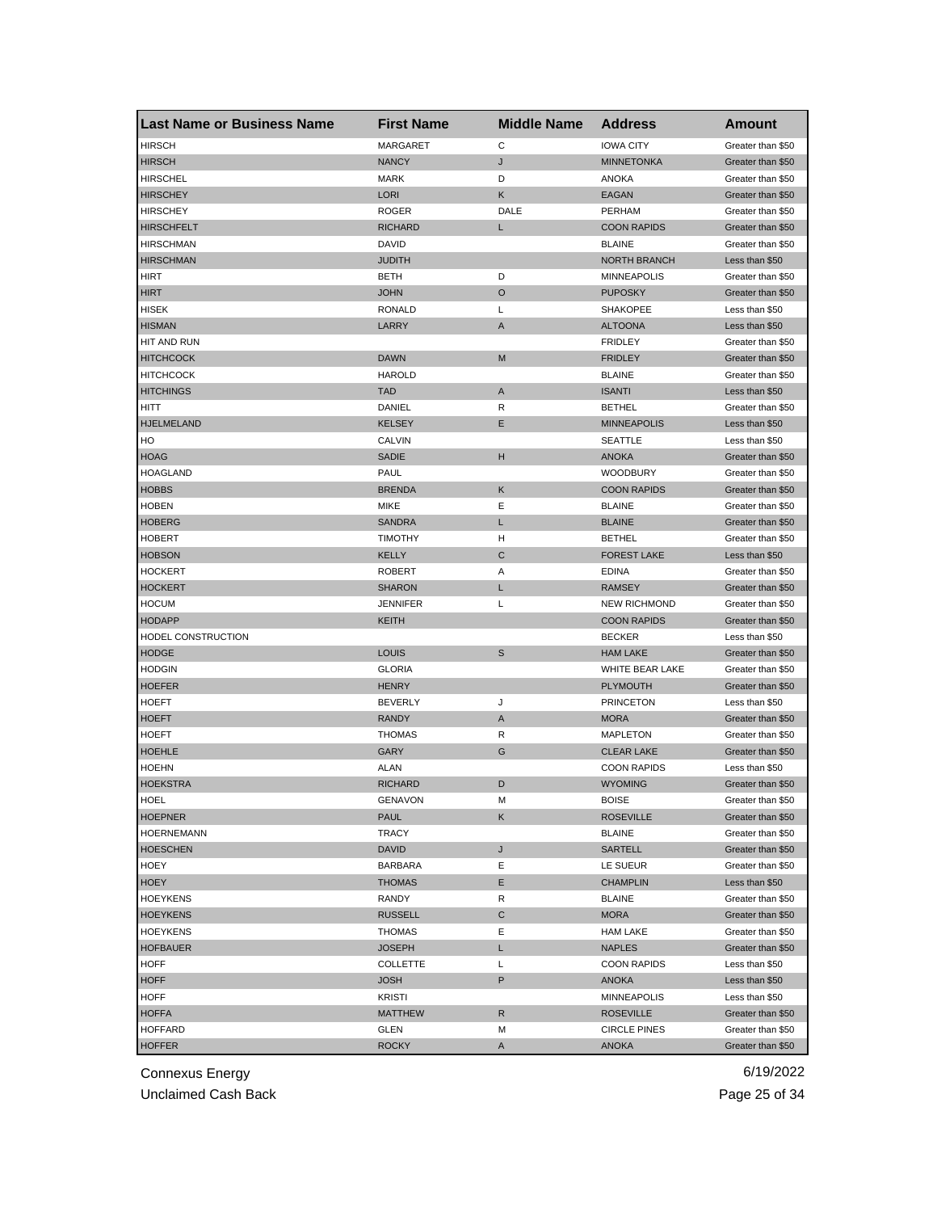| Last Name or Business Name | First Name | Middle Name | Address | Amount |
|---|---|---|---|---|
| HIRSCH | MARGARET | C | IOWA CITY | Greater than $50 |
| HIRSCH | NANCY | J | MINNETONKA | Greater than $50 |
| HIRSCHEL | MARK | D | ANOKA | Greater than $50 |
| HIRSCHEY | LORI | K | EAGAN | Greater than $50 |
| HIRSCHEY | ROGER | DALE | PERHAM | Greater than $50 |
| HIRSCHFELT | RICHARD | L | COON RAPIDS | Greater than $50 |
| HIRSCHMAN | DAVID | | BLAINE | Greater than $50 |
| HIRSCHMAN | JUDITH | | NORTH BRANCH | Less than $50 |
| HIRT | BETH | D | MINNEAPOLIS | Greater than $50 |
| HIRT | JOHN | O | PUPOSKY | Greater than $50 |
| HISEK | RONALD | L | SHAKOPEE | Less than $50 |
| HISMAN | LARRY | A | ALTOONA | Less than $50 |
| HIT AND RUN | | | FRIDLEY | Greater than $50 |
| HITCHCOCK | DAWN | M | FRIDLEY | Greater than $50 |
| HITCHCOCK | HAROLD | | BLAINE | Greater than $50 |
| HITCHINGS | TAD | A | ISANTI | Less than $50 |
| HITT | DANIEL | R | BETHEL | Greater than $50 |
| HJELMELAND | KELSEY | E | MINNEAPOLIS | Less than $50 |
| HO | CALVIN | | SEATTLE | Less than $50 |
| HOAG | SADIE | H | ANOKA | Greater than $50 |
| HOAGLAND | PAUL | | WOODBURY | Greater than $50 |
| HOBBS | BRENDA | K | COON RAPIDS | Greater than $50 |
| HOBEN | MIKE | E | BLAINE | Greater than $50 |
| HOBERG | SANDRA | L | BLAINE | Greater than $50 |
| HOBERT | TIMOTHY | H | BETHEL | Greater than $50 |
| HOBSON | KELLY | C | FOREST LAKE | Less than $50 |
| HOCKERT | ROBERT | A | EDINA | Greater than $50 |
| HOCKERT | SHARON | L | RAMSEY | Greater than $50 |
| HOCUM | JENNIFER | L | NEW RICHMOND | Greater than $50 |
| HODAPP | KEITH | | COON RAPIDS | Greater than $50 |
| HODEL CONSTRUCTION | | | BECKER | Less than $50 |
| HODGE | LOUIS | S | HAM LAKE | Greater than $50 |
| HODGIN | GLORIA | | WHITE BEAR LAKE | Greater than $50 |
| HOEFER | HENRY | | PLYMOUTH | Greater than $50 |
| HOEFT | BEVERLY | J | PRINCETON | Less than $50 |
| HOEFT | RANDY | A | MORA | Greater than $50 |
| HOEFT | THOMAS | R | MAPLETON | Greater than $50 |
| HOEHLE | GARY | G | CLEAR LAKE | Greater than $50 |
| HOEHN | ALAN | | COON RAPIDS | Less than $50 |
| HOEKSTRA | RICHARD | D | WYOMING | Greater than $50 |
| HOEL | GENAVON | M | BOISE | Greater than $50 |
| HOEPNER | PAUL | K | ROSEVILLE | Greater than $50 |
| HOERNEMANN | TRACY | | BLAINE | Greater than $50 |
| HOESCHEN | DAVID | J | SARTELL | Greater than $50 |
| HOEY | BARBARA | E | LE SUEUR | Greater than $50 |
| HOEY | THOMAS | E | CHAMPLIN | Less than $50 |
| HOEYKENS | RANDY | R | BLAINE | Greater than $50 |
| HOEYKENS | RUSSELL | C | MORA | Greater than $50 |
| HOEYKENS | THOMAS | E | HAM LAKE | Greater than $50 |
| HOFBAUER | JOSEPH | L | NAPLES | Greater than $50 |
| HOFF | COLLETTE | L | COON RAPIDS | Less than $50 |
| HOFF | JOSH | P | ANOKA | Less than $50 |
| HOFF | KRISTI | | MINNEAPOLIS | Less than $50 |
| HOFFA | MATTHEW | R | ROSEVILLE | Greater than $50 |
| HOFFARD | GLEN | M | CIRCLE PINES | Greater than $50 |
| HOFFER | ROCKY | A | ANOKA | Greater than $50 |

Connexus Energy
Unclaimed Cash Back

6/19/2022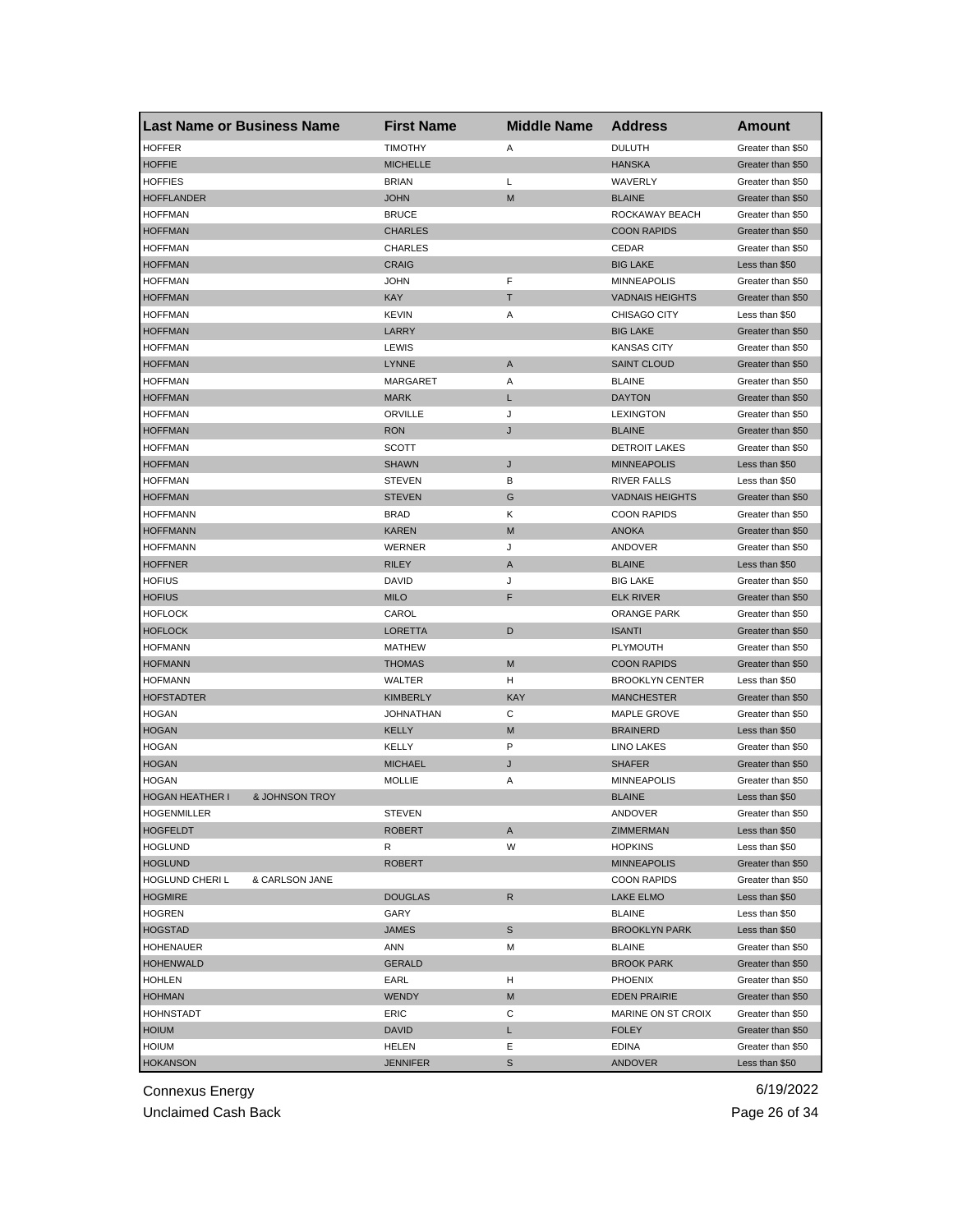| Last Name or Business Name | First Name | Middle Name | Address | Amount |
|---|---|---|---|---|
| HOFFER | TIMOTHY | A | DULUTH | Greater than $50 |
| HOFFIE | MICHELLE | | HANSKA | Greater than $50 |
| HOFFIES | BRIAN | L | WAVERLY | Greater than $50 |
| HOFFLANDER | JOHN | M | BLAINE | Greater than $50 |
| HOFFMAN | BRUCE | | ROCKAWAY BEACH | Greater than $50 |
| HOFFMAN | CHARLES | | COON RAPIDS | Greater than $50 |
| HOFFMAN | CHARLES | | CEDAR | Greater than $50 |
| HOFFMAN | CRAIG | | BIG LAKE | Less than $50 |
| HOFFMAN | JOHN | F | MINNEAPOLIS | Greater than $50 |
| HOFFMAN | KAY | T | VADNAIS HEIGHTS | Greater than $50 |
| HOFFMAN | KEVIN | A | CHISAGO CITY | Less than $50 |
| HOFFMAN | LARRY | | BIG LAKE | Greater than $50 |
| HOFFMAN | LEWIS | | KANSAS CITY | Greater than $50 |
| HOFFMAN | LYNNE | A | SAINT CLOUD | Greater than $50 |
| HOFFMAN | MARGARET | A | BLAINE | Greater than $50 |
| HOFFMAN | MARK | L | DAYTON | Greater than $50 |
| HOFFMAN | ORVILLE | J | LEXINGTON | Greater than $50 |
| HOFFMAN | RON | J | BLAINE | Greater than $50 |
| HOFFMAN | SCOTT | | DETROIT LAKES | Greater than $50 |
| HOFFMAN | SHAWN | J | MINNEAPOLIS | Less than $50 |
| HOFFMAN | STEVEN | B | RIVER FALLS | Less than $50 |
| HOFFMAN | STEVEN | G | VADNAIS HEIGHTS | Greater than $50 |
| HOFFMANN | BRAD | K | COON RAPIDS | Greater than $50 |
| HOFFMANN | KAREN | M | ANOKA | Greater than $50 |
| HOFFMANN | WERNER | J | ANDOVER | Greater than $50 |
| HOFFNER | RILEY | A | BLAINE | Less than $50 |
| HOFIUS | DAVID | J | BIG LAKE | Greater than $50 |
| HOFIUS | MILO | F | ELK RIVER | Greater than $50 |
| HOFLOCK | CAROL | | ORANGE PARK | Greater than $50 |
| HOFLOCK | LORETTA | D | ISANTI | Greater than $50 |
| HOFMANN | MATHEW | | PLYMOUTH | Greater than $50 |
| HOFMANN | THOMAS | M | COON RAPIDS | Greater than $50 |
| HOFMANN | WALTER | H | BROOKLYN CENTER | Less than $50 |
| HOFSTADTER | KIMBERLY | KAY | MANCHESTER | Greater than $50 |
| HOGAN | JOHNATHAN | C | MAPLE GROVE | Greater than $50 |
| HOGAN | KELLY | M | BRAINERD | Less than $50 |
| HOGAN | KELLY | P | LINO LAKES | Greater than $50 |
| HOGAN | MICHAEL | J | SHAFER | Greater than $50 |
| HOGAN | MOLLIE | A | MINNEAPOLIS | Greater than $50 |
| HOGAN HEATHER I & JOHNSON TROY | | | BLAINE | Less than $50 |
| HOGENMILLER | STEVEN | | ANDOVER | Greater than $50 |
| HOGFELDT | ROBERT | A | ZIMMERMAN | Less than $50 |
| HOGLUND | R | W | HOPKINS | Less than $50 |
| HOGLUND | ROBERT | | MINNEAPOLIS | Greater than $50 |
| HOGLUND CHERI L & CARLSON JANE | | | COON RAPIDS | Greater than $50 |
| HOGMIRE | DOUGLAS | R | LAKE ELMO | Less than $50 |
| HOGREN | GARY | | BLAINE | Less than $50 |
| HOGSTAD | JAMES | S | BROOKLYN PARK | Less than $50 |
| HOHENAUER | ANN | M | BLAINE | Greater than $50 |
| HOHENWALD | GERALD | | BROOK PARK | Greater than $50 |
| HOHLEN | EARL | H | PHOENIX | Greater than $50 |
| HOHMAN | WENDY | M | EDEN PRAIRIE | Greater than $50 |
| HOHNSTADT | ERIC | C | MARINE ON ST CROIX | Greater than $50 |
| HOIUM | DAVID | L | FOLEY | Greater than $50 |
| HOIUM | HELEN | E | EDINA | Greater than $50 |
| HOKANSON | JENNIFER | S | ANDOVER | Less than $50 |

Connexus Energy

Unclaimed Cash Back

6/19/2022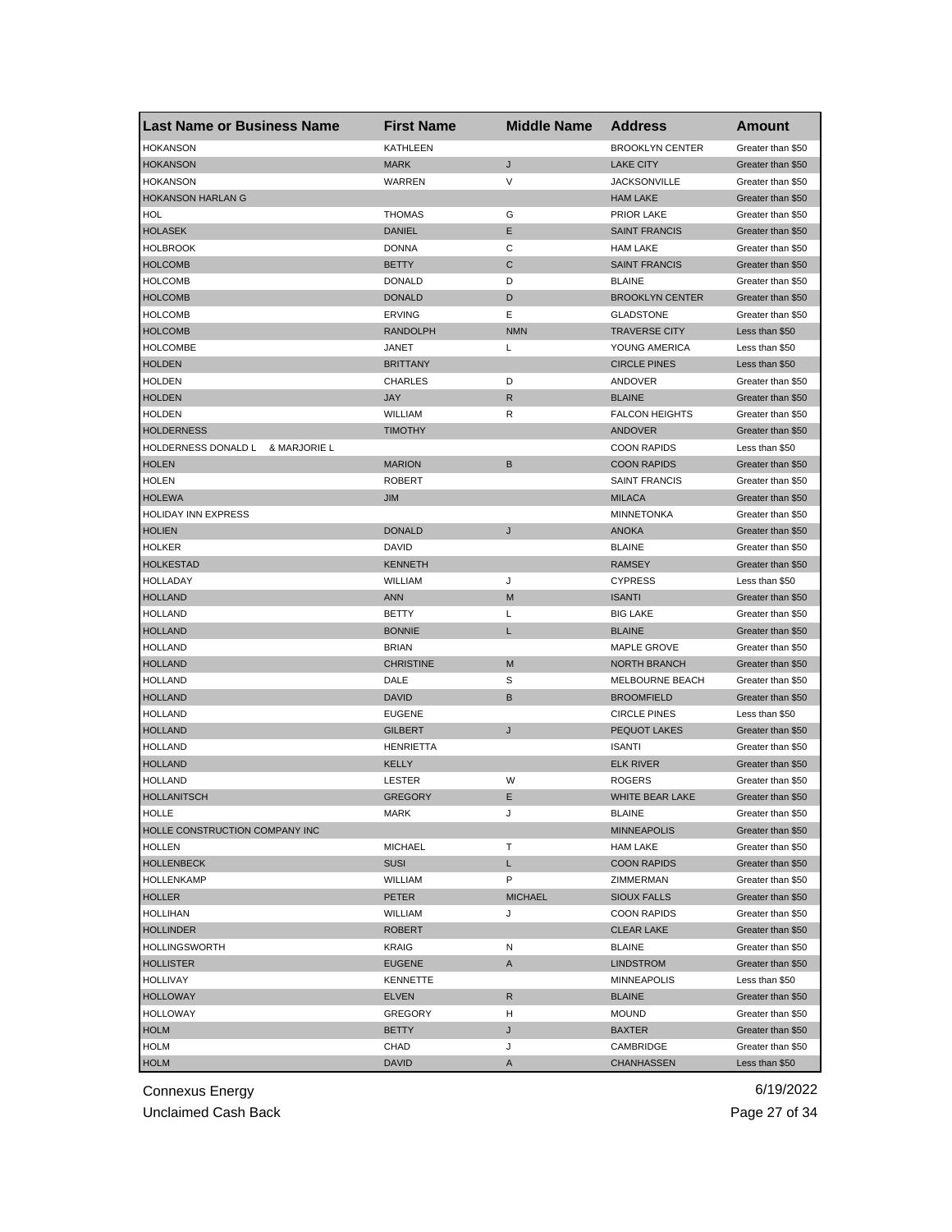| Last Name or Business Name | First Name | Middle Name | Address | Amount |
|---|---|---|---|---|
| HOKANSON | KATHLEEN | | BROOKLYN CENTER | Greater than $50 |
| HOKANSON | MARK | J | LAKE CITY | Greater than $50 |
| HOKANSON | WARREN | V | JACKSONVILLE | Greater than $50 |
| HOKANSON HARLAN G | | | HAM LAKE | Greater than $50 |
| HOL | THOMAS | G | PRIOR LAKE | Greater than $50 |
| HOLASEK | DANIEL | E | SAINT FRANCIS | Greater than $50 |
| HOLBROOK | DONNA | C | HAM LAKE | Greater than $50 |
| HOLCOMB | BETTY | C | SAINT FRANCIS | Greater than $50 |
| HOLCOMB | DONALD | D | BLAINE | Greater than $50 |
| HOLCOMB | DONALD | D | BROOKLYN CENTER | Greater than $50 |
| HOLCOMB | ERVING | E | GLADSTONE | Greater than $50 |
| HOLCOMB | RANDOLPH | NMN | TRAVERSE CITY | Less than $50 |
| HOLCOMBE | JANET | L | YOUNG AMERICA | Less than $50 |
| HOLDEN | BRITTANY | | CIRCLE PINES | Less than $50 |
| HOLDEN | CHARLES | D | ANDOVER | Greater than $50 |
| HOLDEN | JAY | R | BLAINE | Greater than $50 |
| HOLDEN | WILLIAM | R | FALCON HEIGHTS | Greater than $50 |
| HOLDERNESS | TIMOTHY | | ANDOVER | Greater than $50 |
| HOLDERNESS DONALD L & MARJORIE L | | | COON RAPIDS | Less than $50 |
| HOLEN | MARION | B | COON RAPIDS | Greater than $50 |
| HOLEN | ROBERT | | SAINT FRANCIS | Greater than $50 |
| HOLEWA | JIM | | MILACA | Greater than $50 |
| HOLIDAY INN EXPRESS | | | MINNETONKA | Greater than $50 |
| HOLIEN | DONALD | J | ANOKA | Greater than $50 |
| HOLKER | DAVID | | BLAINE | Greater than $50 |
| HOLKESTAD | KENNETH | | RAMSEY | Greater than $50 |
| HOLLADAY | WILLIAM | J | CYPRESS | Less than $50 |
| HOLLAND | ANN | M | ISANTI | Greater than $50 |
| HOLLAND | BETTY | L | BIG LAKE | Greater than $50 |
| HOLLAND | BONNIE | L | BLAINE | Greater than $50 |
| HOLLAND | BRIAN | | MAPLE GROVE | Greater than $50 |
| HOLLAND | CHRISTINE | M | NORTH BRANCH | Greater than $50 |
| HOLLAND | DALE | S | MELBOURNE BEACH | Greater than $50 |
| HOLLAND | DAVID | B | BROOMFIELD | Greater than $50 |
| HOLLAND | EUGENE | | CIRCLE PINES | Less than $50 |
| HOLLAND | GILBERT | J | PEQUOT LAKES | Greater than $50 |
| HOLLAND | HENRIETTA | | ISANTI | Greater than $50 |
| HOLLAND | KELLY | | ELK RIVER | Greater than $50 |
| HOLLAND | LESTER | W | ROGERS | Greater than $50 |
| HOLLANITSCH | GREGORY | E | WHITE BEAR LAKE | Greater than $50 |
| HOLLE | MARK | J | BLAINE | Greater than $50 |
| HOLLE CONSTRUCTION COMPANY INC | | | MINNEAPOLIS | Greater than $50 |
| HOLLEN | MICHAEL | T | HAM LAKE | Greater than $50 |
| HOLLENBECK | SUSI | L | COON RAPIDS | Greater than $50 |
| HOLLENKAMP | WILLIAM | P | ZIMMERMAN | Greater than $50 |
| HOLLER | PETER | MICHAEL | SIOUX FALLS | Greater than $50 |
| HOLLIHAN | WILLIAM | J | COON RAPIDS | Greater than $50 |
| HOLLINDER | ROBERT | | CLEAR LAKE | Greater than $50 |
| HOLLINGSWORTH | KRAIG | N | BLAINE | Greater than $50 |
| HOLLISTER | EUGENE | A | LINDSTROM | Greater than $50 |
| HOLLIVAY | KENNETTE | | MINNEAPOLIS | Less than $50 |
| HOLLOWAY | ELVEN | R | BLAINE | Greater than $50 |
| HOLLOWAY | GREGORY | H | MOUND | Greater than $50 |
| HOLM | BETTY | J | BAXTER | Greater than $50 |
| HOLM | CHAD | J | CAMBRIDGE | Greater than $50 |
| HOLM | DAVID | A | CHANHASSEN | Less than $50 |

Connexus Energy
Unclaimed Cash Back

6/19/2022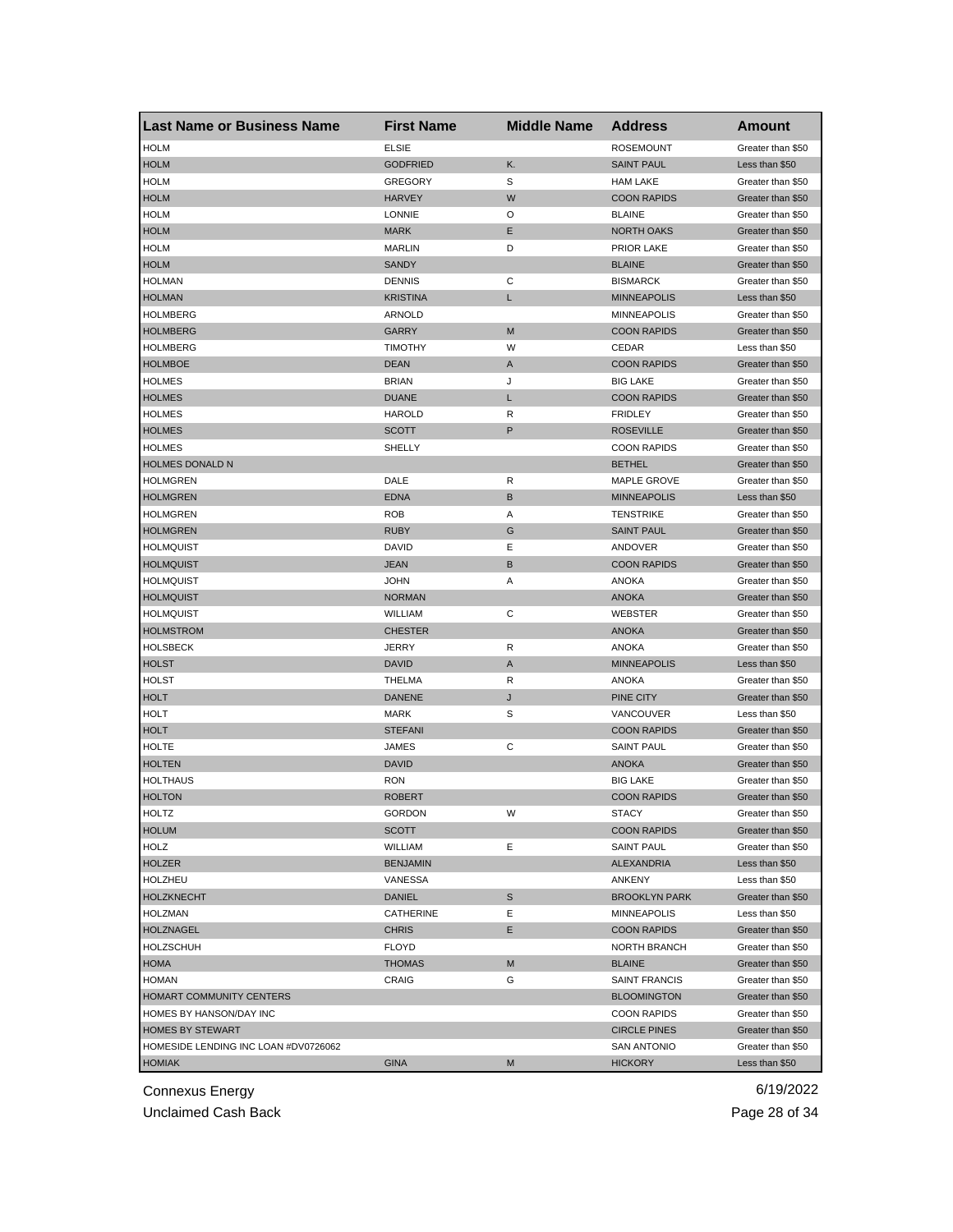| Last Name or Business Name | First Name | Middle Name | Address | Amount |
|---|---|---|---|---|
| HOLM | ELSIE | | ROSEMOUNT | Greater than $50 |
| HOLM | GODFRIED | K. | SAINT PAUL | Less than $50 |
| HOLM | GREGORY | S | HAM LAKE | Greater than $50 |
| HOLM | HARVEY | W | COON RAPIDS | Greater than $50 |
| HOLM | LONNIE | O | BLAINE | Greater than $50 |
| HOLM | MARK | E | NORTH OAKS | Greater than $50 |
| HOLM | MARLIN | D | PRIOR LAKE | Greater than $50 |
| HOLM | SANDY | | BLAINE | Greater than $50 |
| HOLMAN | DENNIS | C | BISMARCK | Greater than $50 |
| HOLMAN | KRISTINA | L | MINNEAPOLIS | Less than $50 |
| HOLMBERG | ARNOLD | | MINNEAPOLIS | Greater than $50 |
| HOLMBERG | GARRY | M | COON RAPIDS | Greater than $50 |
| HOLMBERG | TIMOTHY | W | CEDAR | Less than $50 |
| HOLMBOE | DEAN | A | COON RAPIDS | Greater than $50 |
| HOLMES | BRIAN | J | BIG LAKE | Greater than $50 |
| HOLMES | DUANE | L | COON RAPIDS | Greater than $50 |
| HOLMES | HAROLD | R | FRIDLEY | Greater than $50 |
| HOLMES | SCOTT | P | ROSEVILLE | Greater than $50 |
| HOLMES | SHELLY | | COON RAPIDS | Greater than $50 |
| HOLMES DONALD N | | | BETHEL | Greater than $50 |
| HOLMGREN | DALE | R | MAPLE GROVE | Greater than $50 |
| HOLMGREN | EDNA | B | MINNEAPOLIS | Less than $50 |
| HOLMGREN | ROB | A | TENSTRIKE | Greater than $50 |
| HOLMGREN | RUBY | G | SAINT PAUL | Greater than $50 |
| HOLMQUIST | DAVID | E | ANDOVER | Greater than $50 |
| HOLMQUIST | JEAN | B | COON RAPIDS | Greater than $50 |
| HOLMQUIST | JOHN | A | ANOKA | Greater than $50 |
| HOLMQUIST | NORMAN | | ANOKA | Greater than $50 |
| HOLMQUIST | WILLIAM | C | WEBSTER | Greater than $50 |
| HOLMSTROM | CHESTER | | ANOKA | Greater than $50 |
| HOLSBECK | JERRY | R | ANOKA | Greater than $50 |
| HOLST | DAVID | A | MINNEAPOLIS | Less than $50 |
| HOLST | THELMA | R | ANOKA | Greater than $50 |
| HOLT | DANENE | J | PINE CITY | Greater than $50 |
| HOLT | MARK | S | VANCOUVER | Less than $50 |
| HOLT | STEFANI | | COON RAPIDS | Greater than $50 |
| HOLTE | JAMES | C | SAINT PAUL | Greater than $50 |
| HOLTEN | DAVID | | ANOKA | Greater than $50 |
| HOLTHAUS | RON | | BIG LAKE | Greater than $50 |
| HOLTON | ROBERT | | COON RAPIDS | Greater than $50 |
| HOLTZ | GORDON | W | STACY | Greater than $50 |
| HOLUM | SCOTT | | COON RAPIDS | Greater than $50 |
| HOLZ | WILLIAM | E | SAINT PAUL | Greater than $50 |
| HOLZER | BENJAMIN | | ALEXANDRIA | Less than $50 |
| HOLZHEU | VANESSA | | ANKENY | Less than $50 |
| HOLZKNECHT | DANIEL | S | BROOKLYN PARK | Greater than $50 |
| HOLZMAN | CATHERINE | E | MINNEAPOLIS | Less than $50 |
| HOLZNAGEL | CHRIS | E | COON RAPIDS | Greater than $50 |
| HOLZSCHUH | FLOYD | | NORTH BRANCH | Greater than $50 |
| HOMA | THOMAS | M | BLAINE | Greater than $50 |
| HOMAN | CRAIG | G | SAINT FRANCIS | Greater than $50 |
| HOMART COMMUNITY CENTERS | | | BLOOMINGTON | Greater than $50 |
| HOMES BY HANSON/DAY INC | | | COON RAPIDS | Greater than $50 |
| HOMES BY STEWART | | | CIRCLE PINES | Greater than $50 |
| HOMESIDE LENDING INC LOAN #DV0726062 | | | SAN ANTONIO | Greater than $50 |
| HOMIAK | GINA | M | HICKORY | Less than $50 |

Connexus Energy
Unclaimed Cash Back

6/19/2022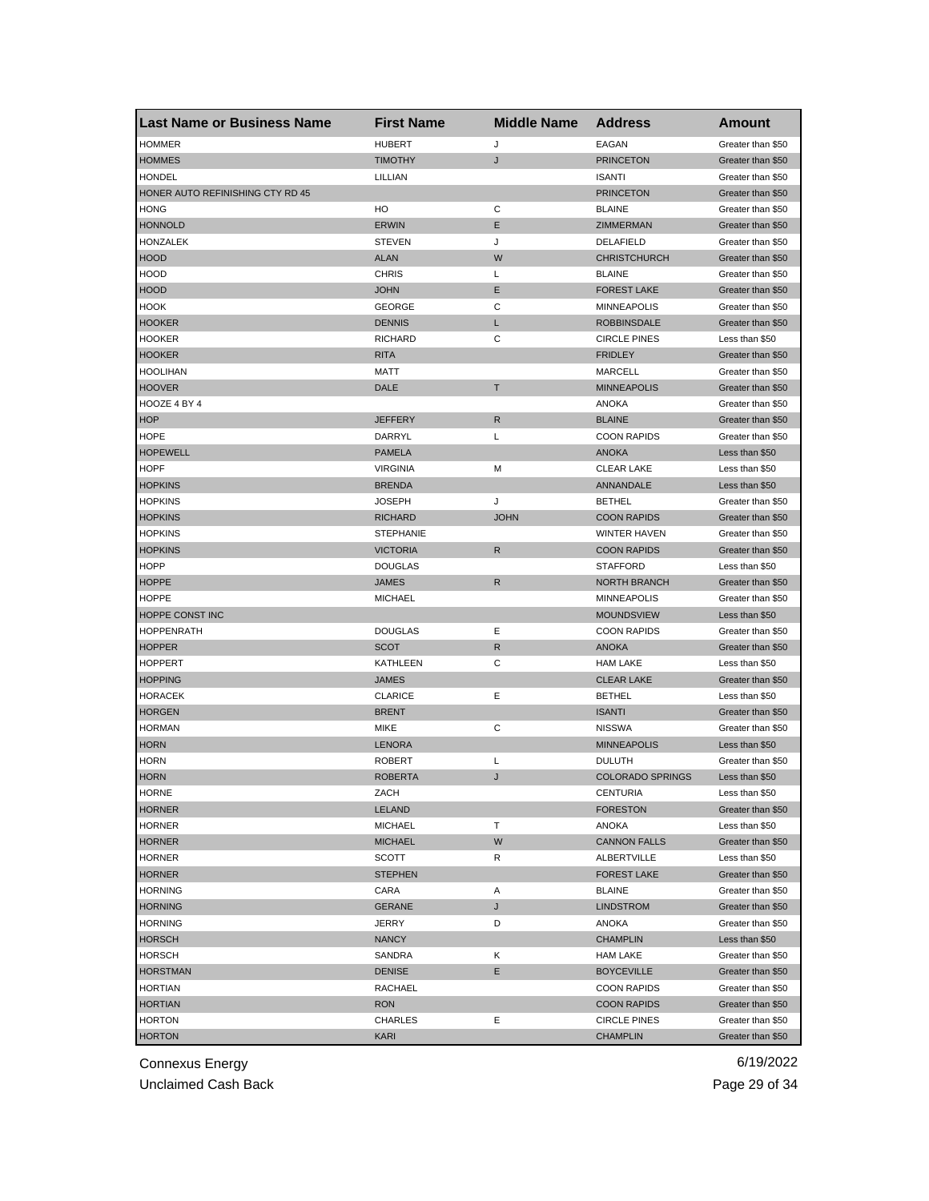| Last Name or Business Name | First Name | Middle Name | Address | Amount |
|---|---|---|---|---|
| HOMMER | HUBERT | J | EAGAN | Greater than $50 |
| HOMMES | TIMOTHY | J | PRINCETON | Greater than $50 |
| HONDEL | LILLIAN | | ISANTI | Greater than $50 |
| HONER AUTO REFINISHING CTY RD 45 | | | PRINCETON | Greater than $50 |
| HONG | HO | C | BLAINE | Greater than $50 |
| HONNOLD | ERWIN | E | ZIMMERMAN | Greater than $50 |
| HONZALEK | STEVEN | J | DELAFIELD | Greater than $50 |
| HOOD | ALAN | W | CHRISTCHURCH | Greater than $50 |
| HOOD | CHRIS | L | BLAINE | Greater than $50 |
| HOOD | JOHN | E | FOREST LAKE | Greater than $50 |
| HOOK | GEORGE | C | MINNEAPOLIS | Greater than $50 |
| HOOKER | DENNIS | L | ROBBINSDALE | Greater than $50 |
| HOOKER | RICHARD | C | CIRCLE PINES | Less than $50 |
| HOOKER | RITA | | FRIDLEY | Greater than $50 |
| HOOLIHAN | MATT | | MARCELL | Greater than $50 |
| HOOVER | DALE | T | MINNEAPOLIS | Greater than $50 |
| HOOZE 4 BY 4 | | | ANOKA | Greater than $50 |
| HOP | JEFFERY | R | BLAINE | Greater than $50 |
| HOPE | DARRYL | L | COON RAPIDS | Greater than $50 |
| HOPEWELL | PAMELA | | ANOKA | Less than $50 |
| HOPF | VIRGINIA | M | CLEAR LAKE | Less than $50 |
| HOPKINS | BRENDA | | ANNANDALE | Less than $50 |
| HOPKINS | JOSEPH | J | BETHEL | Greater than $50 |
| HOPKINS | RICHARD | JOHN | COON RAPIDS | Greater than $50 |
| HOPKINS | STEPHANIE | | WINTER HAVEN | Greater than $50 |
| HOPKINS | VICTORIA | R | COON RAPIDS | Greater than $50 |
| HOPP | DOUGLAS | | STAFFORD | Less than $50 |
| HOPPE | JAMES | R | NORTH BRANCH | Greater than $50 |
| HOPPE | MICHAEL | | MINNEAPOLIS | Greater than $50 |
| HOPPE CONST INC | | | MOUNDSVIEW | Less than $50 |
| HOPPENRATH | DOUGLAS | E | COON RAPIDS | Greater than $50 |
| HOPPER | SCOT | R | ANOKA | Greater than $50 |
| HOPPERT | KATHLEEN | C | HAM LAKE | Less than $50 |
| HOPPING | JAMES | | CLEAR LAKE | Greater than $50 |
| HORACEK | CLARICE | E | BETHEL | Less than $50 |
| HORGEN | BRENT | | ISANTI | Greater than $50 |
| HORMAN | MIKE | C | NISSWA | Greater than $50 |
| HORN | LENORA | | MINNEAPOLIS | Less than $50 |
| HORN | ROBERT | L | DULUTH | Greater than $50 |
| HORN | ROBERTA | J | COLORADO SPRINGS | Less than $50 |
| HORNE | ZACH | | CENTURIA | Less than $50 |
| HORNER | LELAND | | FORESTON | Greater than $50 |
| HORNER | MICHAEL | T | ANOKA | Less than $50 |
| HORNER | MICHAEL | W | CANNON FALLS | Greater than $50 |
| HORNER | SCOTT | R | ALBERTVILLE | Less than $50 |
| HORNER | STEPHEN | | FOREST LAKE | Greater than $50 |
| HORNING | CARA | A | BLAINE | Greater than $50 |
| HORNING | GERANE | J | LINDSTROM | Greater than $50 |
| HORNING | JERRY | D | ANOKA | Greater than $50 |
| HORSCH | NANCY | | CHAMPLIN | Less than $50 |
| HORSCH | SANDRA | K | HAM LAKE | Greater than $50 |
| HORSTMAN | DENISE | E | BOYCEVILLE | Greater than $50 |
| HORTIAN | RACHAEL | | COON RAPIDS | Greater than $50 |
| HORTIAN | RON | | COON RAPIDS | Greater than $50 |
| HORTON | CHARLES | E | CIRCLE PINES | Greater than $50 |
| HORTON | KARI | | CHAMPLIN | Greater than $50 |

Connexus Energy
Unclaimed Cash Back

6/19/2022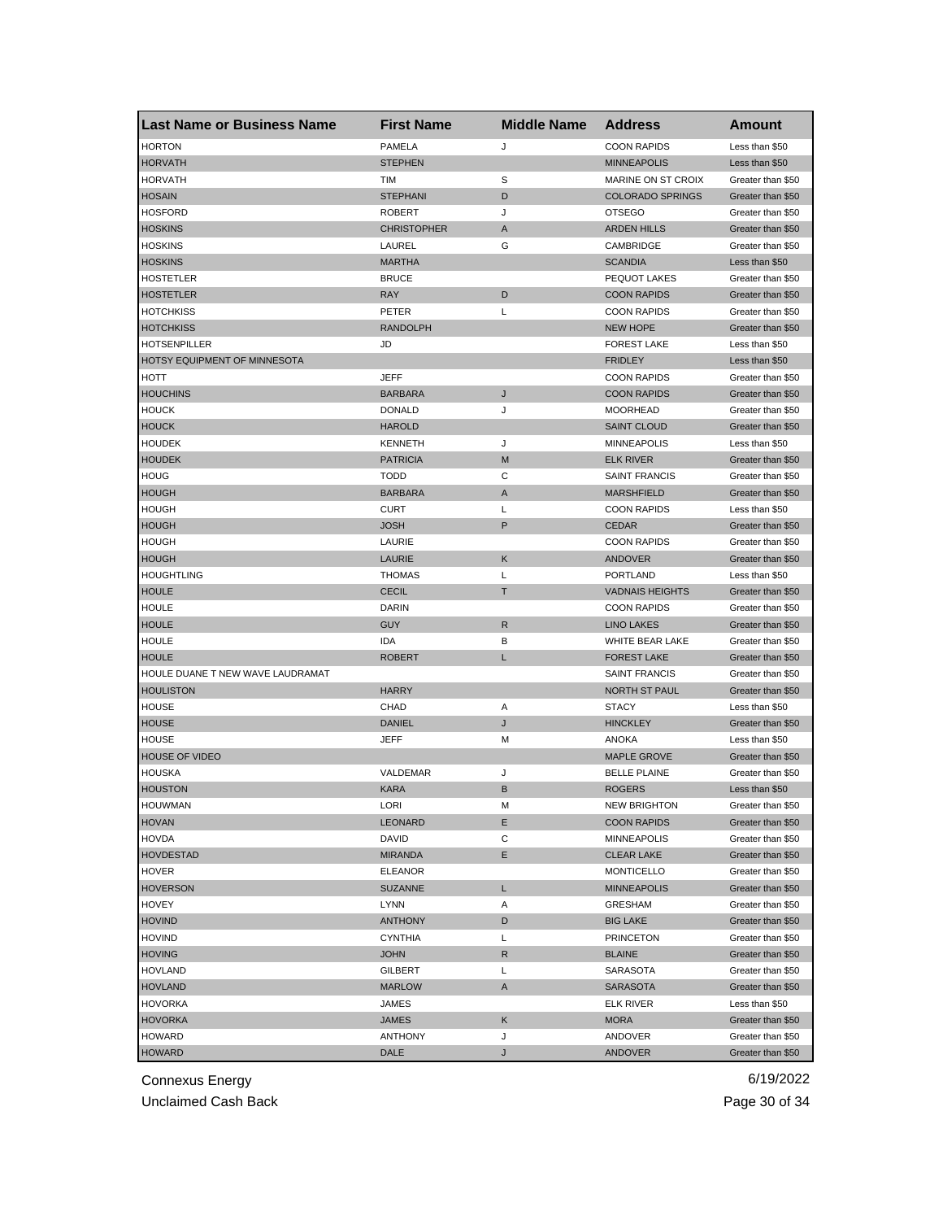| Last Name or Business Name | First Name | Middle Name | Address | Amount |
| --- | --- | --- | --- | --- |
| HORTON | PAMELA | J | COON RAPIDS | Less than $50 |
| HORVATH | STEPHEN | | MINNEAPOLIS | Less than $50 |
| HORVATH | TIM | S | MARINE ON ST CROIX | Greater than $50 |
| HOSAIN | STEPHANI | D | COLORADO SPRINGS | Greater than $50 |
| HOSFORD | ROBERT | J | OTSEGO | Greater than $50 |
| HOSKINS | CHRISTOPHER | A | ARDEN HILLS | Greater than $50 |
| HOSKINS | LAUREL | G | CAMBRIDGE | Greater than $50 |
| HOSKINS | MARTHA | | SCANDIA | Less than $50 |
| HOSTETLER | BRUCE | | PEQUOT LAKES | Greater than $50 |
| HOSTETLER | RAY | D | COON RAPIDS | Greater than $50 |
| HOTCHKISS | PETER | L | COON RAPIDS | Greater than $50 |
| HOTCHKISS | RANDOLPH | | NEW HOPE | Greater than $50 |
| HOTSENPILLER | JD | | FOREST LAKE | Less than $50 |
| HOTSY EQUIPMENT OF MINNESOTA | | | FRIDLEY | Less than $50 |
| HOTT | JEFF | | COON RAPIDS | Greater than $50 |
| HOUCHINS | BARBARA | J | COON RAPIDS | Greater than $50 |
| HOUCK | DONALD | J | MOORHEAD | Greater than $50 |
| HOUCK | HAROLD | | SAINT CLOUD | Greater than $50 |
| HOUDEK | KENNETH | J | MINNEAPOLIS | Less than $50 |
| HOUDEK | PATRICIA | M | ELK RIVER | Greater than $50 |
| HOUG | TODD | C | SAINT FRANCIS | Greater than $50 |
| HOUGH | BARBARA | A | MARSHFIELD | Greater than $50 |
| HOUGH | CURT | L | COON RAPIDS | Less than $50 |
| HOUGH | JOSH | P | CEDAR | Greater than $50 |
| HOUGH | LAURIE | | COON RAPIDS | Greater than $50 |
| HOUGH | LAURIE | K | ANDOVER | Greater than $50 |
| HOUGHTLING | THOMAS | L | PORTLAND | Less than $50 |
| HOULE | CECIL | T | VADNAIS HEIGHTS | Greater than $50 |
| HOULE | DARIN | | COON RAPIDS | Greater than $50 |
| HOULE | GUY | R | LINO LAKES | Greater than $50 |
| HOULE | IDA | B | WHITE BEAR LAKE | Greater than $50 |
| HOULE | ROBERT | L | FOREST LAKE | Greater than $50 |
| HOULE DUANE T NEW WAVE LAUDRAMAT | | | SAINT FRANCIS | Greater than $50 |
| HOULISTON | HARRY | | NORTH ST PAUL | Greater than $50 |
| HOUSE | CHAD | A | STACY | Less than $50 |
| HOUSE | DANIEL | J | HINCKLEY | Greater than $50 |
| HOUSE | JEFF | M | ANOKA | Less than $50 |
| HOUSE OF VIDEO | | | MAPLE GROVE | Greater than $50 |
| HOUSKA | VALDEMAR | J | BELLE PLAINE | Greater than $50 |
| HOUSTON | KARA | B | ROGERS | Less than $50 |
| HOUWMAN | LORI | M | NEW BRIGHTON | Greater than $50 |
| HOVAN | LEONARD | E | COON RAPIDS | Greater than $50 |
| HOVDA | DAVID | C | MINNEAPOLIS | Greater than $50 |
| HOVDESTAD | MIRANDA | E | CLEAR LAKE | Greater than $50 |
| HOVER | ELEANOR | | MONTICELLO | Greater than $50 |
| HOVERSON | SUZANNE | L | MINNEAPOLIS | Greater than $50 |
| HOVEY | LYNN | A | GRESHAM | Greater than $50 |
| HOVIND | ANTHONY | D | BIG LAKE | Greater than $50 |
| HOVIND | CYNTHIA | L | PRINCETON | Greater than $50 |
| HOVING | JOHN | R | BLAINE | Greater than $50 |
| HOVLAND | GILBERT | L | SARASOTA | Greater than $50 |
| HOVLAND | MARLOW | A | SARASOTA | Greater than $50 |
| HOVORKA | JAMES | | ELK RIVER | Less than $50 |
| HOVORKA | JAMES | K | MORA | Greater than $50 |
| HOWARD | ANTHONY | J | ANDOVER | Greater than $50 |
| HOWARD | DALE | J | ANDOVER | Greater than $50 |

Connexus Energy 6/19/2022

Unclaimed Cash Back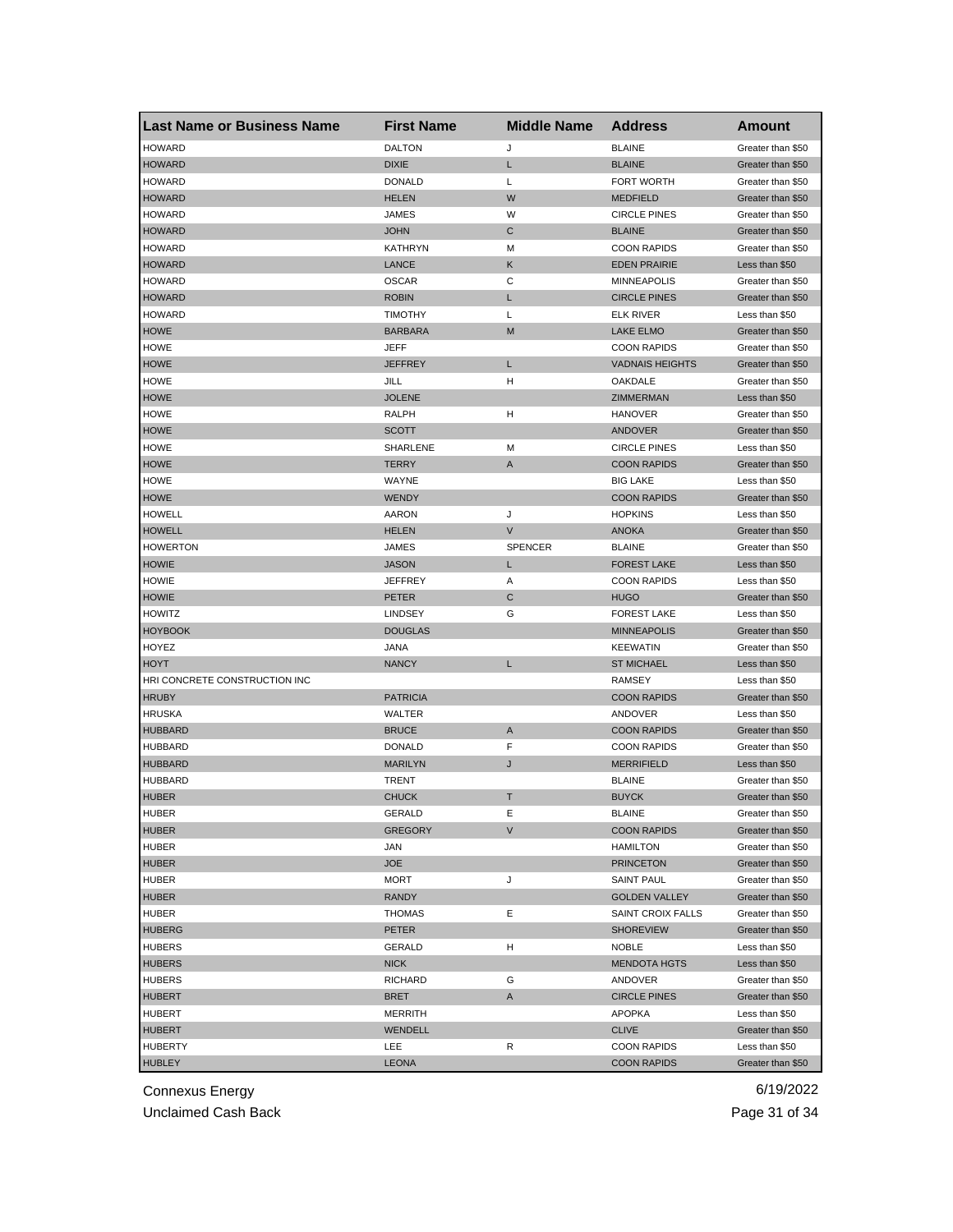| Last Name or Business Name | First Name | Middle Name | Address | Amount |
|---|---|---|---|---|
| HOWARD | DALTON | J | BLAINE | Greater than $50 |
| HOWARD | DIXIE | L | BLAINE | Greater than $50 |
| HOWARD | DONALD | L | FORT WORTH | Greater than $50 |
| HOWARD | HELEN | W | MEDFIELD | Greater than $50 |
| HOWARD | JAMES | W | CIRCLE PINES | Greater than $50 |
| HOWARD | JOHN | C | BLAINE | Greater than $50 |
| HOWARD | KATHRYN | M | COON RAPIDS | Greater than $50 |
| HOWARD | LANCE | K | EDEN PRAIRIE | Less than $50 |
| HOWARD | OSCAR | C | MINNEAPOLIS | Greater than $50 |
| HOWARD | ROBIN | L | CIRCLE PINES | Greater than $50 |
| HOWARD | TIMOTHY | L | ELK RIVER | Less than $50 |
| HOWE | BARBARA | M | LAKE ELMO | Greater than $50 |
| HOWE | JEFF | | COON RAPIDS | Greater than $50 |
| HOWE | JEFFREY | L | VADNAIS HEIGHTS | Greater than $50 |
| HOWE | JILL | H | OAKDALE | Greater than $50 |
| HOWE | JOLENE | | ZIMMERMAN | Less than $50 |
| HOWE | RALPH | H | HANOVER | Greater than $50 |
| HOWE | SCOTT | | ANDOVER | Greater than $50 |
| HOWE | SHARLENE | M | CIRCLE PINES | Less than $50 |
| HOWE | TERRY | A | COON RAPIDS | Greater than $50 |
| HOWE | WAYNE | | BIG LAKE | Less than $50 |
| HOWE | WENDY | | COON RAPIDS | Greater than $50 |
| HOWELL | AARON | J | HOPKINS | Less than $50 |
| HOWELL | HELEN | V | ANOKA | Greater than $50 |
| HOWERTON | JAMES | SPENCER | BLAINE | Greater than $50 |
| HOWIE | JASON | L | FOREST LAKE | Less than $50 |
| HOWIE | JEFFREY | A | COON RAPIDS | Less than $50 |
| HOWIE | PETER | C | HUGO | Greater than $50 |
| HOWITZ | LINDSEY | G | FOREST LAKE | Less than $50 |
| HOYBOOK | DOUGLAS | | MINNEAPOLIS | Greater than $50 |
| HOYEZ | JANA | | KEEWATIN | Greater than $50 |
| HOYT | NANCY | L | ST MICHAEL | Less than $50 |
| HRI CONCRETE CONSTRUCTION INC | | | RAMSEY | Less than $50 |
| HRUBY | PATRICIA | | COON RAPIDS | Greater than $50 |
| HRUSKA | WALTER | | ANDOVER | Less than $50 |
| HUBBARD | BRUCE | A | COON RAPIDS | Greater than $50 |
| HUBBARD | DONALD | F | COON RAPIDS | Greater than $50 |
| HUBBARD | MARILYN | J | MERRIFIELD | Less than $50 |
| HUBBARD | TRENT | | BLAINE | Greater than $50 |
| HUBER | CHUCK | T | BUYCK | Greater than $50 |
| HUBER | GERALD | E | BLAINE | Greater than $50 |
| HUBER | GREGORY | V | COON RAPIDS | Greater than $50 |
| HUBER | JAN | | HAMILTON | Greater than $50 |
| HUBER | JOE | | PRINCETON | Greater than $50 |
| HUBER | MORT | J | SAINT PAUL | Greater than $50 |
| HUBER | RANDY | | GOLDEN VALLEY | Greater than $50 |
| HUBER | THOMAS | E | SAINT CROIX FALLS | Greater than $50 |
| HUBERG | PETER | | SHOREVIEW | Greater than $50 |
| HUBERS | GERALD | H | NOBLE | Less than $50 |
| HUBERS | NICK | | MENDOTA HGTS | Less than $50 |
| HUBERS | RICHARD | G | ANDOVER | Greater than $50 |
| HUBERT | BRET | A | CIRCLE PINES | Greater than $50 |
| HUBERT | MERRITH | | APOPKA | Less than $50 |
| HUBERT | WENDELL | | CLIVE | Greater than $50 |
| HUBERTY | LEE | R | COON RAPIDS | Less than $50 |
| HUBLEY | LEONA | | COON RAPIDS | Greater than $50 |

Connexus Energy
Unclaimed Cash Back
6/19/2022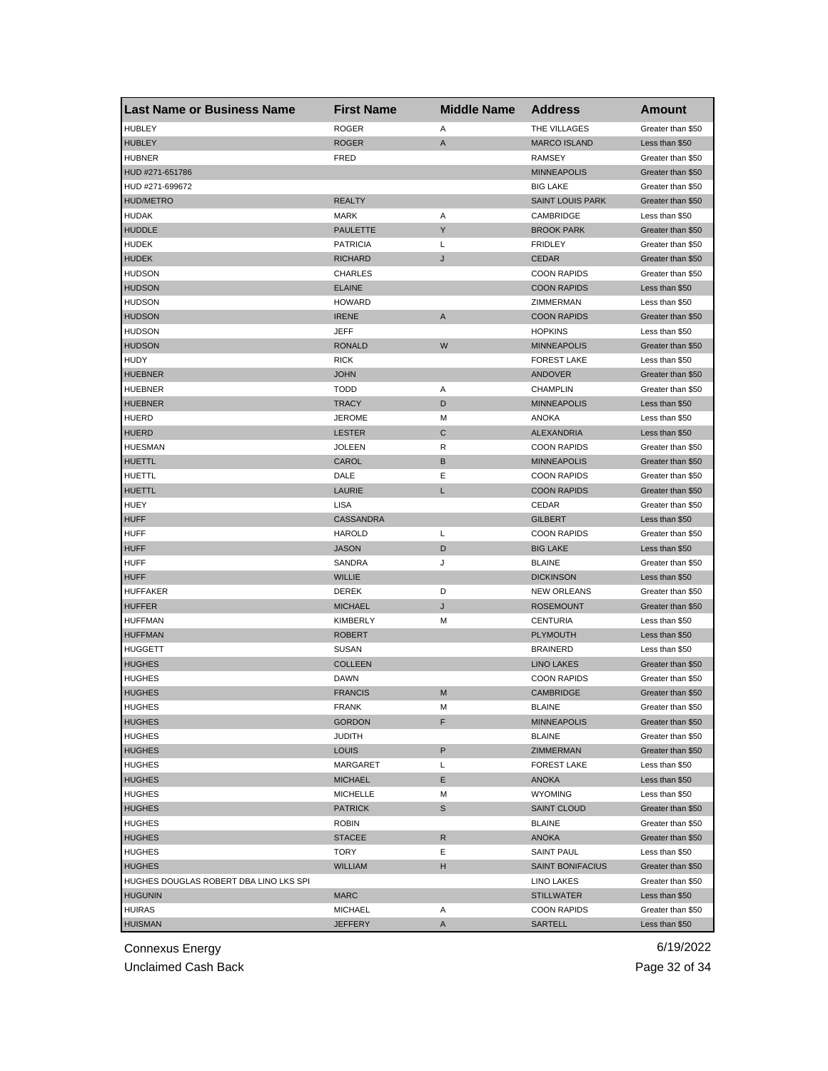| Last Name or Business Name | First Name | Middle Name | Address | Amount |
|---|---|---|---|---|
| HUBLEY | ROGER | A | THE VILLAGES | Greater than $50 |
| HUBLEY | ROGER | A | MARCO ISLAND | Less than $50 |
| HUBNER | FRED | | RAMSEY | Greater than $50 |
| HUD #271-651786 | | | MINNEAPOLIS | Greater than $50 |
| HUD #271-699672 | | | BIG LAKE | Greater than $50 |
| HUD/METRO | REALTY | | SAINT LOUIS PARK | Greater than $50 |
| HUDAK | MARK | A | CAMBRIDGE | Less than $50 |
| HUDDLE | PAULETTE | Y | BROOK PARK | Greater than $50 |
| HUDEK | PATRICIA | L | FRIDLEY | Greater than $50 |
| HUDEK | RICHARD | J | CEDAR | Greater than $50 |
| HUDSON | CHARLES | | COON RAPIDS | Greater than $50 |
| HUDSON | ELAINE | | COON RAPIDS | Less than $50 |
| HUDSON | HOWARD | | ZIMMERMAN | Less than $50 |
| HUDSON | IRENE | A | COON RAPIDS | Greater than $50 |
| HUDSON | JEFF | | HOPKINS | Less than $50 |
| HUDSON | RONALD | W | MINNEAPOLIS | Greater than $50 |
| HUDY | RICK | | FOREST LAKE | Less than $50 |
| HUEBNER | JOHN | | ANDOVER | Greater than $50 |
| HUEBNER | TODD | A | CHAMPLIN | Greater than $50 |
| HUEBNER | TRACY | D | MINNEAPOLIS | Less than $50 |
| HUERD | JEROME | M | ANOKA | Less than $50 |
| HUERD | LESTER | C | ALEXANDRIA | Less than $50 |
| HUESMAN | JOLEEN | R | COON RAPIDS | Greater than $50 |
| HUETTL | CAROL | B | MINNEAPOLIS | Greater than $50 |
| HUETTL | DALE | E | COON RAPIDS | Greater than $50 |
| HUETTL | LAURIE | L | COON RAPIDS | Greater than $50 |
| HUEY | LISA | | CEDAR | Greater than $50 |
| HUFF | CASSANDRA | | GILBERT | Less than $50 |
| HUFF | HAROLD | L | COON RAPIDS | Greater than $50 |
| HUFF | JASON | D | BIG LAKE | Less than $50 |
| HUFF | SANDRA | J | BLAINE | Greater than $50 |
| HUFF | WILLIE | | DICKINSON | Less than $50 |
| HUFFAKER | DEREK | D | NEW ORLEANS | Greater than $50 |
| HUFFER | MICHAEL | J | ROSEMOUNT | Greater than $50 |
| HUFFMAN | KIMBERLY | M | CENTURIA | Less than $50 |
| HUFFMAN | ROBERT | | PLYMOUTH | Less than $50 |
| HUGGETT | SUSAN | | BRAINERD | Less than $50 |
| HUGHES | COLLEEN | | LINO LAKES | Greater than $50 |
| HUGHES | DAWN | | COON RAPIDS | Greater than $50 |
| HUGHES | FRANCIS | M | CAMBRIDGE | Greater than $50 |
| HUGHES | FRANK | M | BLAINE | Greater than $50 |
| HUGHES | GORDON | F | MINNEAPOLIS | Greater than $50 |
| HUGHES | JUDITH | | BLAINE | Greater than $50 |
| HUGHES | LOUIS | P | ZIMMERMAN | Greater than $50 |
| HUGHES | MARGARET | L | FOREST LAKE | Less than $50 |
| HUGHES | MICHAEL | E | ANOKA | Less than $50 |
| HUGHES | MICHELLE | M | WYOMING | Less than $50 |
| HUGHES | PATRICK | S | SAINT CLOUD | Greater than $50 |
| HUGHES | ROBIN | | BLAINE | Greater than $50 |
| HUGHES | STACEE | R | ANOKA | Greater than $50 |
| HUGHES | TORY | E | SAINT PAUL | Less than $50 |
| HUGHES | WILLIAM | H | SAINT BONIFACIUS | Greater than $50 |
| HUGHES DOUGLAS ROBERT DBA LINO LKS SPI | | | LINO LAKES | Greater than $50 |
| HUGUNIN | MARC | | STILLWATER | Less than $50 |
| HUIRAS | MICHAEL | A | COON RAPIDS | Greater than $50 |
| HUISMAN | JEFFERY | A | SARTELL | Less than $50 |

Connexus Energy 6/19/2022

Unclaimed Cash Back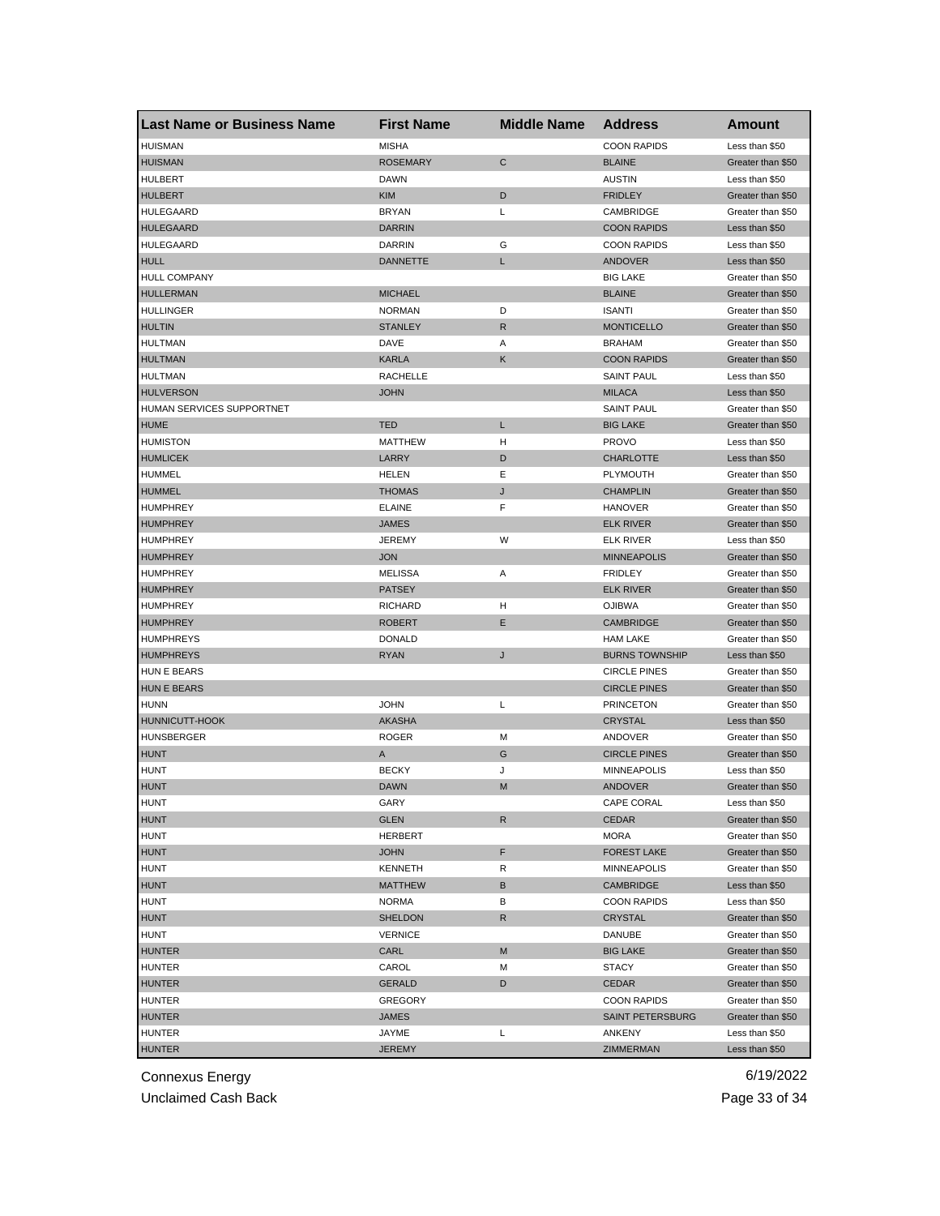| Last Name or Business Name | First Name | Middle Name | Address | Amount |
|---|---|---|---|---|
| HUISMAN | MISHA | | COON RAPIDS | Less than $50 |
| HUISMAN | ROSEMARY | C | BLAINE | Greater than $50 |
| HULBERT | DAWN | | AUSTIN | Less than $50 |
| HULBERT | KIM | D | FRIDLEY | Greater than $50 |
| HULEGAARD | BRYAN | L | CAMBRIDGE | Greater than $50 |
| HULEGAARD | DARRIN | | COON RAPIDS | Less than $50 |
| HULEGAARD | DARRIN | G | COON RAPIDS | Less than $50 |
| HULL | DANNETTE | L | ANDOVER | Less than $50 |
| HULL COMPANY | | | BIG LAKE | Greater than $50 |
| HULLERMAN | MICHAEL | | BLAINE | Greater than $50 |
| HULLINGER | NORMAN | D | ISANTI | Greater than $50 |
| HULTIN | STANLEY | R | MONTICELLO | Greater than $50 |
| HULTMAN | DAVE | A | BRAHAM | Greater than $50 |
| HULTMAN | KARLA | K | COON RAPIDS | Greater than $50 |
| HULTMAN | RACHELLE | | SAINT PAUL | Less than $50 |
| HULVERSON | JOHN | | MILACA | Less than $50 |
| HUMAN SERVICES SUPPORTNET | | | SAINT PAUL | Greater than $50 |
| HUME | TED | L | BIG LAKE | Greater than $50 |
| HUMISTON | MATTHEW | H | PROVO | Less than $50 |
| HUMLICEK | LARRY | D | CHARLOTTE | Less than $50 |
| HUMMEL | HELEN | E | PLYMOUTH | Greater than $50 |
| HUMMEL | THOMAS | J | CHAMPLIN | Greater than $50 |
| HUMPHREY | ELAINE | F | HANOVER | Greater than $50 |
| HUMPHREY | JAMES | | ELK RIVER | Greater than $50 |
| HUMPHREY | JEREMY | W | ELK RIVER | Less than $50 |
| HUMPHREY | JON | | MINNEAPOLIS | Greater than $50 |
| HUMPHREY | MELISSA | A | FRIDLEY | Greater than $50 |
| HUMPHREY | PATSEY | | ELK RIVER | Greater than $50 |
| HUMPHREY | RICHARD | H | OJIBWA | Greater than $50 |
| HUMPHREY | ROBERT | E | CAMBRIDGE | Greater than $50 |
| HUMPHREYS | DONALD | | HAM LAKE | Greater than $50 |
| HUMPHREYS | RYAN | J | BURNS TOWNSHIP | Less than $50 |
| HUN E BEARS | | | CIRCLE PINES | Greater than $50 |
| HUN E BEARS | | | CIRCLE PINES | Greater than $50 |
| HUNN | JOHN | L | PRINCETON | Greater than $50 |
| HUNNICUTT-HOOK | AKASHA | | CRYSTAL | Less than $50 |
| HUNSBERGER | ROGER | M | ANDOVER | Greater than $50 |
| HUNT | A | G | CIRCLE PINES | Greater than $50 |
| HUNT | BECKY | J | MINNEAPOLIS | Less than $50 |
| HUNT | DAWN | M | ANDOVER | Greater than $50 |
| HUNT | GARY | | CAPE CORAL | Less than $50 |
| HUNT | GLEN | R | CEDAR | Greater than $50 |
| HUNT | HERBERT | | MORA | Greater than $50 |
| HUNT | JOHN | F | FOREST LAKE | Greater than $50 |
| HUNT | KENNETH | R | MINNEAPOLIS | Greater than $50 |
| HUNT | MATTHEW | B | CAMBRIDGE | Less than $50 |
| HUNT | NORMA | B | COON RAPIDS | Less than $50 |
| HUNT | SHELDON | R | CRYSTAL | Greater than $50 |
| HUNT | VERNICE | | DANUBE | Greater than $50 |
| HUNTER | CARL | M | BIG LAKE | Greater than $50 |
| HUNTER | CAROL | M | STACY | Greater than $50 |
| HUNTER | GERALD | D | CEDAR | Greater than $50 |
| HUNTER | GREGORY | | COON RAPIDS | Greater than $50 |
| HUNTER | JAMES | | SAINT PETERSBURG | Greater than $50 |
| HUNTER | JAYME | L | ANKENY | Less than $50 |
| HUNTER | JEREMY | | ZIMMERMAN | Less than $50 |

Connexus Energy 6/19/2022

Unclaimed Cash Back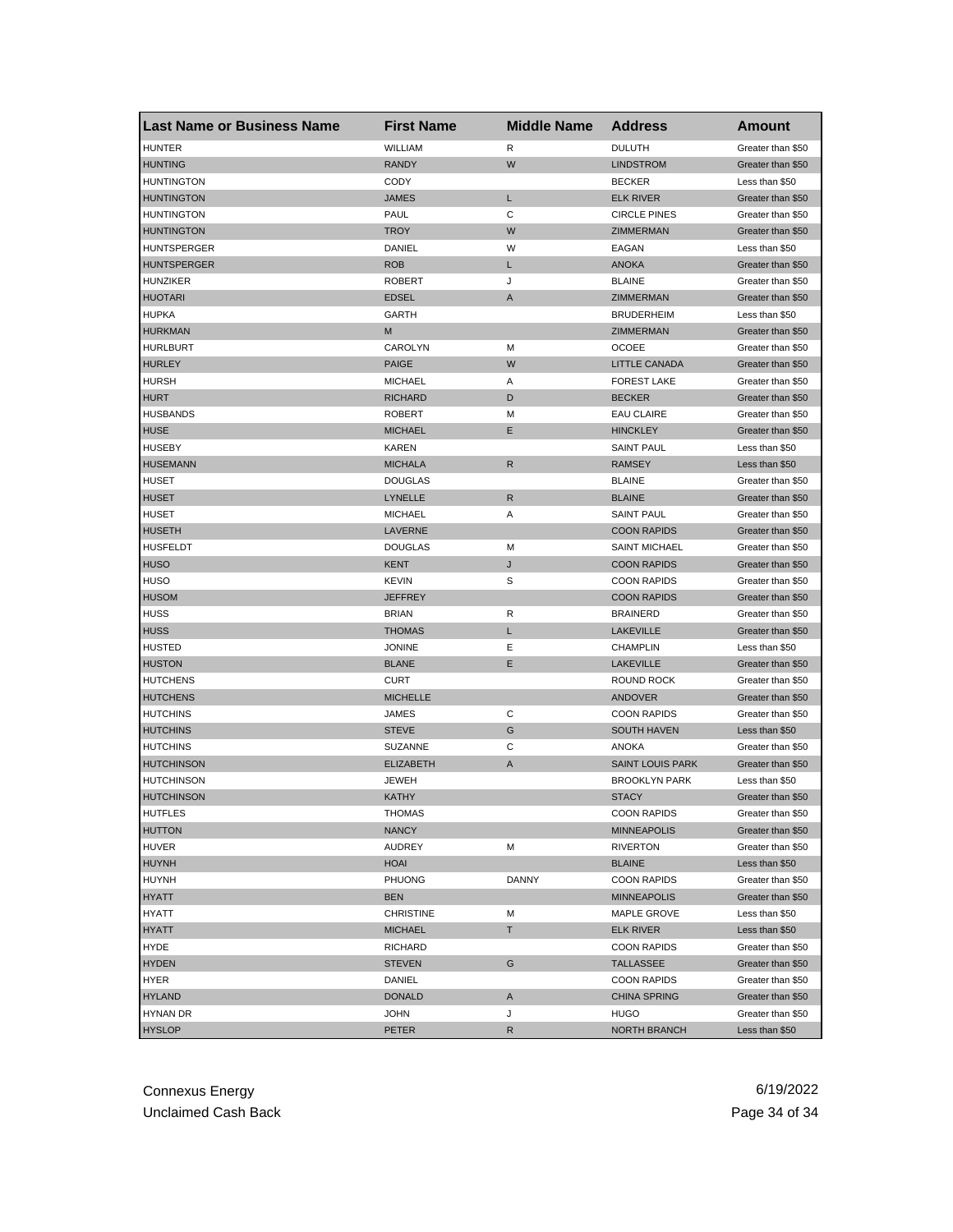| Last Name or Business Name | First Name | Middle Name | Address | Amount |
|---|---|---|---|---|
| HUNTER | WILLIAM | R | DULUTH | Greater than $50 |
| HUNTING | RANDY | W | LINDSTROM | Greater than $50 |
| HUNTINGTON | CODY | | BECKER | Less than $50 |
| HUNTINGTON | JAMES | L | ELK RIVER | Greater than $50 |
| HUNTINGTON | PAUL | C | CIRCLE PINES | Greater than $50 |
| HUNTINGTON | TROY | W | ZIMMERMAN | Greater than $50 |
| HUNTSPERGER | DANIEL | W | EAGAN | Less than $50 |
| HUNTSPERGER | ROB | L | ANOKA | Greater than $50 |
| HUNZIKER | ROBERT | J | BLAINE | Greater than $50 |
| HUOTARI | EDSEL | A | ZIMMERMAN | Greater than $50 |
| HUPKA | GARTH | | BRUDERHEIM | Less than $50 |
| HURKMAN | M | | ZIMMERMAN | Greater than $50 |
| HURLBURT | CAROLYN | M | OCOEE | Greater than $50 |
| HURLEY | PAIGE | W | LITTLE CANADA | Greater than $50 |
| HURSH | MICHAEL | A | FOREST LAKE | Greater than $50 |
| HURT | RICHARD | D | BECKER | Greater than $50 |
| HUSBANDS | ROBERT | M | EAU CLAIRE | Greater than $50 |
| HUSE | MICHAEL | E | HINCKLEY | Greater than $50 |
| HUSEBY | KAREN | | SAINT PAUL | Less than $50 |
| HUSEMANN | MICHALA | R | RAMSEY | Less than $50 |
| HUSET | DOUGLAS | | BLAINE | Greater than $50 |
| HUSET | LYNELLE | R | BLAINE | Greater than $50 |
| HUSET | MICHAEL | A | SAINT PAUL | Greater than $50 |
| HUSETH | LAVERNE | | COON RAPIDS | Greater than $50 |
| HUSFELDT | DOUGLAS | M | SAINT MICHAEL | Greater than $50 |
| HUSO | KENT | J | COON RAPIDS | Greater than $50 |
| HUSO | KEVIN | S | COON RAPIDS | Greater than $50 |
| HUSOM | JEFFREY | | COON RAPIDS | Greater than $50 |
| HUSS | BRIAN | R | BRAINERD | Greater than $50 |
| HUSS | THOMAS | L | LAKEVILLE | Greater than $50 |
| HUSTED | JONINE | E | CHAMPLIN | Less than $50 |
| HUSTON | BLANE | E | LAKEVILLE | Greater than $50 |
| HUTCHENS | CURT | | ROUND ROCK | Greater than $50 |
| HUTCHENS | MICHELLE | | ANDOVER | Greater than $50 |
| HUTCHINS | JAMES | C | COON RAPIDS | Greater than $50 |
| HUTCHINS | STEVE | G | SOUTH HAVEN | Less than $50 |
| HUTCHINS | SUZANNE | C | ANOKA | Greater than $50 |
| HUTCHINSON | ELIZABETH | A | SAINT LOUIS PARK | Greater than $50 |
| HUTCHINSON | JEWEH | | BROOKLYN PARK | Less than $50 |
| HUTCHINSON | KATHY | | STACY | Greater than $50 |
| HUTFLES | THOMAS | | COON RAPIDS | Greater than $50 |
| HUTTON | NANCY | | MINNEAPOLIS | Greater than $50 |
| HUVER | AUDREY | M | RIVERTON | Greater than $50 |
| HUYNH | HOAI | | BLAINE | Less than $50 |
| HUYNH | PHUONG | DANNY | COON RAPIDS | Greater than $50 |
| HYATT | BEN | | MINNEAPOLIS | Greater than $50 |
| HYATT | CHRISTINE | M | MAPLE GROVE | Less than $50 |
| HYATT | MICHAEL | T | ELK RIVER | Less than $50 |
| HYDE | RICHARD | | COON RAPIDS | Greater than $50 |
| HYDEN | STEVEN | G | TALLASSEE | Greater than $50 |
| HYER | DANIEL | | COON RAPIDS | Greater than $50 |
| HYLAND | DONALD | A | CHINA SPRING | Greater than $50 |
| HYNAN DR | JOHN | J | HUGO | Greater than $50 |
| HYSLOP | PETER | R | NORTH BRANCH | Less than $50 |